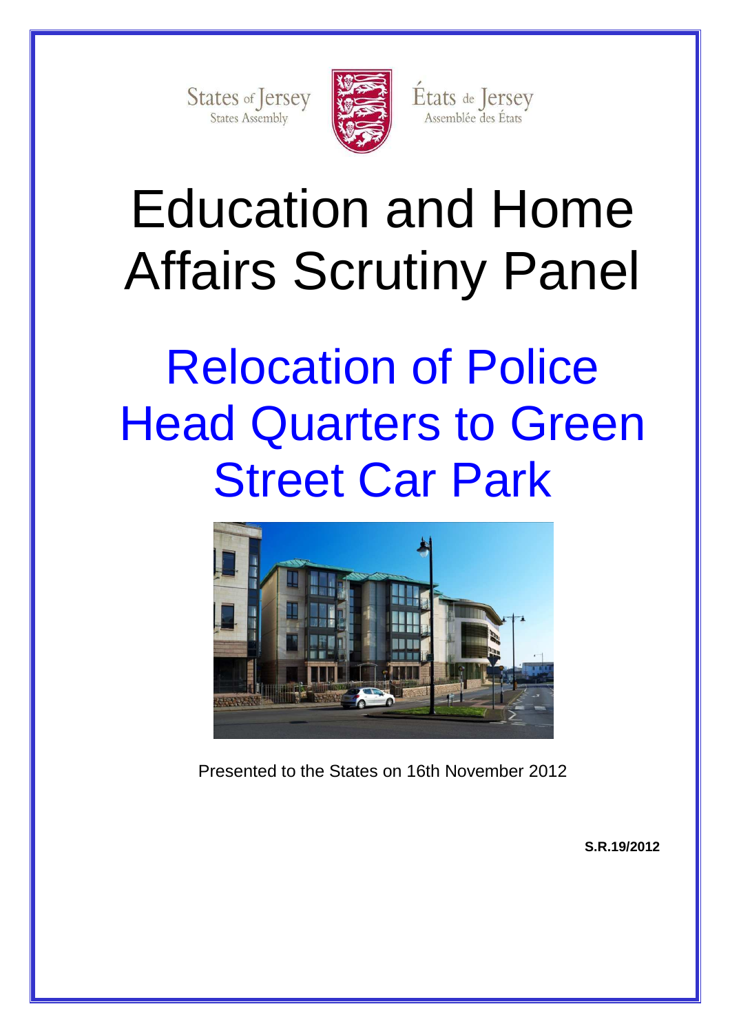States of Jersey
States Assembly

États de Jersey
Assemblée des États

# Education and Home Affairs Scrutiny Panel

# Relocation of Police Head Quarters to Green Street Car Park

Presented to the States on 16th November 2012

**S.R.19/2012**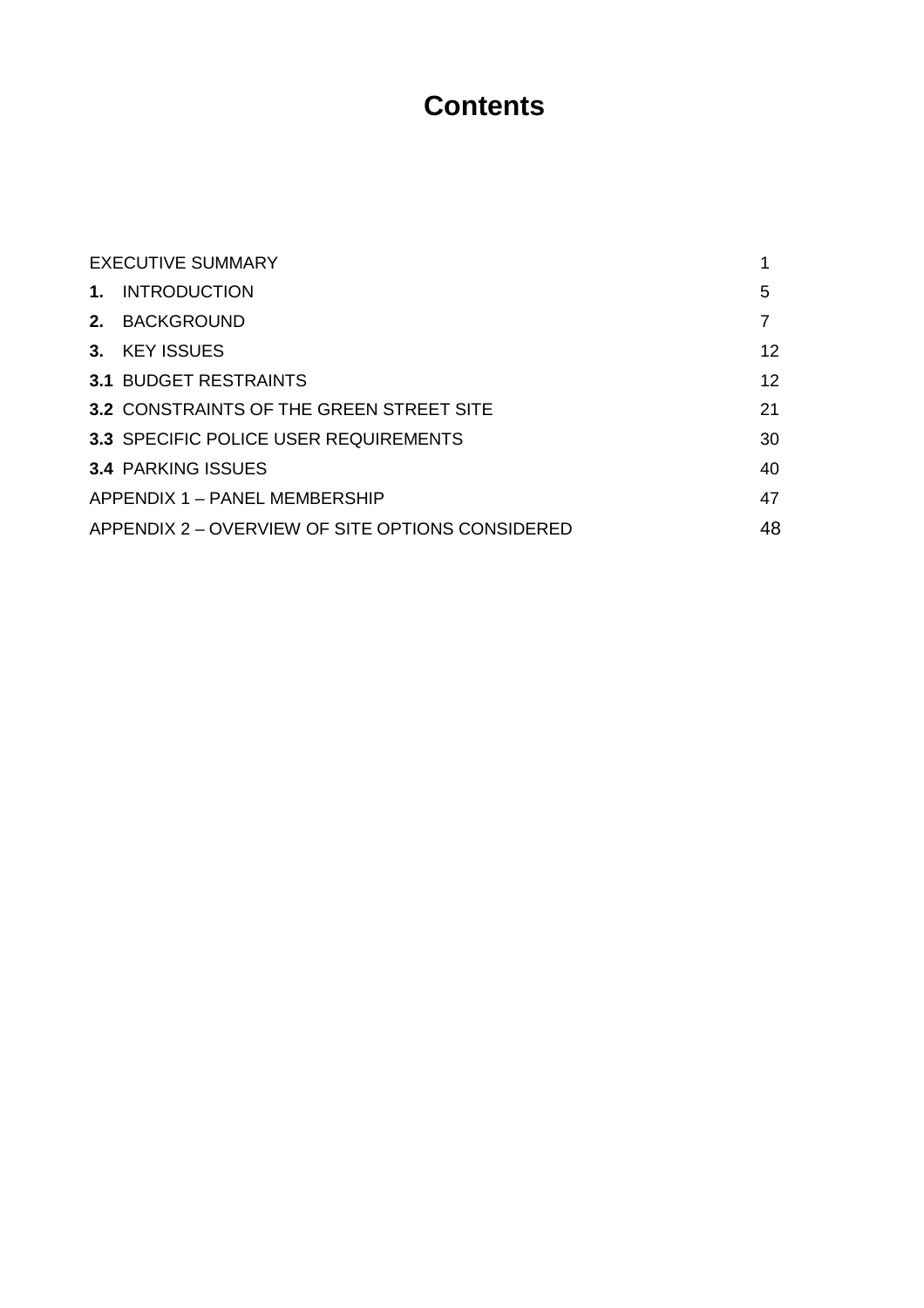# Contents

| | |
|---|---|
| EXECUTIVE SUMMARY | 1 |
| **1.** INTRODUCTION | 5 |
| **2.** BACKGROUND | 7 |
| **3.** KEY ISSUES | 12 |
| **3.1** BUDGET RESTRAINTS | 12 |
| **3.2** CONSTRAINTS OF THE GREEN STREET SITE | 21 |
| **3.3** SPECIFIC POLICE USER REQUIREMENTS | 30 |
| **3.4** PARKING ISSUES | 40 |
| APPENDIX 1 – PANEL MEMBERSHIP | 47 |
| APPENDIX 2 – OVERVIEW OF SITE OPTIONS CONSIDERED | 48 |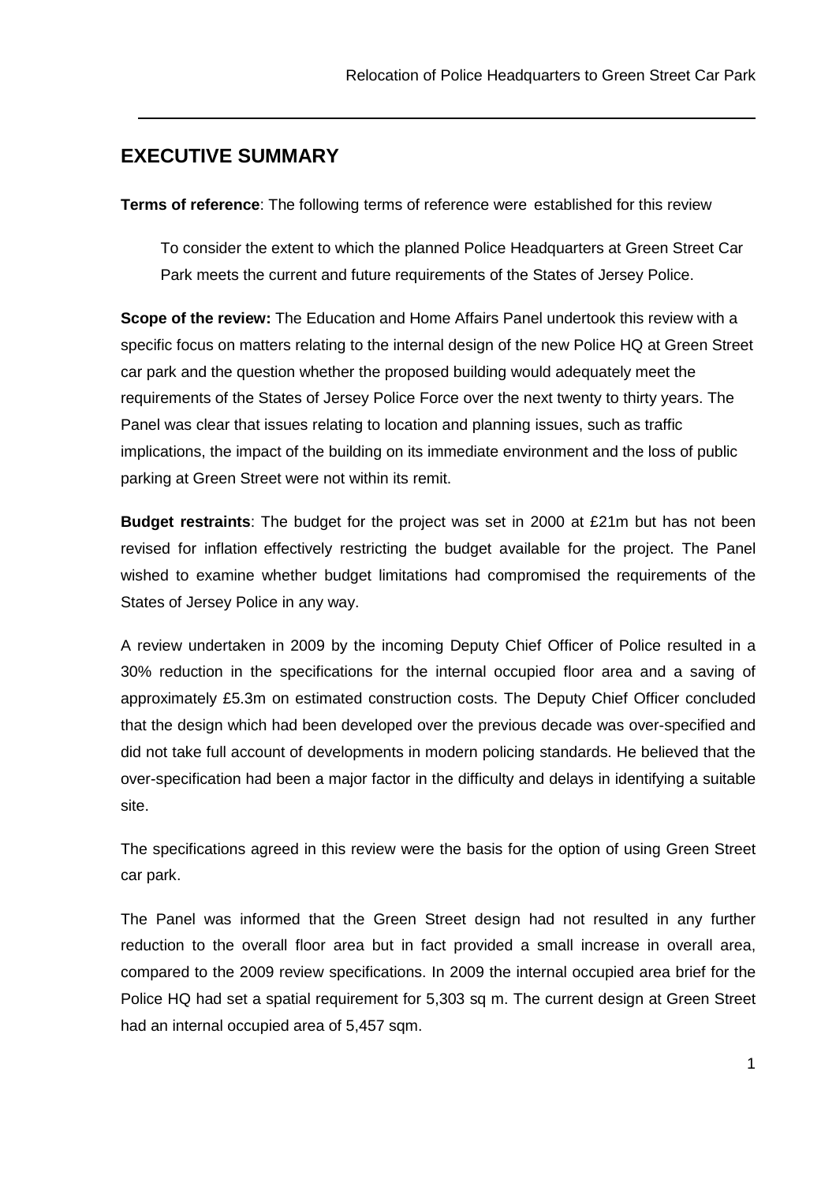## EXECUTIVE SUMMARY

**Terms of reference**: The following terms of reference were established for this review

> To consider the extent to which the planned Police Headquarters at Green Street Car Park meets the current and future requirements of the States of Jersey Police.

**Scope of the review:** The Education and Home Affairs Panel undertook this review with a specific focus on matters relating to the internal design of the new Police HQ at Green Street car park and the question whether the proposed building would adequately meet the requirements of the States of Jersey Police Force over the next twenty to thirty years. The Panel was clear that issues relating to location and planning issues, such as traffic implications, the impact of the building on its immediate environment and the loss of public parking at Green Street were not within its remit.

**Budget restraints**: The budget for the project was set in 2000 at £21m but has not been revised for inflation effectively restricting the budget available for the project. The Panel wished to examine whether budget limitations had compromised the requirements of the States of Jersey Police in any way.

A review undertaken in 2009 by the incoming Deputy Chief Officer of Police resulted in a 30% reduction in the specifications for the internal occupied floor area and a saving of approximately £5.3m on estimated construction costs. The Deputy Chief Officer concluded that the design which had been developed over the previous decade was over-specified and did not take full account of developments in modern policing standards. He believed that the over-specification had been a major factor in the difficulty and delays in identifying a suitable site.

The specifications agreed in this review were the basis for the option of using Green Street car park.

The Panel was informed that the Green Street design had not resulted in any further reduction to the overall floor area but in fact provided a small increase in overall area, compared to the 2009 review specifications. In 2009 the internal occupied area brief for the Police HQ had set a spatial requirement for 5,303 sq m. The current design at Green Street had an internal occupied area of 5,457 sqm.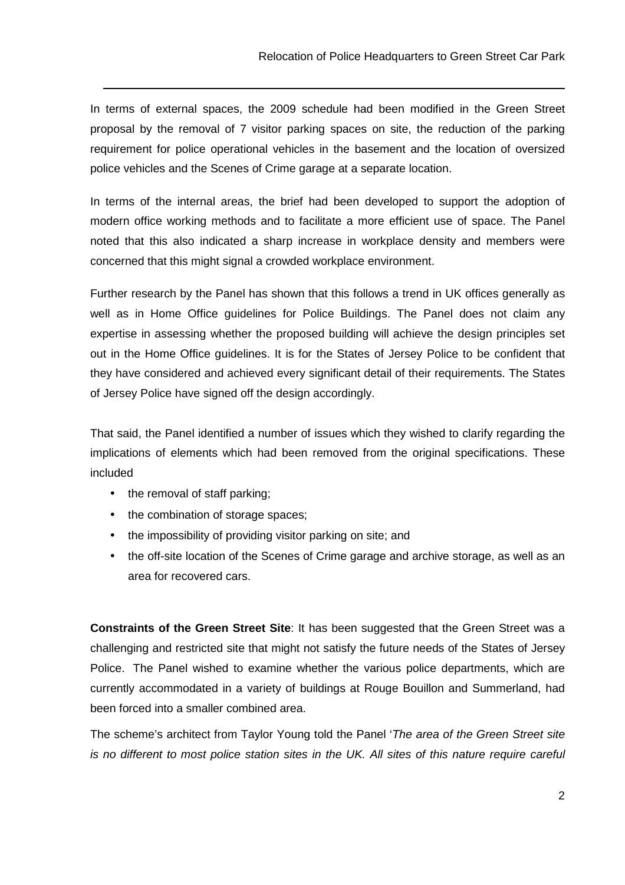In terms of external spaces, the 2009 schedule had been modified in the Green Street proposal by the removal of 7 visitor parking spaces on site, the reduction of the parking requirement for police operational vehicles in the basement and the location of oversized police vehicles and the Scenes of Crime garage at a separate location.

In terms of the internal areas, the brief had been developed to support the adoption of modern office working methods and to facilitate a more efficient use of space. The Panel noted that this also indicated a sharp increase in workplace density and members were concerned that this might signal a crowded workplace environment.

Further research by the Panel has shown that this follows a trend in UK offices generally as well as in Home Office guidelines for Police Buildings. The Panel does not claim any expertise in assessing whether the proposed building will achieve the design principles set out in the Home Office guidelines. It is for the States of Jersey Police to be confident that they have considered and achieved every significant detail of their requirements. The States of Jersey Police have signed off the design accordingly.

That said, the Panel identified a number of issues which they wished to clarify regarding the implications of elements which had been removed from the original specifications. These included

- the removal of staff parking;
- the combination of storage spaces;
- the impossibility of providing visitor parking on site; and
- the off-site location of the Scenes of Crime garage and archive storage, as well as an area for recovered cars.

**Constraints of the Green Street Site**: It has been suggested that the Green Street was a challenging and restricted site that might not satisfy the future needs of the States of Jersey Police. The Panel wished to examine whether the various police departments, which are currently accommodated in a variety of buildings at Rouge Bouillon and Summerland, had been forced into a smaller combined area.

The scheme's architect from Taylor Young told the Panel '*The area of the Green Street site is no different to most police station sites in the UK. All sites of this nature require careful*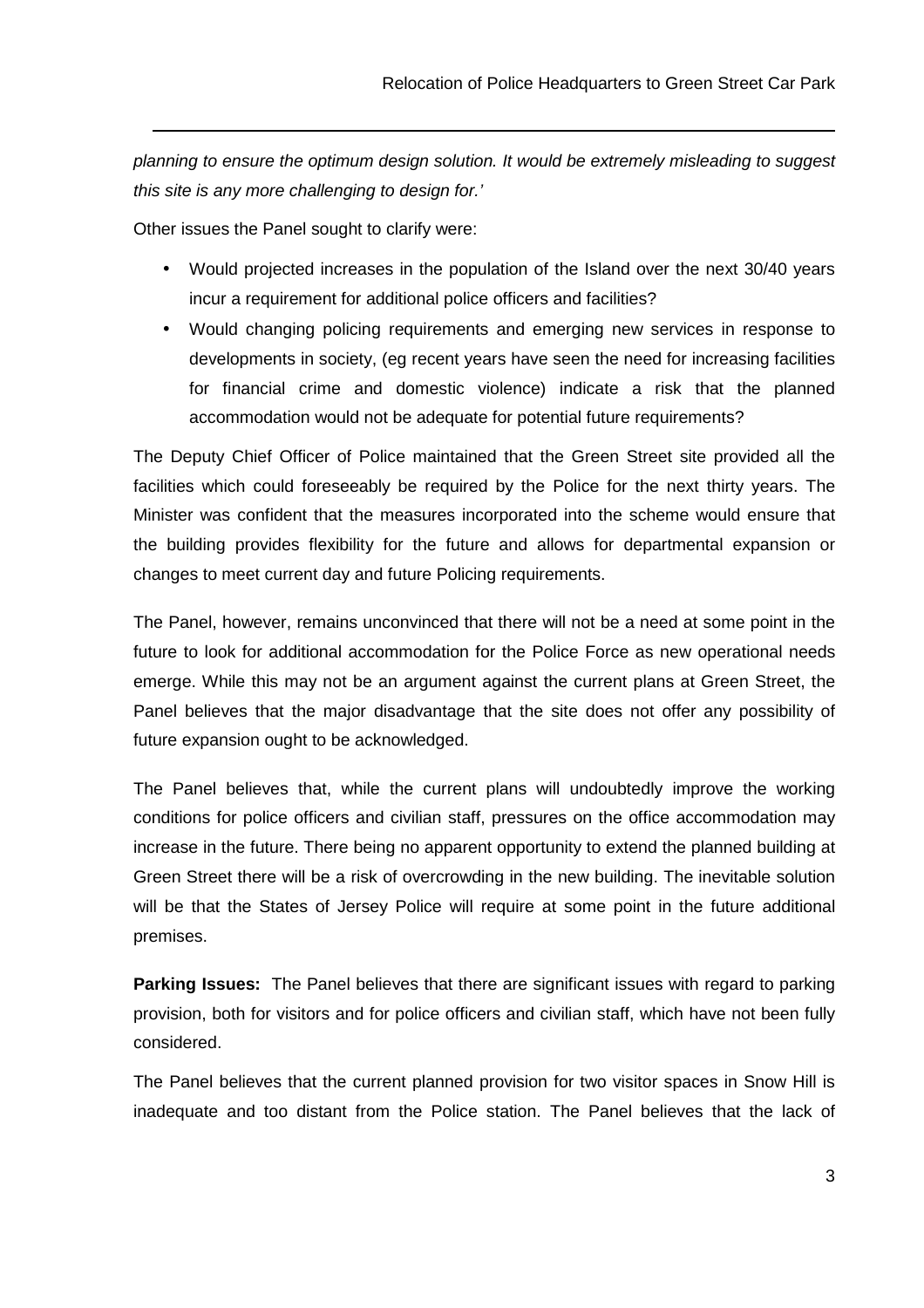*planning to ensure the optimum design solution. It would be extremely misleading to suggest this site is any more challenging to design for.'*

Other issues the Panel sought to clarify were:

- Would projected increases in the population of the Island over the next 30/40 years incur a requirement for additional police officers and facilities?
- Would changing policing requirements and emerging new services in response to developments in society, (eg recent years have seen the need for increasing facilities for financial crime and domestic violence) indicate a risk that the planned accommodation would not be adequate for potential future requirements?

The Deputy Chief Officer of Police maintained that the Green Street site provided all the facilities which could foreseeably be required by the Police for the next thirty years. The Minister was confident that the measures incorporated into the scheme would ensure that the building provides flexibility for the future and allows for departmental expansion or changes to meet current day and future Policing requirements.

The Panel, however, remains unconvinced that there will not be a need at some point in the future to look for additional accommodation for the Police Force as new operational needs emerge. While this may not be an argument against the current plans at Green Street, the Panel believes that the major disadvantage that the site does not offer any possibility of future expansion ought to be acknowledged.

The Panel believes that, while the current plans will undoubtedly improve the working conditions for police officers and civilian staff, pressures on the office accommodation may increase in the future. There being no apparent opportunity to extend the planned building at Green Street there will be a risk of overcrowding in the new building. The inevitable solution will be that the States of Jersey Police will require at some point in the future additional premises.

**Parking Issues:** The Panel believes that there are significant issues with regard to parking provision, both for visitors and for police officers and civilian staff, which have not been fully considered.

The Panel believes that the current planned provision for two visitor spaces in Snow Hill is inadequate and too distant from the Police station. The Panel believes that the lack of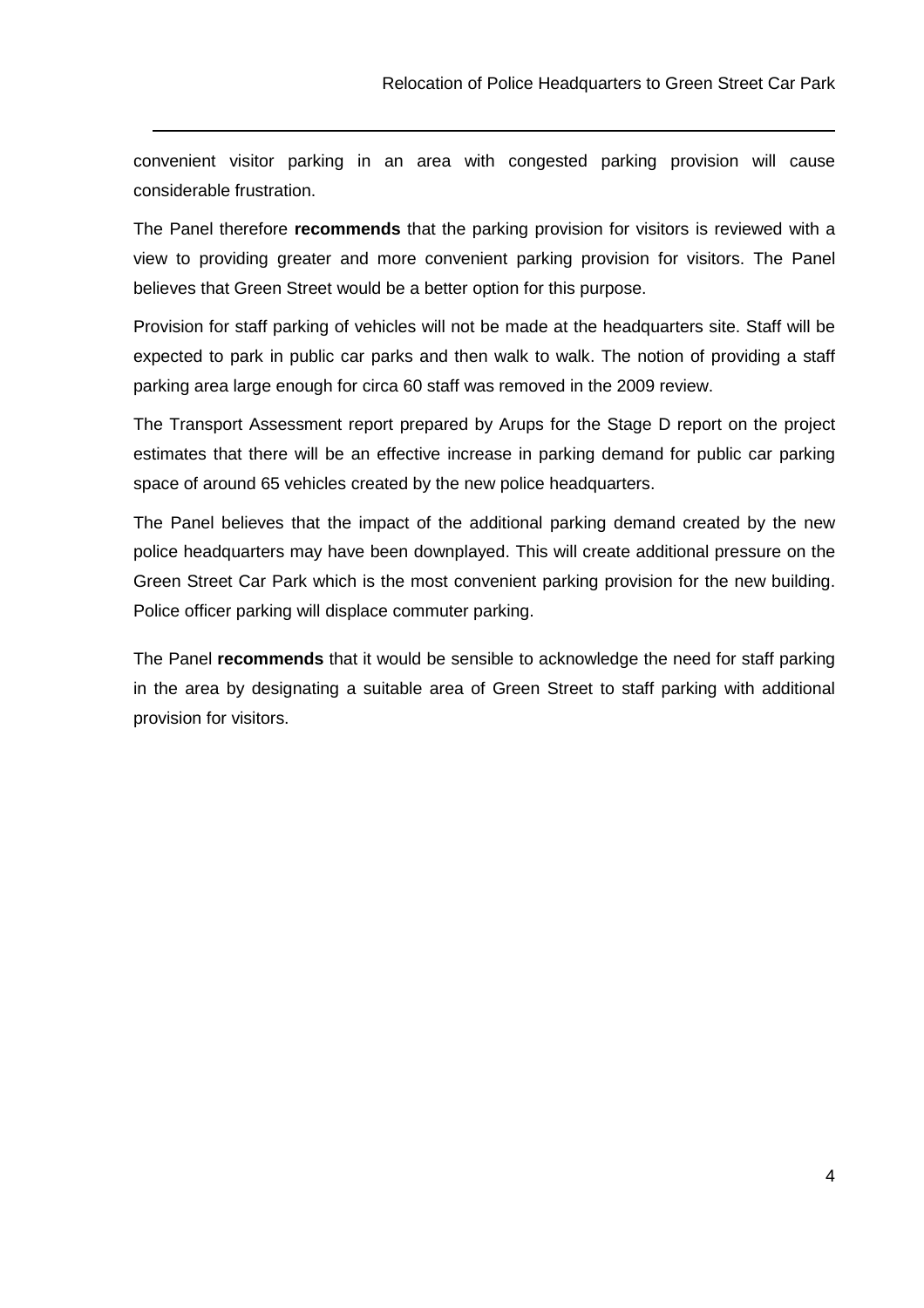convenient visitor parking in an area with congested parking provision will cause considerable frustration.

The Panel therefore **recommends** that the parking provision for visitors is reviewed with a view to providing greater and more convenient parking provision for visitors. The Panel believes that Green Street would be a better option for this purpose.

Provision for staff parking of vehicles will not be made at the headquarters site. Staff will be expected to park in public car parks and then walk to walk. The notion of providing a staff parking area large enough for circa 60 staff was removed in the 2009 review.

The Transport Assessment report prepared by Arups for the Stage D report on the project estimates that there will be an effective increase in parking demand for public car parking space of around 65 vehicles created by the new police headquarters.

The Panel believes that the impact of the additional parking demand created by the new police headquarters may have been downplayed. This will create additional pressure on the Green Street Car Park which is the most convenient parking provision for the new building. Police officer parking will displace commuter parking.

The Panel **recommends** that it would be sensible to acknowledge the need for staff parking in the area by designating a suitable area of Green Street to staff parking with additional provision for visitors.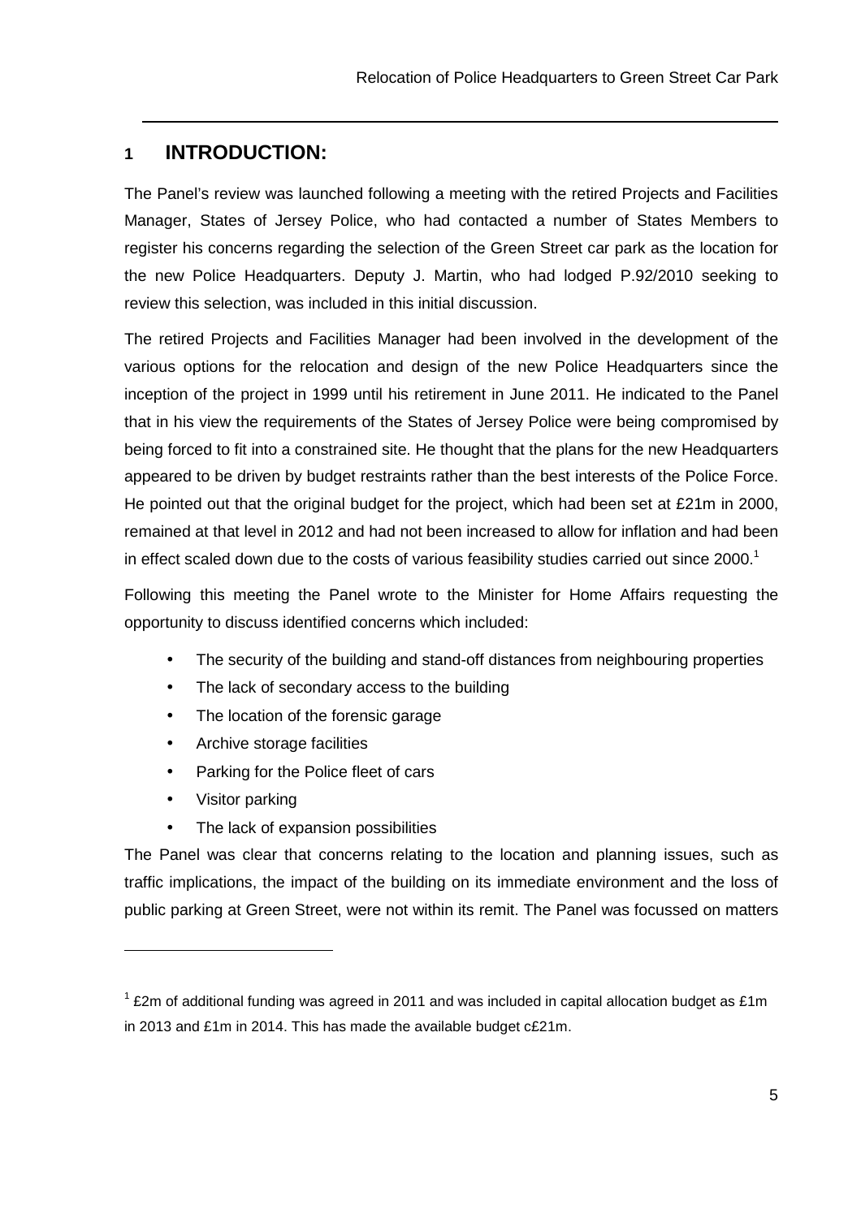# 1 INTRODUCTION:

The Panel's review was launched following a meeting with the retired Projects and Facilities Manager, States of Jersey Police, who had contacted a number of States Members to register his concerns regarding the selection of the Green Street car park as the location for the new Police Headquarters. Deputy J. Martin, who had lodged P.92/2010 seeking to review this selection, was included in this initial discussion.

The retired Projects and Facilities Manager had been involved in the development of the various options for the relocation and design of the new Police Headquarters since the inception of the project in 1999 until his retirement in June 2011. He indicated to the Panel that in his view the requirements of the States of Jersey Police were being compromised by being forced to fit into a constrained site. He thought that the plans for the new Headquarters appeared to be driven by budget restraints rather than the best interests of the Police Force. He pointed out that the original budget for the project, which had been set at £21m in 2000, remained at that level in 2012 and had not been increased to allow for inflation and had been in effect scaled down due to the costs of various feasibility studies carried out since 2000.[1]

Following this meeting the Panel wrote to the Minister for Home Affairs requesting the opportunity to discuss identified concerns which included:

- The security of the building and stand-off distances from neighbouring properties
- The lack of secondary access to the building
- The location of the forensic garage
- Archive storage facilities
- Parking for the Police fleet of cars
- Visitor parking
- The lack of expansion possibilities

The Panel was clear that concerns relating to the location and planning issues, such as traffic implications, the impact of the building on its immediate environment and the loss of public parking at Green Street, were not within its remit. The Panel was focussed on matters

[1] £2m of additional funding was agreed in 2011 and was included in capital allocation budget as £1m in 2013 and £1m in 2014. This has made the available budget c£21m.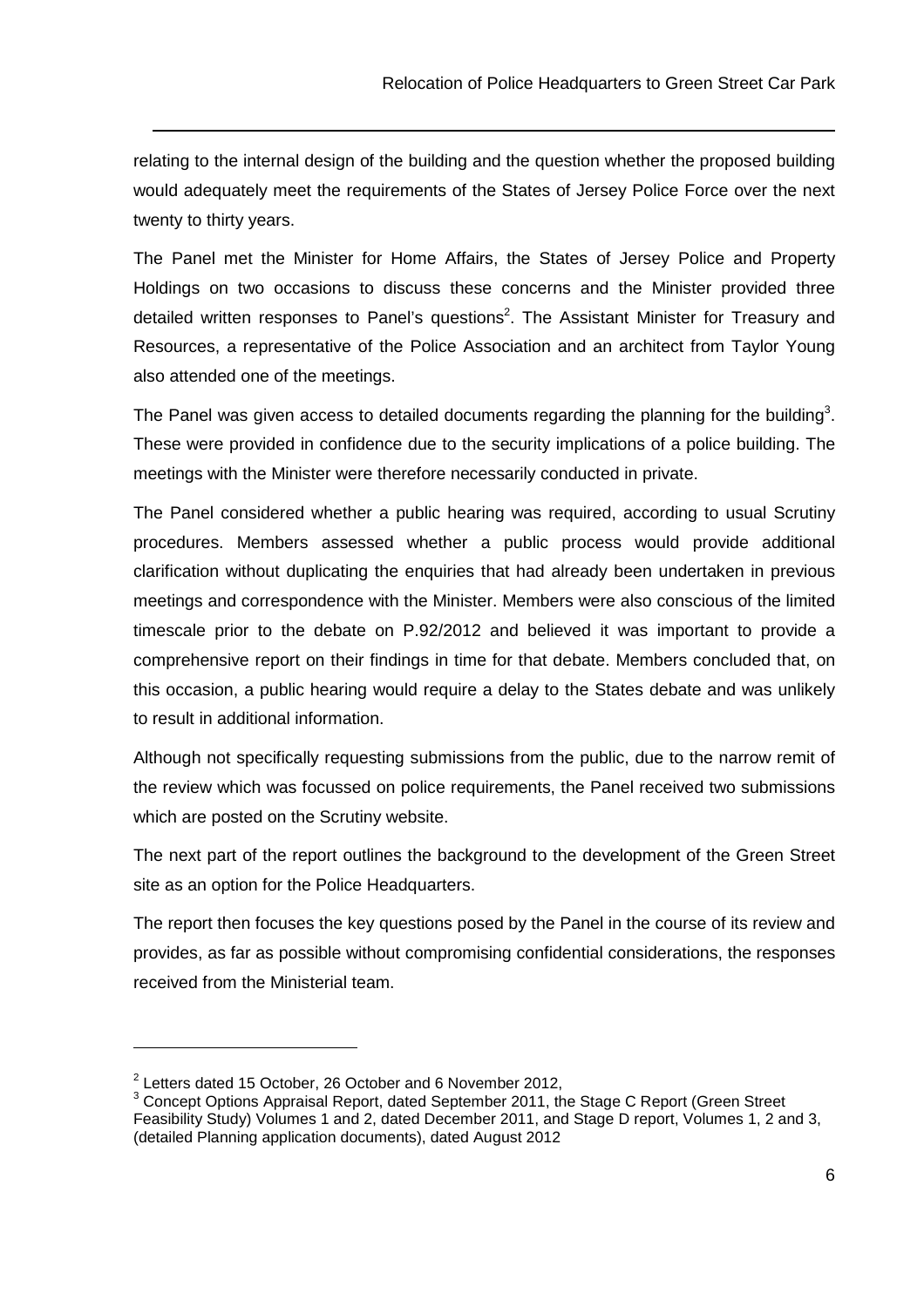relating to the internal design of the building and the question whether the proposed building would adequately meet the requirements of the States of Jersey Police Force over the next twenty to thirty years.

The Panel met the Minister for Home Affairs, the States of Jersey Police and Property Holdings on two occasions to discuss these concerns and the Minister provided three detailed written responses to Panel's questions[2]. The Assistant Minister for Treasury and Resources, a representative of the Police Association and an architect from Taylor Young also attended one of the meetings.

The Panel was given access to detailed documents regarding the planning for the building[3]. These were provided in confidence due to the security implications of a police building. The meetings with the Minister were therefore necessarily conducted in private.

The Panel considered whether a public hearing was required, according to usual Scrutiny procedures. Members assessed whether a public process would provide additional clarification without duplicating the enquiries that had already been undertaken in previous meetings and correspondence with the Minister. Members were also conscious of the limited timescale prior to the debate on P.92/2012 and believed it was important to provide a comprehensive report on their findings in time for that debate. Members concluded that, on this occasion, a public hearing would require a delay to the States debate and was unlikely to result in additional information.

Although not specifically requesting submissions from the public, due to the narrow remit of the review which was focussed on police requirements, the Panel received two submissions which are posted on the Scrutiny website.

The next part of the report outlines the background to the development of the Green Street site as an option for the Police Headquarters.

The report then focuses the key questions posed by the Panel in the course of its review and provides, as far as possible without compromising confidential considerations, the responses received from the Ministerial team.

---

[2] Letters dated 15 October, 26 October and 6 November 2012,

[3] Concept Options Appraisal Report, dated September 2011, the Stage C Report (Green Street Feasibility Study) Volumes 1 and 2, dated December 2011, and Stage D report, Volumes 1, 2 and 3, (detailed Planning application documents), dated August 2012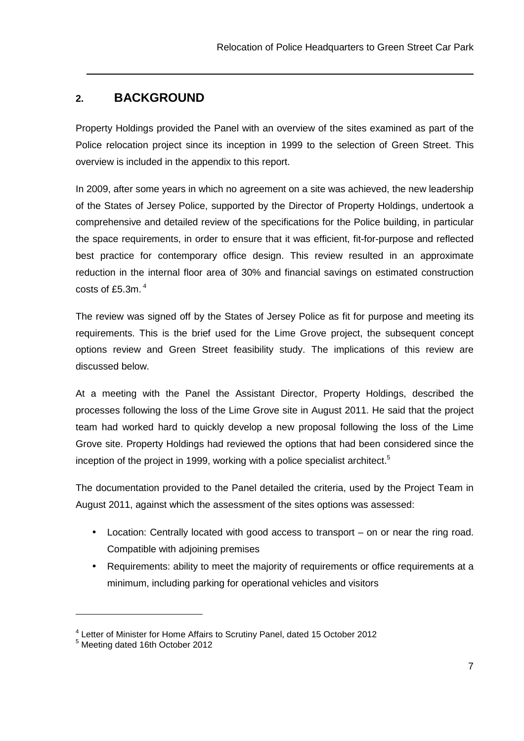## 2. BACKGROUND

Property Holdings provided the Panel with an overview of the sites examined as part of the Police relocation project since its inception in 1999 to the selection of Green Street. This overview is included in the appendix to this report.

In 2009, after some years in which no agreement on a site was achieved, the new leadership of the States of Jersey Police, supported by the Director of Property Holdings, undertook a comprehensive and detailed review of the specifications for the Police building, in particular the space requirements, in order to ensure that it was efficient, fit-for-purpose and reflected best practice for contemporary office design. This review resulted in an approximate reduction in the internal floor area of 30% and financial savings on estimated construction costs of £5.3m. [4]

The review was signed off by the States of Jersey Police as fit for purpose and meeting its requirements. This is the brief used for the Lime Grove project, the subsequent concept options review and Green Street feasibility study. The implications of this review are discussed below.

At a meeting with the Panel the Assistant Director, Property Holdings, described the processes following the loss of the Lime Grove site in August 2011. He said that the project team had worked hard to quickly develop a new proposal following the loss of the Lime Grove site. Property Holdings had reviewed the options that had been considered since the inception of the project in 1999, working with a police specialist architect.[5]

The documentation provided to the Panel detailed the criteria, used by the Project Team in August 2011, against which the assessment of the sites options was assessed:

- Location: Centrally located with good access to transport – on or near the ring road. Compatible with adjoining premises
- Requirements: ability to meet the majority of requirements or office requirements at a minimum, including parking for operational vehicles and visitors

[4] Letter of Minister for Home Affairs to Scrutiny Panel, dated 15 October 2012

[5] Meeting dated 16th October 2012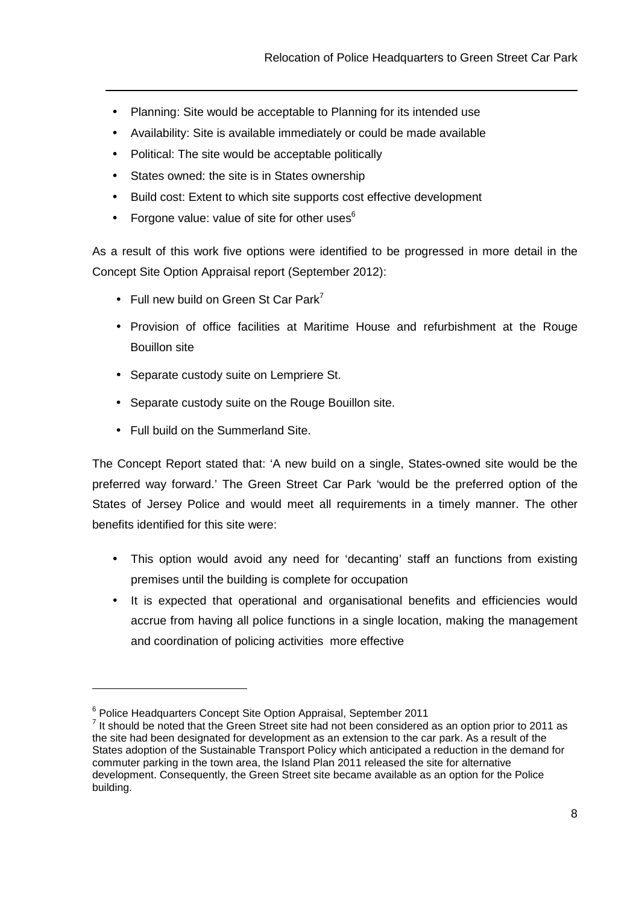- Planning: Site would be acceptable to Planning for its intended use
- Availability: Site is available immediately or could be made available
- Political: The site would be acceptable politically
- States owned: the site is in States ownership
- Build cost: Extent to which site supports cost effective development
- Forgone value: value of site for other uses[6]

As a result of this work five options were identified to be progressed in more detail in the Concept Site Option Appraisal report (September 2012):

- Full new build on Green St Car Park[7]
- Provision of office facilities at Maritime House and refurbishment at the Rouge Bouillon site
- Separate custody suite on Lempriere St.
- Separate custody suite on the Rouge Bouillon site.
- Full build on the Summerland Site.

The Concept Report stated that: 'A new build on a single, States-owned site would be the preferred way forward.' The Green Street Car Park 'would be the preferred option of the States of Jersey Police and would meet all requirements in a timely manner. The other benefits identified for this site were:

- This option would avoid any need for 'decanting' staff an functions from existing premises until the building is complete for occupation
- It is expected that operational and organisational benefits and efficiencies would accrue from having all police functions in a single location, making the management and coordination of policing activities more effective

---

[6] Police Headquarters Concept Site Option Appraisal, September 2011

[7] It should be noted that the Green Street site had not been considered as an option prior to 2011 as the site had been designated for development as an extension to the car park. As a result of the States adoption of the Sustainable Transport Policy which anticipated a reduction in the demand for commuter parking in the town area, the Island Plan 2011 released the site for alternative development. Consequently, the Green Street site became available as an option for the Police building.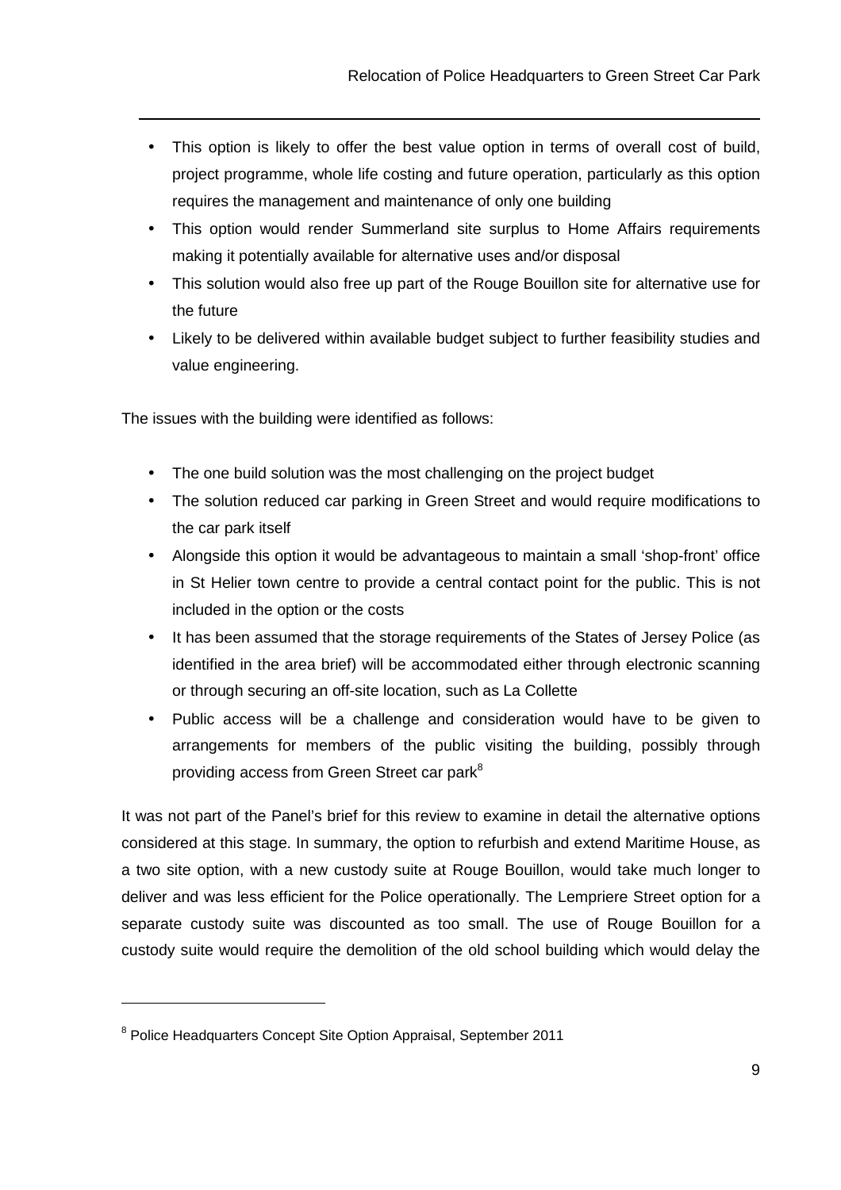- This option is likely to offer the best value option in terms of overall cost of build, project programme, whole life costing and future operation, particularly as this option requires the management and maintenance of only one building
- This option would render Summerland site surplus to Home Affairs requirements making it potentially available for alternative uses and/or disposal
- This solution would also free up part of the Rouge Bouillon site for alternative use for the future
- Likely to be delivered within available budget subject to further feasibility studies and value engineering.

The issues with the building were identified as follows:

- The one build solution was the most challenging on the project budget
- The solution reduced car parking in Green Street and would require modifications to the car park itself
- Alongside this option it would be advantageous to maintain a small 'shop-front' office in St Helier town centre to provide a central contact point for the public. This is not included in the option or the costs
- It has been assumed that the storage requirements of the States of Jersey Police (as identified in the area brief) will be accommodated either through electronic scanning or through securing an off-site location, such as La Collette
- Public access will be a challenge and consideration would have to be given to arrangements for members of the public visiting the building, possibly through providing access from Green Street car park[8]

It was not part of the Panel's brief for this review to examine in detail the alternative options considered at this stage. In summary, the option to refurbish and extend Maritime House, as a two site option, with a new custody suite at Rouge Bouillon, would take much longer to deliver and was less efficient for the Police operationally. The Lempriere Street option for a separate custody suite was discounted as too small. The use of Rouge Bouillon for a custody suite would require the demolition of the old school building which would delay the

[8] Police Headquarters Concept Site Option Appraisal, September 2011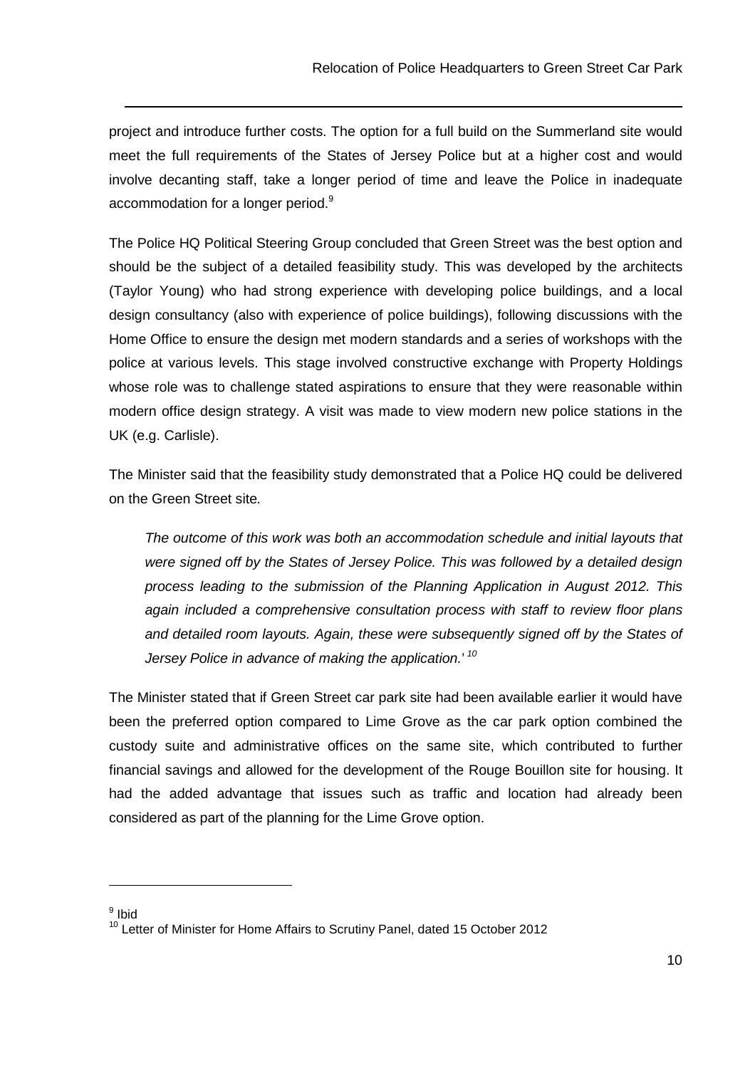project and introduce further costs. The option for a full build on the Summerland site would meet the full requirements of the States of Jersey Police but at a higher cost and would involve decanting staff, take a longer period of time and leave the Police in inadequate accommodation for a longer period.[9]

The Police HQ Political Steering Group concluded that Green Street was the best option and should be the subject of a detailed feasibility study. This was developed by the architects (Taylor Young) who had strong experience with developing police buildings, and a local design consultancy (also with experience of police buildings), following discussions with the Home Office to ensure the design met modern standards and a series of workshops with the police at various levels. This stage involved constructive exchange with Property Holdings whose role was to challenge stated aspirations to ensure that they were reasonable within modern office design strategy. A visit was made to view modern new police stations in the UK (e.g. Carlisle).

The Minister said that the feasibility study demonstrated that a Police HQ could be delivered on the Green Street site.

> *The outcome of this work was both an accommodation schedule and initial layouts that were signed off by the States of Jersey Police. This was followed by a detailed design process leading to the submission of the Planning Application in August 2012. This again included a comprehensive consultation process with staff to review floor plans and detailed room layouts. Again, these were subsequently signed off by the States of Jersey Police in advance of making the application.*' [10]

The Minister stated that if Green Street car park site had been available earlier it would have been the preferred option compared to Lime Grove as the car park option combined the custody suite and administrative offices on the same site, which contributed to further financial savings and allowed for the development of the Rouge Bouillon site for housing. It had the added advantage that issues such as traffic and location had already been considered as part of the planning for the Lime Grove option.

---

[9] Ibid

[10] Letter of Minister for Home Affairs to Scrutiny Panel, dated 15 October 2012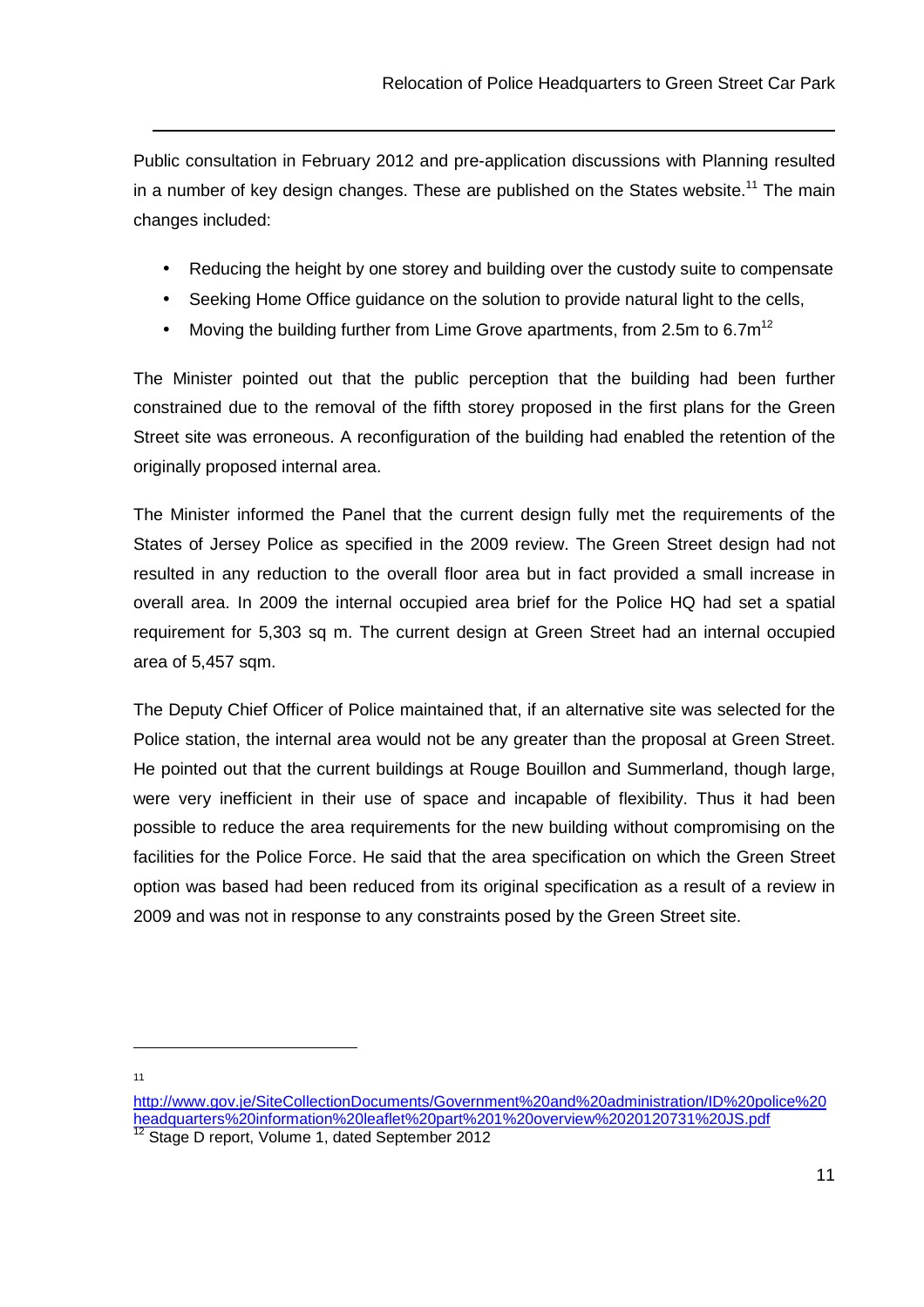Public consultation in February 2012 and pre-application discussions with Planning resulted in a number of key design changes. These are published on the States website.[11] The main changes included:

- Reducing the height by one storey and building over the custody suite to compensate
- Seeking Home Office guidance on the solution to provide natural light to the cells,
- Moving the building further from Lime Grove apartments, from 2.5m to 6.7m[12]

The Minister pointed out that the public perception that the building had been further constrained due to the removal of the fifth storey proposed in the first plans for the Green Street site was erroneous. A reconfiguration of the building had enabled the retention of the originally proposed internal area.

The Minister informed the Panel that the current design fully met the requirements of the States of Jersey Police as specified in the 2009 review. The Green Street design had not resulted in any reduction to the overall floor area but in fact provided a small increase in overall area. In 2009 the internal occupied area brief for the Police HQ had set a spatial requirement for 5,303 sq m. The current design at Green Street had an internal occupied area of 5,457 sqm.

The Deputy Chief Officer of Police maintained that, if an alternative site was selected for the Police station, the internal area would not be any greater than the proposal at Green Street. He pointed out that the current buildings at Rouge Bouillon and Summerland, though large, were very inefficient in their use of space and incapable of flexibility. Thus it had been possible to reduce the area requirements for the new building without compromising on the facilities for the Police Force. He said that the area specification on which the Green Street option was based had been reduced from its original specification as a result of a review in 2009 and was not in response to any constraints posed by the Green Street site.

---

[11] http://www.gov.je/SiteCollectionDocuments/Government%20and%20administration/ID%20police%20headquarters%20information%20leaflet%20part%201%20overview%2020120731%20JS.pdf

[12] Stage D report, Volume 1, dated September 2012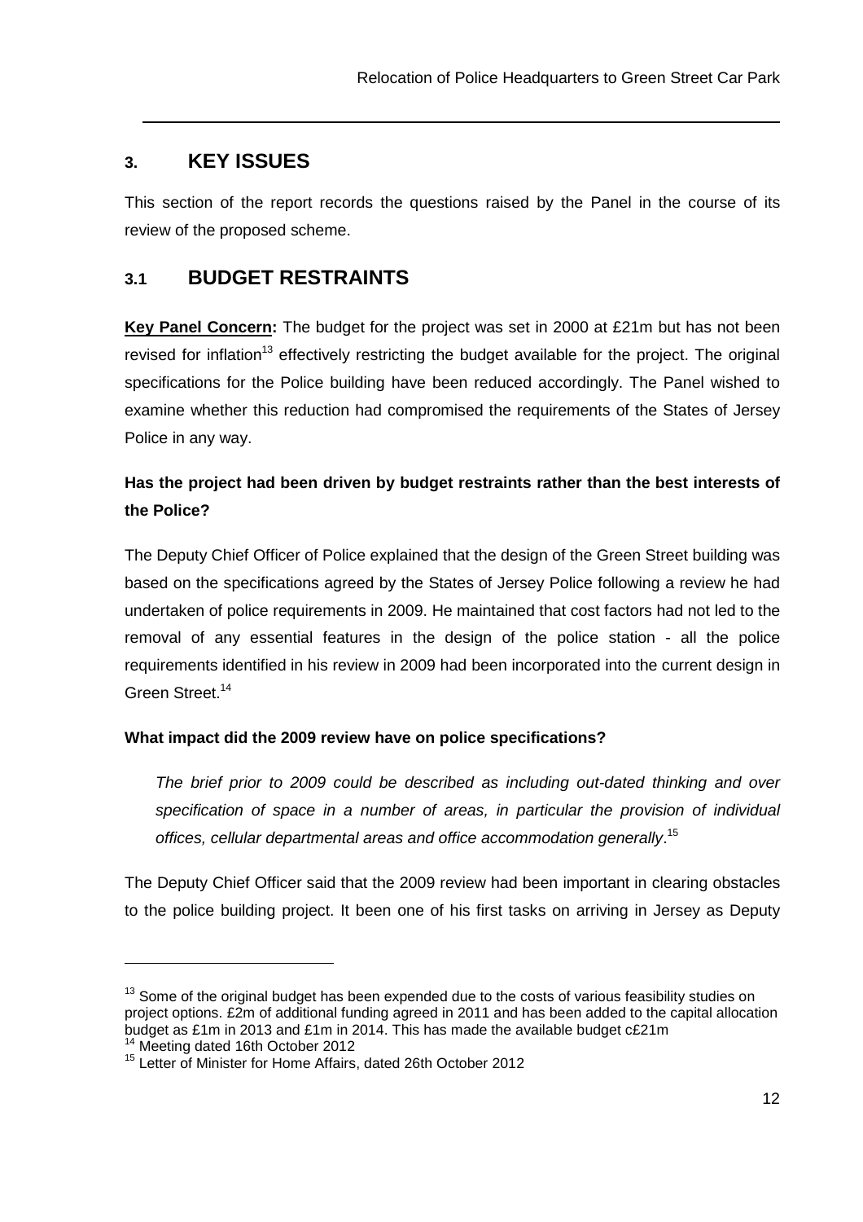## 3. KEY ISSUES

This section of the report records the questions raised by the Panel in the course of its review of the proposed scheme.

### 3.1 BUDGET RESTRAINTS

**Key Panel Concern:** The budget for the project was set in 2000 at £21m but has not been revised for inflation[13] effectively restricting the budget available for the project. The original specifications for the Police building have been reduced accordingly. The Panel wished to examine whether this reduction had compromised the requirements of the States of Jersey Police in any way.

**Has the project had been driven by budget restraints rather than the best interests of the Police?**

The Deputy Chief Officer of Police explained that the design of the Green Street building was based on the specifications agreed by the States of Jersey Police following a review he had undertaken of police requirements in 2009. He maintained that cost factors had not led to the removal of any essential features in the design of the police station - all the police requirements identified in his review in 2009 had been incorporated into the current design in Green Street.[14]

**What impact did the 2009 review have on police specifications?**

> *The brief prior to 2009 could be described as including out-dated thinking and over specification of space in a number of areas, in particular the provision of individual offices, cellular departmental areas and office accommodation generally*.[15]

The Deputy Chief Officer said that the 2009 review had been important in clearing obstacles to the police building project. It been one of his first tasks on arriving in Jersey as Deputy

---

[13] Some of the original budget has been expended due to the costs of various feasibility studies on project options. £2m of additional funding agreed in 2011 and has been added to the capital allocation budget as £1m in 2013 and £1m in 2014. This has made the available budget c£21m

[14] Meeting dated 16th October 2012

[15] Letter of Minister for Home Affairs, dated 26th October 2012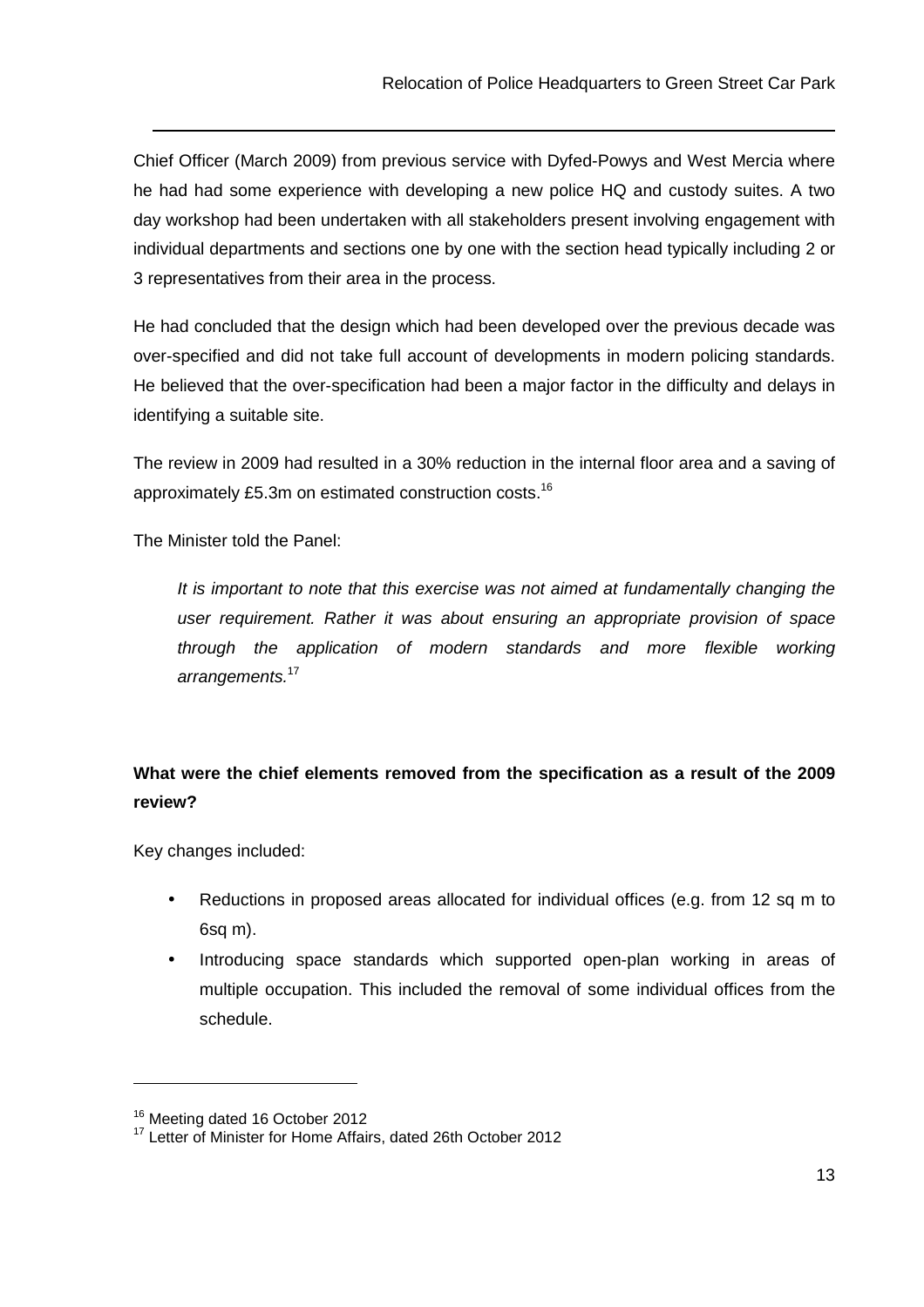Chief Officer (March 2009) from previous service with Dyfed-Powys and West Mercia where he had had some experience with developing a new police HQ and custody suites. A two day workshop had been undertaken with all stakeholders present involving engagement with individual departments and sections one by one with the section head typically including 2 or 3 representatives from their area in the process.

He had concluded that the design which had been developed over the previous decade was over-specified and did not take full account of developments in modern policing standards. He believed that the over-specification had been a major factor in the difficulty and delays in identifying a suitable site.

The review in 2009 had resulted in a 30% reduction in the internal floor area and a saving of approximately £5.3m on estimated construction costs.[16]

The Minister told the Panel:

> *It is important to note that this exercise was not aimed at fundamentally changing the user requirement. Rather it was about ensuring an appropriate provision of space through the application of modern standards and more flexible working arrangements.*[17]

**What were the chief elements removed from the specification as a result of the 2009 review?**

Key changes included:

- Reductions in proposed areas allocated for individual offices (e.g. from 12 sq m to 6sq m).
- Introducing space standards which supported open-plan working in areas of multiple occupation. This included the removal of some individual offices from the schedule.

[16] Meeting dated 16 October 2012

[17] Letter of Minister for Home Affairs, dated 26th October 2012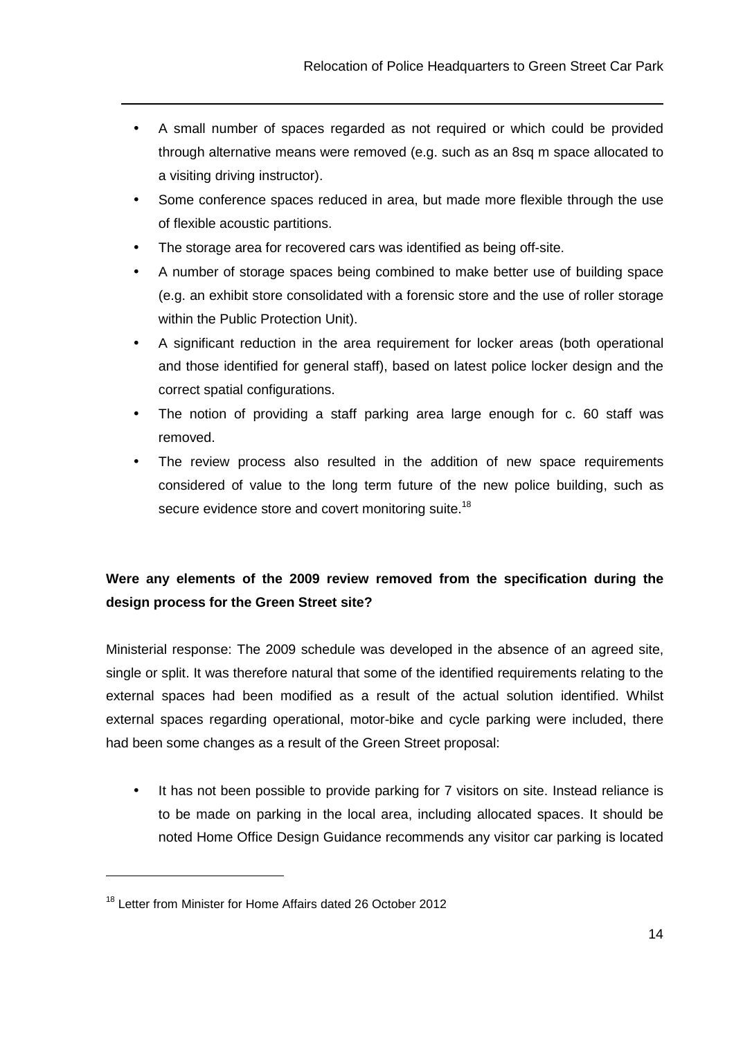- A small number of spaces regarded as not required or which could be provided through alternative means were removed (e.g. such as an 8sq m space allocated to a visiting driving instructor).
- Some conference spaces reduced in area, but made more flexible through the use of flexible acoustic partitions.
- The storage area for recovered cars was identified as being off-site.
- A number of storage spaces being combined to make better use of building space (e.g. an exhibit store consolidated with a forensic store and the use of roller storage within the Public Protection Unit).
- A significant reduction in the area requirement for locker areas (both operational and those identified for general staff), based on latest police locker design and the correct spatial configurations.
- The notion of providing a staff parking area large enough for c. 60 staff was removed.
- The review process also resulted in the addition of new space requirements considered of value to the long term future of the new police building, such as secure evidence store and covert monitoring suite.[18]

**Were any elements of the 2009 review removed from the specification during the design process for the Green Street site?**

Ministerial response: The 2009 schedule was developed in the absence of an agreed site, single or split. It was therefore natural that some of the identified requirements relating to the external spaces had been modified as a result of the actual solution identified. Whilst external spaces regarding operational, motor-bike and cycle parking were included, there had been some changes as a result of the Green Street proposal:

- It has not been possible to provide parking for 7 visitors on site. Instead reliance is to be made on parking in the local area, including allocated spaces. It should be noted Home Office Design Guidance recommends any visitor car parking is located

[18] Letter from Minister for Home Affairs dated 26 October 2012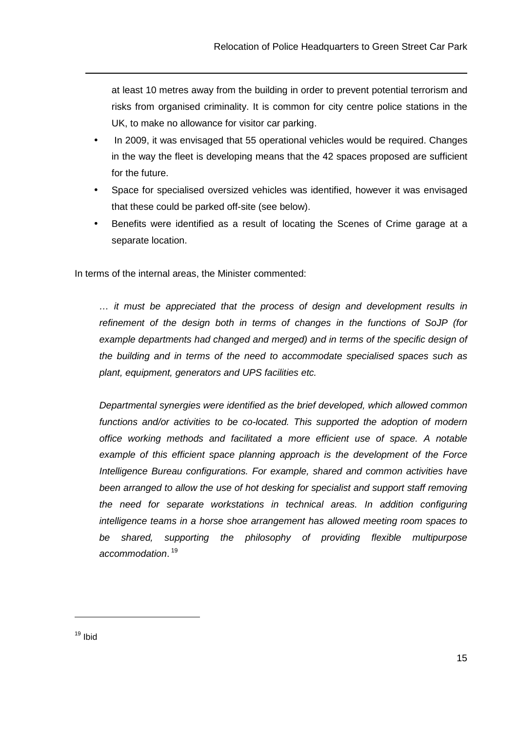at least 10 metres away from the building in order to prevent potential terrorism and risks from organised criminality. It is common for city centre police stations in the UK, to make no allowance for visitor car parking.

- In 2009, it was envisaged that 55 operational vehicles would be required. Changes in the way the fleet is developing means that the 42 spaces proposed are sufficient for the future.
- Space for specialised oversized vehicles was identified, however it was envisaged that these could be parked off-site (see below).
- Benefits were identified as a result of locating the Scenes of Crime garage at a separate location.

In terms of the internal areas, the Minister commented:

> *… it must be appreciated that the process of design and development results in refinement of the design both in terms of changes in the functions of SoJP (for example departments had changed and merged) and in terms of the specific design of the building and in terms of the need to accommodate specialised spaces such as plant, equipment, generators and UPS facilities etc.*
>
> *Departmental synergies were identified as the brief developed, which allowed common functions and/or activities to be co-located. This supported the adoption of modern office working methods and facilitated a more efficient use of space. A notable example of this efficient space planning approach is the development of the Force Intelligence Bureau configurations. For example, shared and common activities have been arranged to allow the use of hot desking for specialist and support staff removing the need for separate workstations in technical areas. In addition configuring intelligence teams in a horse shoe arrangement has allowed meeting room spaces to be shared, supporting the philosophy of providing flexible multipurpose accommodation*.[19]

[19] Ibid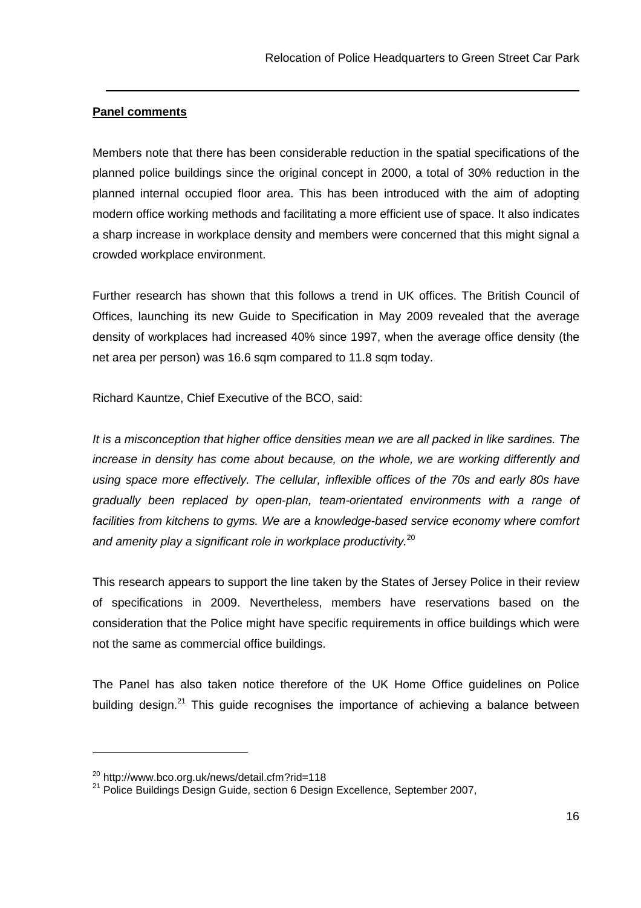**Panel comments**

Members note that there has been considerable reduction in the spatial specifications of the planned police buildings since the original concept in 2000, a total of 30% reduction in the planned internal occupied floor area. This has been introduced with the aim of adopting modern office working methods and facilitating a more efficient use of space. It also indicates a sharp increase in workplace density and members were concerned that this might signal a crowded workplace environment.

Further research has shown that this follows a trend in UK offices. The British Council of Offices, launching its new Guide to Specification in May 2009 revealed that the average density of workplaces had increased 40% since 1997, when the average office density (the net area per person) was 16.6 sqm compared to 11.8 sqm today.

Richard Kauntze, Chief Executive of the BCO, said:

*It is a misconception that higher office densities mean we are all packed in like sardines. The increase in density has come about because, on the whole, we are working differently and using space more effectively. The cellular, inflexible offices of the 70s and early 80s have gradually been replaced by open-plan, team-orientated environments with a range of facilities from kitchens to gyms. We are a knowledge-based service economy where comfort and amenity play a significant role in workplace productivity.*[20]

This research appears to support the line taken by the States of Jersey Police in their review of specifications in 2009. Nevertheless, members have reservations based on the consideration that the Police might have specific requirements in office buildings which were not the same as commercial office buildings.

The Panel has also taken notice therefore of the UK Home Office guidelines on Police building design.[21] This guide recognises the importance of achieving a balance between

[20] http://www.bco.org.uk/news/detail.cfm?rid=118

[21] Police Buildings Design Guide, section 6 Design Excellence, September 2007,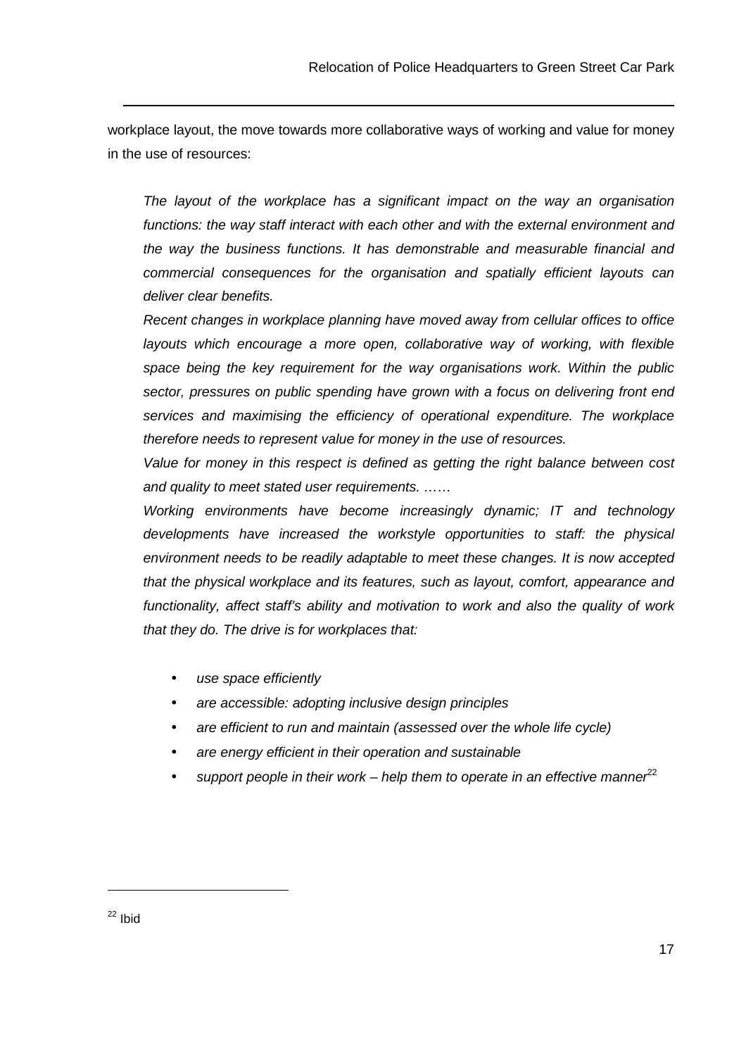workplace layout, the move towards more collaborative ways of working and value for money in the use of resources:

> *The layout of the workplace has a significant impact on the way an organisation functions: the way staff interact with each other and with the external environment and the way the business functions. It has demonstrable and measurable financial and commercial consequences for the organisation and spatially efficient layouts can deliver clear benefits.*
>
> *Recent changes in workplace planning have moved away from cellular offices to office layouts which encourage a more open, collaborative way of working, with flexible space being the key requirement for the way organisations work. Within the public sector, pressures on public spending have grown with a focus on delivering front end services and maximising the efficiency of operational expenditure. The workplace therefore needs to represent value for money in the use of resources.*
>
> *Value for money in this respect is defined as getting the right balance between cost and quality to meet stated user requirements. ……*
>
> *Working environments have become increasingly dynamic; IT and technology developments have increased the workstyle opportunities to staff: the physical environment needs to be readily adaptable to meet these changes. It is now accepted that the physical workplace and its features, such as layout, comfort, appearance and functionality, affect staff's ability and motivation to work and also the quality of work that they do. The drive is for workplaces that:*
>
> - *use space efficiently*
> - *are accessible: adopting inclusive design principles*
> - *are efficient to run and maintain (assessed over the whole life cycle)*
> - *are energy efficient in their operation and sustainable*
> - *support people in their work – help them to operate in an effective manner*[22]

[22] Ibid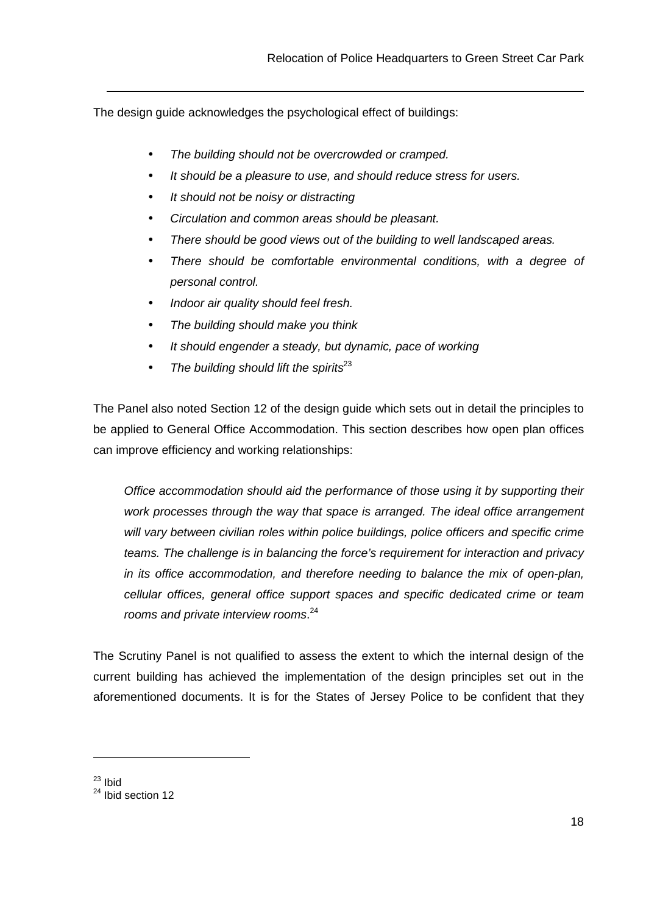The design guide acknowledges the psychological effect of buildings:

- *The building should not be overcrowded or cramped.*
- *It should be a pleasure to use, and should reduce stress for users.*
- *It should not be noisy or distracting*
- *Circulation and common areas should be pleasant.*
- *There should be good views out of the building to well landscaped areas.*
- *There should be comfortable environmental conditions, with a degree of personal control.*
- *Indoor air quality should feel fresh.*
- *The building should make you think*
- *It should engender a steady, but dynamic, pace of working*
- *The building should lift the spirits*[23]

The Panel also noted Section 12 of the design guide which sets out in detail the principles to be applied to General Office Accommodation. This section describes how open plan offices can improve efficiency and working relationships:

> *Office accommodation should aid the performance of those using it by supporting their work processes through the way that space is arranged. The ideal office arrangement will vary between civilian roles within police buildings, police officers and specific crime teams. The challenge is in balancing the force's requirement for interaction and privacy in its office accommodation, and therefore needing to balance the mix of open-plan, cellular offices, general office support spaces and specific dedicated crime or team rooms and private interview rooms*.[24]

The Scrutiny Panel is not qualified to assess the extent to which the internal design of the current building has achieved the implementation of the design principles set out in the aforementioned documents. It is for the States of Jersey Police to be confident that they

---

[23] Ibid

[24] Ibid section 12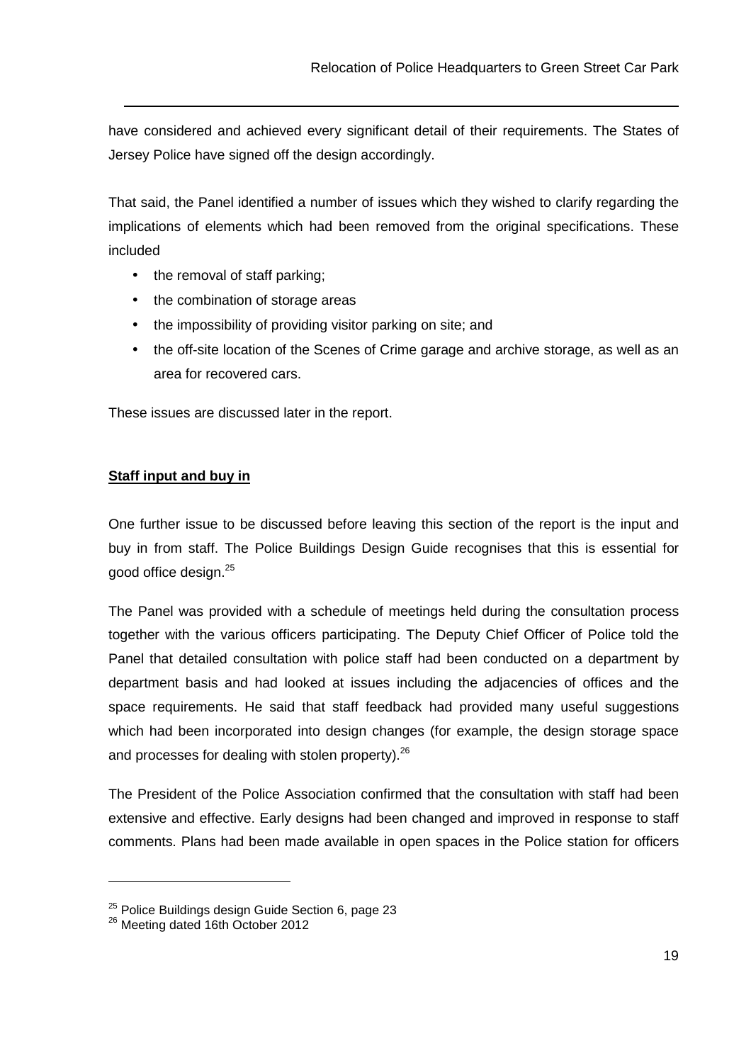have considered and achieved every significant detail of their requirements. The States of Jersey Police have signed off the design accordingly.

That said, the Panel identified a number of issues which they wished to clarify regarding the implications of elements which had been removed from the original specifications. These included

- the removal of staff parking;
- the combination of storage areas
- the impossibility of providing visitor parking on site; and
- the off-site location of the Scenes of Crime garage and archive storage, as well as an area for recovered cars.

These issues are discussed later in the report.

**Staff input and buy in**

One further issue to be discussed before leaving this section of the report is the input and buy in from staff. The Police Buildings Design Guide recognises that this is essential for good office design.[25]

The Panel was provided with a schedule of meetings held during the consultation process together with the various officers participating. The Deputy Chief Officer of Police told the Panel that detailed consultation with police staff had been conducted on a department by department basis and had looked at issues including the adjacencies of offices and the space requirements. He said that staff feedback had provided many useful suggestions which had been incorporated into design changes (for example, the design storage space and processes for dealing with stolen property).[26]

The President of the Police Association confirmed that the consultation with staff had been extensive and effective. Early designs had been changed and improved in response to staff comments. Plans had been made available in open spaces in the Police station for officers

[25] Police Buildings design Guide Section 6, page 23
[26] Meeting dated 16th October 2012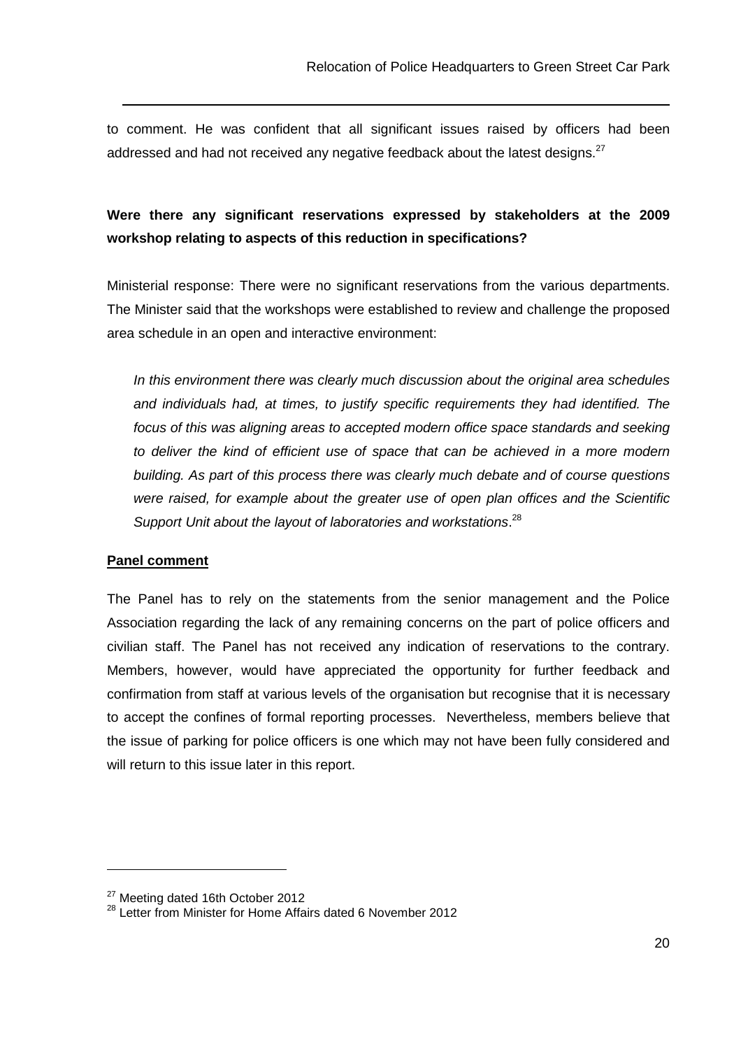to comment. He was confident that all significant issues raised by officers had been addressed and had not received any negative feedback about the latest designs.[27]

**Were there any significant reservations expressed by stakeholders at the 2009 workshop relating to aspects of this reduction in specifications?**

Ministerial response: There were no significant reservations from the various departments. The Minister said that the workshops were established to review and challenge the proposed area schedule in an open and interactive environment:

> *In this environment there was clearly much discussion about the original area schedules and individuals had, at times, to justify specific requirements they had identified. The focus of this was aligning areas to accepted modern office space standards and seeking to deliver the kind of efficient use of space that can be achieved in a more modern building. As part of this process there was clearly much debate and of course questions were raised, for example about the greater use of open plan offices and the Scientific Support Unit about the layout of laboratories and workstations*.[28]

**Panel comment**

The Panel has to rely on the statements from the senior management and the Police Association regarding the lack of any remaining concerns on the part of police officers and civilian staff. The Panel has not received any indication of reservations to the contrary. Members, however, would have appreciated the opportunity for further feedback and confirmation from staff at various levels of the organisation but recognise that it is necessary to accept the confines of formal reporting processes. Nevertheless, members believe that the issue of parking for police officers is one which may not have been fully considered and will return to this issue later in this report.

---

[27] Meeting dated 16th October 2012

[28] Letter from Minister for Home Affairs dated 6 November 2012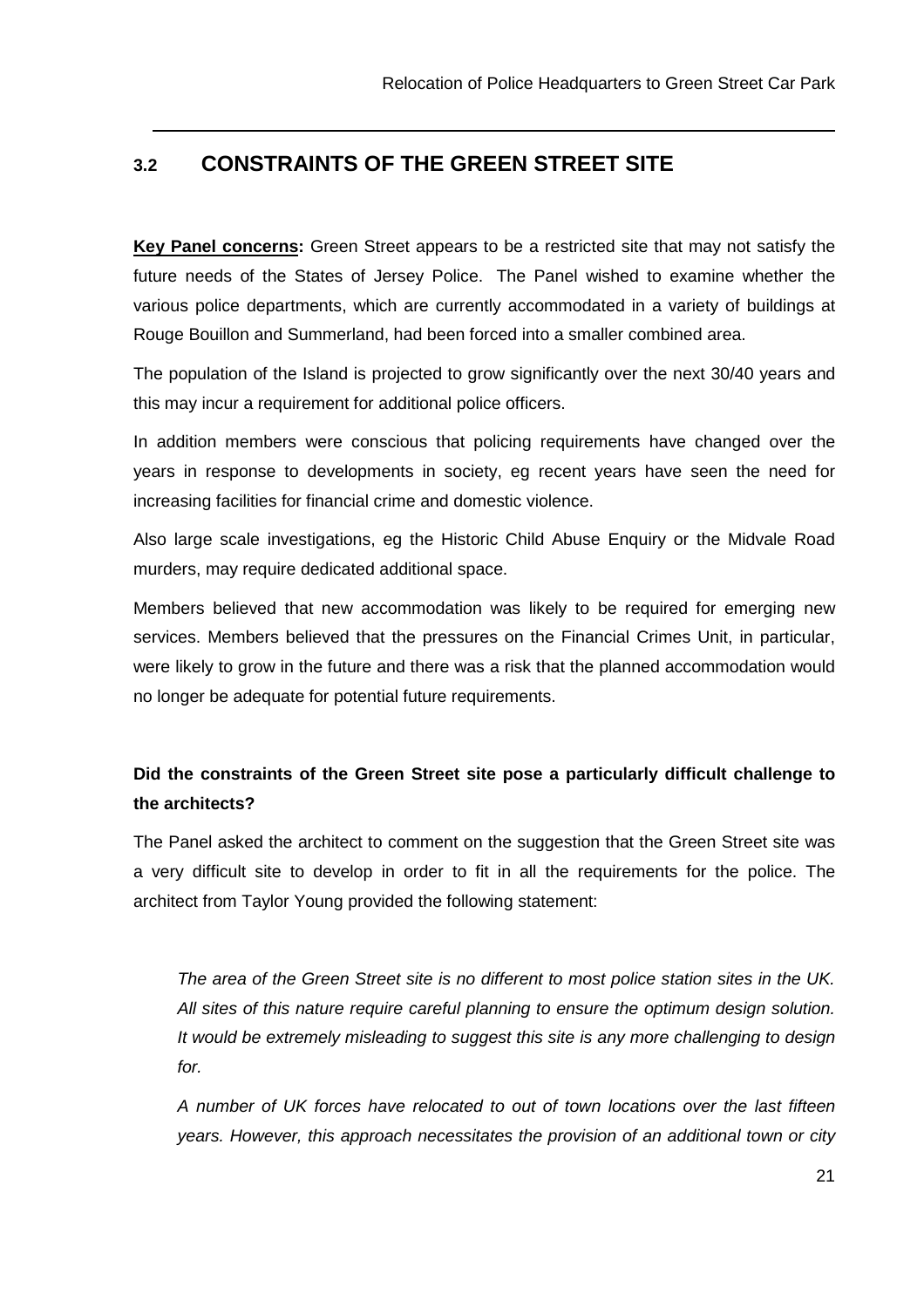## 3.2 CONSTRAINTS OF THE GREEN STREET SITE

**Key Panel concerns:** Green Street appears to be a restricted site that may not satisfy the future needs of the States of Jersey Police. The Panel wished to examine whether the various police departments, which are currently accommodated in a variety of buildings at Rouge Bouillon and Summerland, had been forced into a smaller combined area.

The population of the Island is projected to grow significantly over the next 30/40 years and this may incur a requirement for additional police officers.

In addition members were conscious that policing requirements have changed over the years in response to developments in society, eg recent years have seen the need for increasing facilities for financial crime and domestic violence.

Also large scale investigations, eg the Historic Child Abuse Enquiry or the Midvale Road murders, may require dedicated additional space.

Members believed that new accommodation was likely to be required for emerging new services. Members believed that the pressures on the Financial Crimes Unit, in particular, were likely to grow in the future and there was a risk that the planned accommodation would no longer be adequate for potential future requirements.

### Did the constraints of the Green Street site pose a particularly difficult challenge to the architects?

The Panel asked the architect to comment on the suggestion that the Green Street site was a very difficult site to develop in order to fit in all the requirements for the police. The architect from Taylor Young provided the following statement:

> *The area of the Green Street site is no different to most police station sites in the UK. All sites of this nature require careful planning to ensure the optimum design solution. It would be extremely misleading to suggest this site is any more challenging to design for.*
>
> *A number of UK forces have relocated to out of town locations over the last fifteen years. However, this approach necessitates the provision of an additional town or city*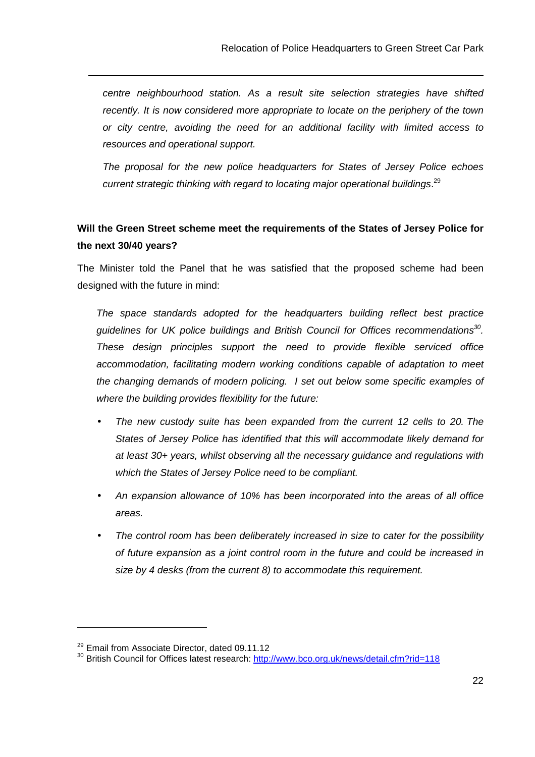*centre neighbourhood station. As a result site selection strategies have shifted recently. It is now considered more appropriate to locate on the periphery of the town or city centre, avoiding the need for an additional facility with limited access to resources and operational support.*

*The proposal for the new police headquarters for States of Jersey Police echoes current strategic thinking with regard to locating major operational buildings*.[29]

**Will the Green Street scheme meet the requirements of the States of Jersey Police for the next 30/40 years?**

The Minister told the Panel that he was satisfied that the proposed scheme had been designed with the future in mind:

*The space standards adopted for the headquarters building reflect best practice guidelines for UK police buildings and British Council for Offices recommendations[30]. These design principles support the need to provide flexible serviced office accommodation, facilitating modern working conditions capable of adaptation to meet the changing demands of modern policing. I set out below some specific examples of where the building provides flexibility for the future:*

- *The new custody suite has been expanded from the current 12 cells to 20. The States of Jersey Police has identified that this will accommodate likely demand for at least 30+ years, whilst observing all the necessary guidance and regulations with which the States of Jersey Police need to be compliant.*
- *An expansion allowance of 10% has been incorporated into the areas of all office areas.*
- *The control room has been deliberately increased in size to cater for the possibility of future expansion as a joint control room in the future and could be increased in size by 4 desks (from the current 8) to accommodate this requirement.*

---

[29] Email from Associate Director, dated 09.11.12

[30] British Council for Offices latest research: http://www.bco.org.uk/news/detail.cfm?rid=118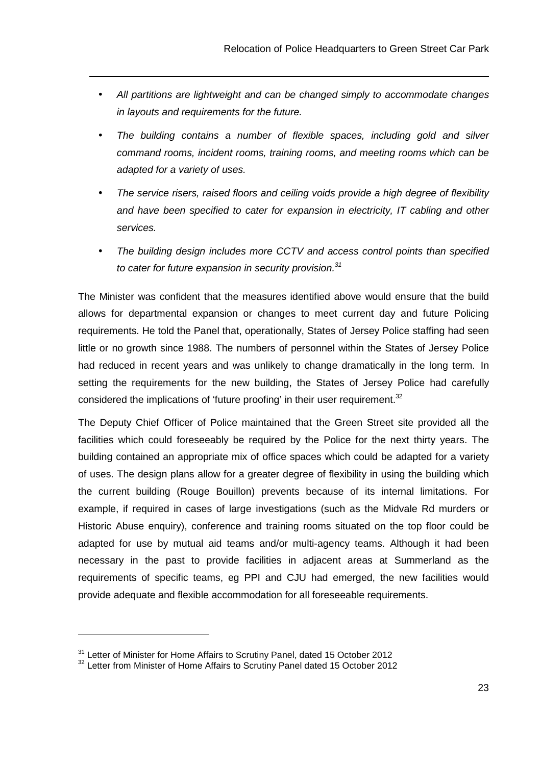- *All partitions are lightweight and can be changed simply to accommodate changes in layouts and requirements for the future.*
- *The building contains a number of flexible spaces, including gold and silver command rooms, incident rooms, training rooms, and meeting rooms which can be adapted for a variety of uses.*
- *The service risers, raised floors and ceiling voids provide a high degree of flexibility and have been specified to cater for expansion in electricity, IT cabling and other services.*
- *The building design includes more CCTV and access control points than specified to cater for future expansion in security provision.*[31]

The Minister was confident that the measures identified above would ensure that the build allows for departmental expansion or changes to meet current day and future Policing requirements. He told the Panel that, operationally, States of Jersey Police staffing had seen little or no growth since 1988. The numbers of personnel within the States of Jersey Police had reduced in recent years and was unlikely to change dramatically in the long term. In setting the requirements for the new building, the States of Jersey Police had carefully considered the implications of 'future proofing' in their user requirement.[32]

The Deputy Chief Officer of Police maintained that the Green Street site provided all the facilities which could foreseeably be required by the Police for the next thirty years. The building contained an appropriate mix of office spaces which could be adapted for a variety of uses. The design plans allow for a greater degree of flexibility in using the building which the current building (Rouge Bouillon) prevents because of its internal limitations. For example, if required in cases of large investigations (such as the Midvale Rd murders or Historic Abuse enquiry), conference and training rooms situated on the top floor could be adapted for use by mutual aid teams and/or multi-agency teams. Although it had been necessary in the past to provide facilities in adjacent areas at Summerland as the requirements of specific teams, eg PPI and CJU had emerged, the new facilities would provide adequate and flexible accommodation for all foreseeable requirements.

[31] Letter of Minister for Home Affairs to Scrutiny Panel, dated 15 October 2012

[32] Letter from Minister of Home Affairs to Scrutiny Panel dated 15 October 2012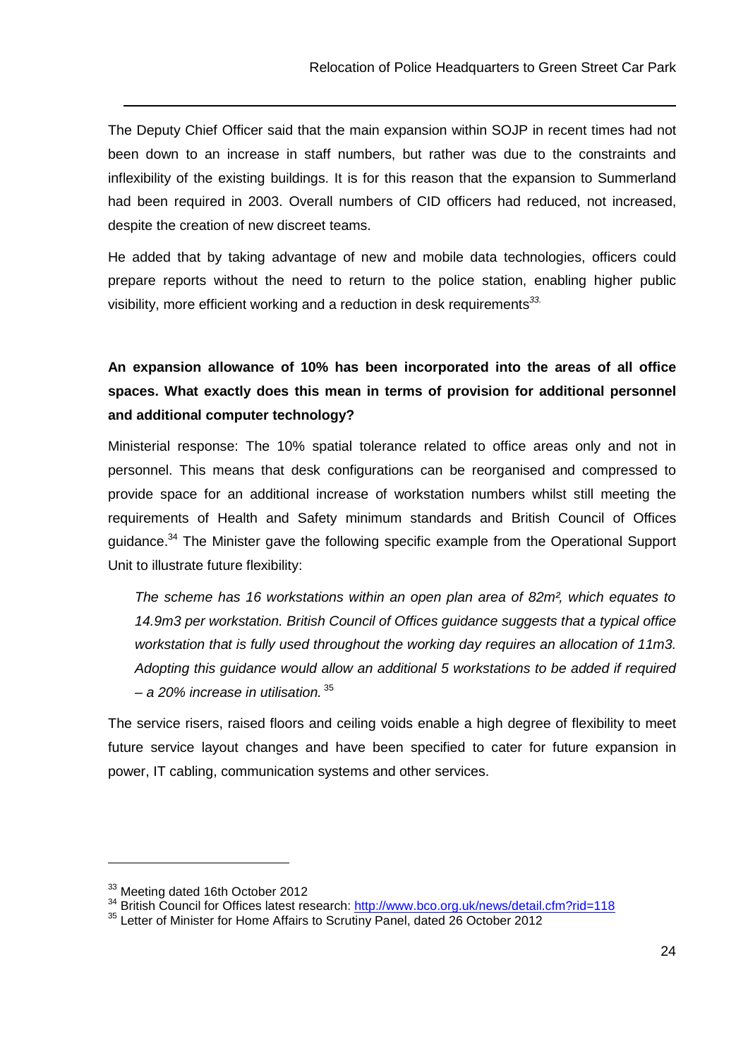The Deputy Chief Officer said that the main expansion within SOJP in recent times had not been down to an increase in staff numbers, but rather was due to the constraints and inflexibility of the existing buildings. It is for this reason that the expansion to Summerland had been required in 2003. Overall numbers of CID officers had reduced, not increased, despite the creation of new discreet teams.

He added that by taking advantage of new and mobile data technologies, officers could prepare reports without the need to return to the police station, enabling higher public visibility, more efficient working and a reduction in desk requirements[33].

**An expansion allowance of 10% has been incorporated into the areas of all office spaces. What exactly does this mean in terms of provision for additional personnel and additional computer technology?**

Ministerial response: The 10% spatial tolerance related to office areas only and not in personnel. This means that desk configurations can be reorganised and compressed to provide space for an additional increase of workstation numbers whilst still meeting the requirements of Health and Safety minimum standards and British Council of Offices guidance.[34] The Minister gave the following specific example from the Operational Support Unit to illustrate future flexibility:

> *The scheme has 16 workstations within an open plan area of 82m², which equates to 14.9m3 per workstation. British Council of Offices guidance suggests that a typical office workstation that is fully used throughout the working day requires an allocation of 11m3. Adopting this guidance would allow an additional 5 workstations to be added if required – a 20% increase in utilisation.* [35]

The service risers, raised floors and ceiling voids enable a high degree of flexibility to meet future service layout changes and have been specified to cater for future expansion in power, IT cabling, communication systems and other services.

---

[33] Meeting dated 16th October 2012

[34] British Council for Offices latest research: http://www.bco.org.uk/news/detail.cfm?rid=118

[35] Letter of Minister for Home Affairs to Scrutiny Panel, dated 26 October 2012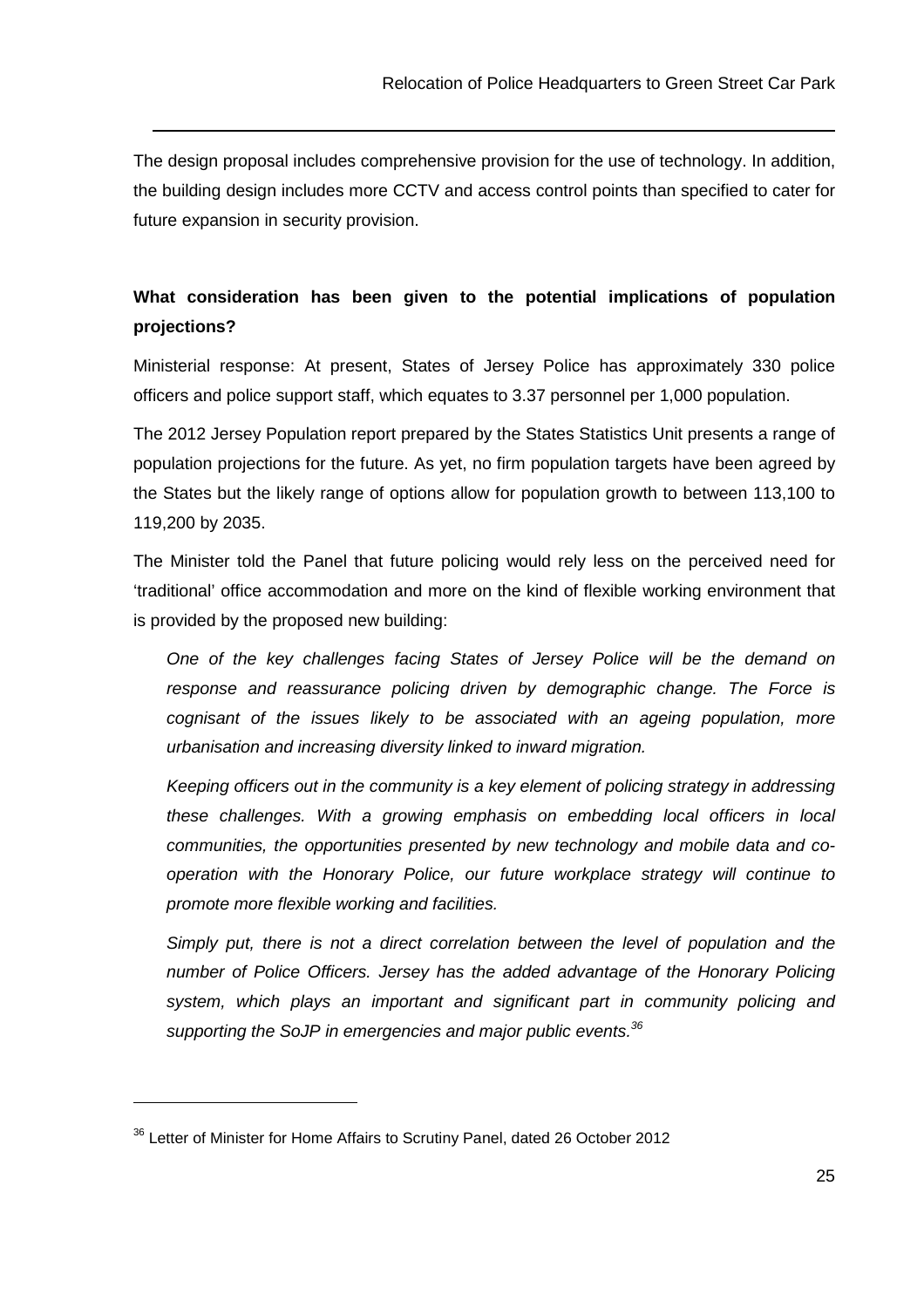The design proposal includes comprehensive provision for the use of technology. In addition, the building design includes more CCTV and access control points than specified to cater for future expansion in security provision.

**What consideration has been given to the potential implications of population projections?**

Ministerial response: At present, States of Jersey Police has approximately 330 police officers and police support staff, which equates to 3.37 personnel per 1,000 population.

The 2012 Jersey Population report prepared by the States Statistics Unit presents a range of population projections for the future. As yet, no firm population targets have been agreed by the States but the likely range of options allow for population growth to between 113,100 to 119,200 by 2035.

The Minister told the Panel that future policing would rely less on the perceived need for 'traditional' office accommodation and more on the kind of flexible working environment that is provided by the proposed new building:

> *One of the key challenges facing States of Jersey Police will be the demand on response and reassurance policing driven by demographic change. The Force is cognisant of the issues likely to be associated with an ageing population, more urbanisation and increasing diversity linked to inward migration.*
>
> *Keeping officers out in the community is a key element of policing strategy in addressing these challenges. With a growing emphasis on embedding local officers in local communities, the opportunities presented by new technology and mobile data and co-operation with the Honorary Police, our future workplace strategy will continue to promote more flexible working and facilities.*
>
> *Simply put, there is not a direct correlation between the level of population and the number of Police Officers. Jersey has the added advantage of the Honorary Policing system, which plays an important and significant part in community policing and supporting the SoJP in emergencies and major public events.*[36]

[36] Letter of Minister for Home Affairs to Scrutiny Panel, dated 26 October 2012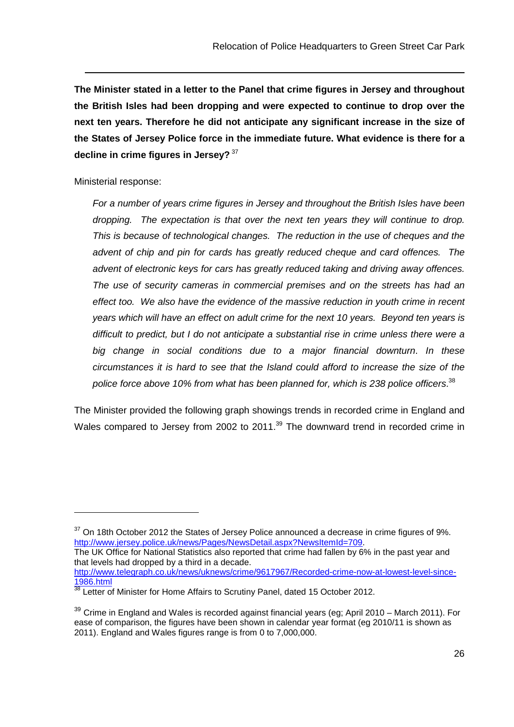**The Minister stated in a letter to the Panel that crime figures in Jersey and throughout the British Isles had been dropping and were expected to continue to drop over the next ten years. Therefore he did not anticipate any significant increase in the size of the States of Jersey Police force in the immediate future. What evidence is there for a decline in crime figures in Jersey?** [37]

Ministerial response:

> *For a number of years crime figures in Jersey and throughout the British Isles have been dropping. The expectation is that over the next ten years they will continue to drop. This is because of technological changes. The reduction in the use of cheques and the advent of chip and pin for cards has greatly reduced cheque and card offences. The advent of electronic keys for cars has greatly reduced taking and driving away offences. The use of security cameras in commercial premises and on the streets has had an effect too. We also have the evidence of the massive reduction in youth crime in recent years which will have an effect on adult crime for the next 10 years. Beyond ten years is difficult to predict, but I do not anticipate a substantial rise in crime unless there were a big change in social conditions due to a major financial downturn. In these circumstances it is hard to see that the Island could afford to increase the size of the police force above 10% from what has been planned for, which is 238 police officers.*[38]

The Minister provided the following graph showings trends in recorded crime in England and Wales compared to Jersey from 2002 to 2011.[39] The downward trend in recorded crime in

---

[37] On 18th October 2012 the States of Jersey Police announced a decrease in crime figures of 9%. http://www.jersey.police.uk/news/Pages/NewsDetail.aspx?NewsItemId=709.
The UK Office for National Statistics also reported that crime had fallen by 6% in the past year and that levels had dropped by a third in a decade.
http://www.telegraph.co.uk/news/uknews/crime/9617967/Recorded-crime-now-at-lowest-level-since-1986.html

[38] Letter of Minister for Home Affairs to Scrutiny Panel, dated 15 October 2012.

[39] Crime in England and Wales is recorded against financial years (eg; April 2010 – March 2011). For ease of comparison, the figures have been shown in calendar year format (eg 2010/11 is shown as 2011). England and Wales figures range is from 0 to 7,000,000.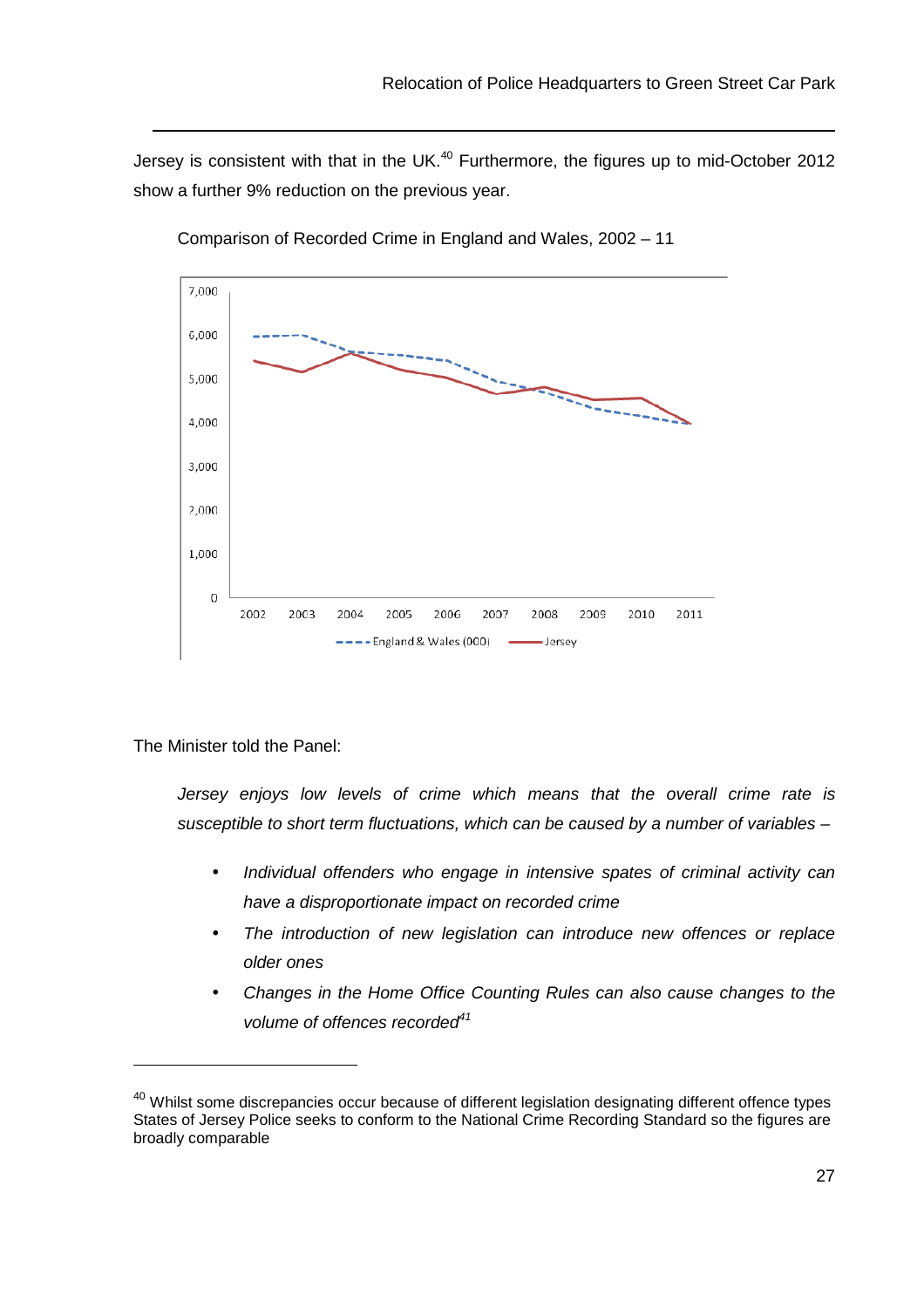Jersey is consistent with that in the UK.[40] Furthermore, the figures up to mid-October 2012 show a further 9% reduction on the previous year.

Comparison of Recorded Crime in England and Wales, 2002 – 11

The Minister told the Panel:

*Jersey enjoys low levels of crime which means that the overall crime rate is susceptible to short term fluctuations, which can be caused by a number of variables –*

- *Individual offenders who engage in intensive spates of criminal activity can have a disproportionate impact on recorded crime*
- *The introduction of new legislation can introduce new offences or replace older ones*
- *Changes in the Home Office Counting Rules can also cause changes to the volume of offences recorded*[41]

---

[40] Whilst some discrepancies occur because of different legislation designating different offence types States of Jersey Police seeks to conform to the National Crime Recording Standard so the figures are broadly comparable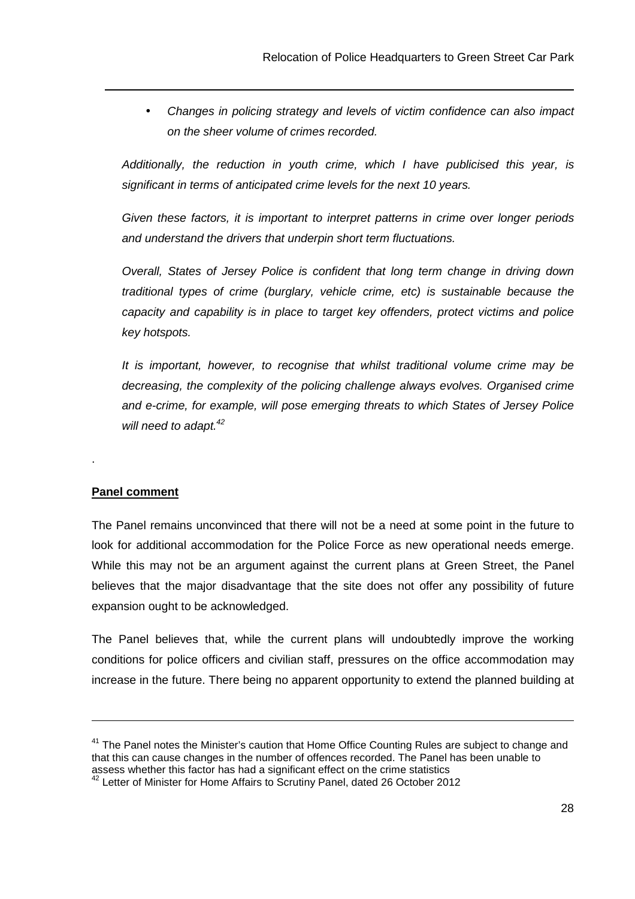- *Changes in policing strategy and levels of victim confidence can also impact on the sheer volume of crimes recorded.*

*Additionally, the reduction in youth crime, which I have publicised this year, is significant in terms of anticipated crime levels for the next 10 years.*

*Given these factors, it is important to interpret patterns in crime over longer periods and understand the drivers that underpin short term fluctuations.*

*Overall, States of Jersey Police is confident that long term change in driving down traditional types of crime (burglary, vehicle crime, etc) is sustainable because the capacity and capability is in place to target key offenders, protect victims and police key hotspots.*

*It is important, however, to recognise that whilst traditional volume crime may be decreasing, the complexity of the policing challenge always evolves. Organised crime and e-crime, for example, will pose emerging threats to which States of Jersey Police will need to adapt.*[42]

.

**Panel comment**

The Panel remains unconvinced that there will not be a need at some point in the future to look for additional accommodation for the Police Force as new operational needs emerge. While this may not be an argument against the current plans at Green Street, the Panel believes that the major disadvantage that the site does not offer any possibility of future expansion ought to be acknowledged.

The Panel believes that, while the current plans will undoubtedly improve the working conditions for police officers and civilian staff, pressures on the office accommodation may increase in the future. There being no apparent opportunity to extend the planned building at

---

[41] The Panel notes the Minister's caution that Home Office Counting Rules are subject to change and that this can cause changes in the number of offences recorded. The Panel has been unable to assess whether this factor has had a significant effect on the crime statistics

[42] Letter of Minister for Home Affairs to Scrutiny Panel, dated 26 October 2012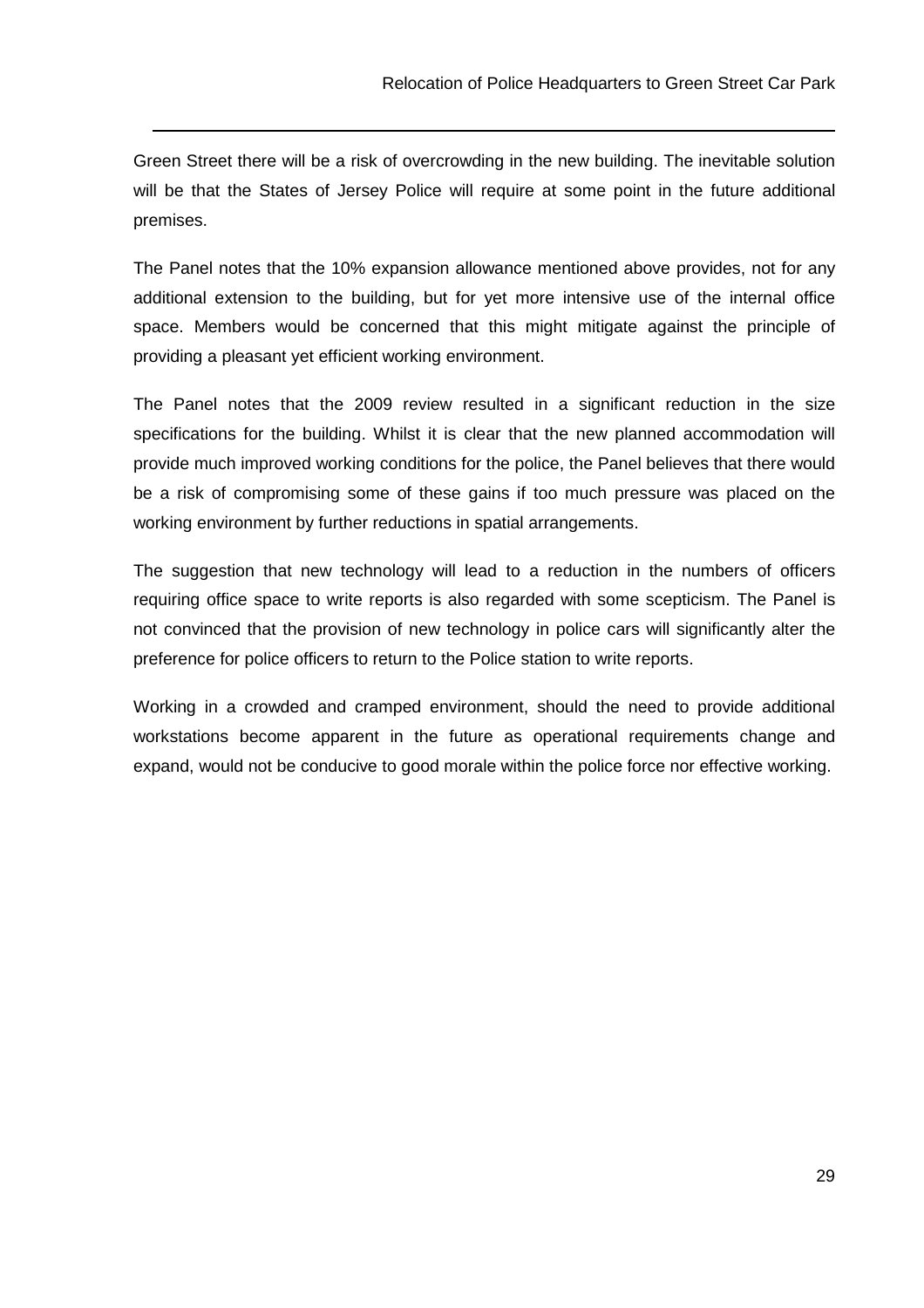Green Street there will be a risk of overcrowding in the new building. The inevitable solution will be that the States of Jersey Police will require at some point in the future additional premises.

The Panel notes that the 10% expansion allowance mentioned above provides, not for any additional extension to the building, but for yet more intensive use of the internal office space. Members would be concerned that this might mitigate against the principle of providing a pleasant yet efficient working environment.

The Panel notes that the 2009 review resulted in a significant reduction in the size specifications for the building. Whilst it is clear that the new planned accommodation will provide much improved working conditions for the police, the Panel believes that there would be a risk of compromising some of these gains if too much pressure was placed on the working environment by further reductions in spatial arrangements.

The suggestion that new technology will lead to a reduction in the numbers of officers requiring office space to write reports is also regarded with some scepticism. The Panel is not convinced that the provision of new technology in police cars will significantly alter the preference for police officers to return to the Police station to write reports.

Working in a crowded and cramped environment, should the need to provide additional workstations become apparent in the future as operational requirements change and expand, would not be conducive to good morale within the police force nor effective working.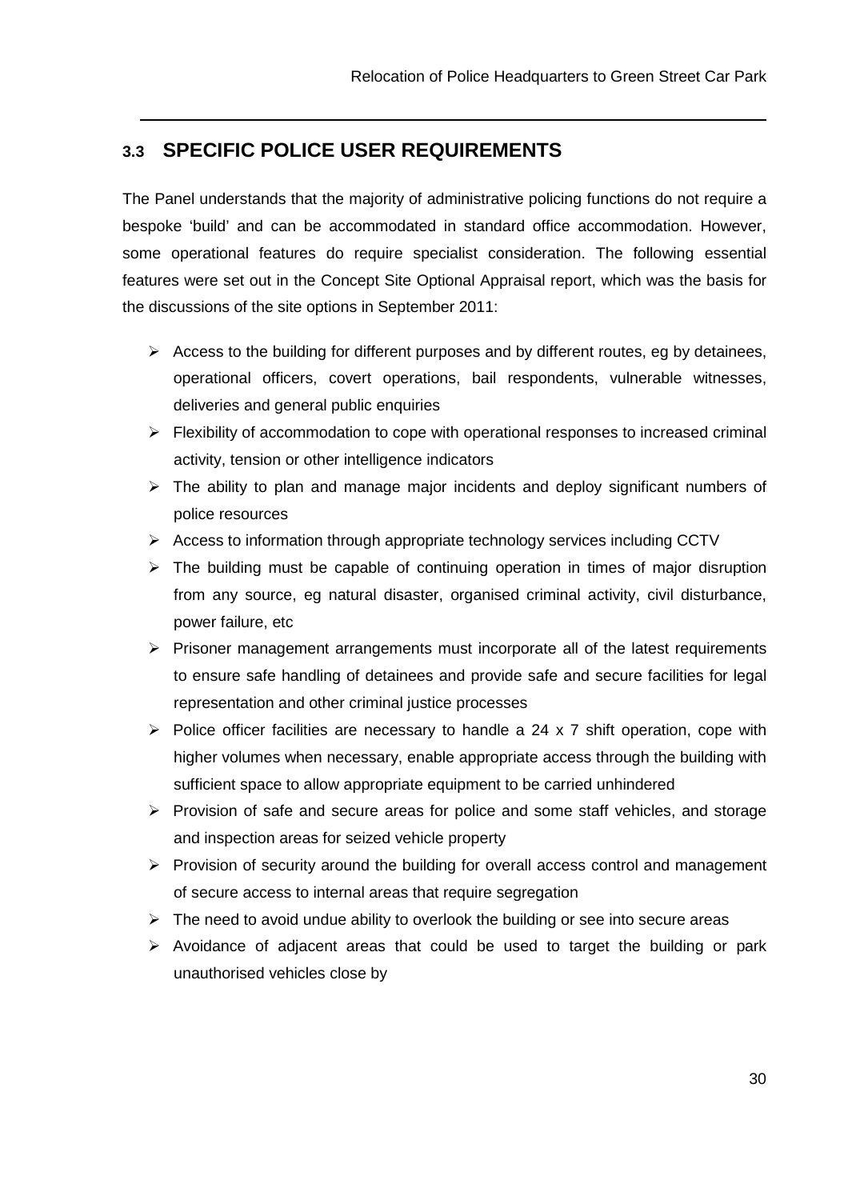## 3.3 SPECIFIC POLICE USER REQUIREMENTS

The Panel understands that the majority of administrative policing functions do not require a bespoke 'build' and can be accommodated in standard office accommodation. However, some operational features do require specialist consideration. The following essential features were set out in the Concept Site Optional Appraisal report, which was the basis for the discussions of the site options in September 2011:

- Access to the building for different purposes and by different routes, eg by detainees, operational officers, covert operations, bail respondents, vulnerable witnesses, deliveries and general public enquiries
- Flexibility of accommodation to cope with operational responses to increased criminal activity, tension or other intelligence indicators
- The ability to plan and manage major incidents and deploy significant numbers of police resources
- Access to information through appropriate technology services including CCTV
- The building must be capable of continuing operation in times of major disruption from any source, eg natural disaster, organised criminal activity, civil disturbance, power failure, etc
- Prisoner management arrangements must incorporate all of the latest requirements to ensure safe handling of detainees and provide safe and secure facilities for legal representation and other criminal justice processes
- Police officer facilities are necessary to handle a 24 x 7 shift operation, cope with higher volumes when necessary, enable appropriate access through the building with sufficient space to allow appropriate equipment to be carried unhindered
- Provision of safe and secure areas for police and some staff vehicles, and storage and inspection areas for seized vehicle property
- Provision of security around the building for overall access control and management of secure access to internal areas that require segregation
- The need to avoid undue ability to overlook the building or see into secure areas
- Avoidance of adjacent areas that could be used to target the building or park unauthorised vehicles close by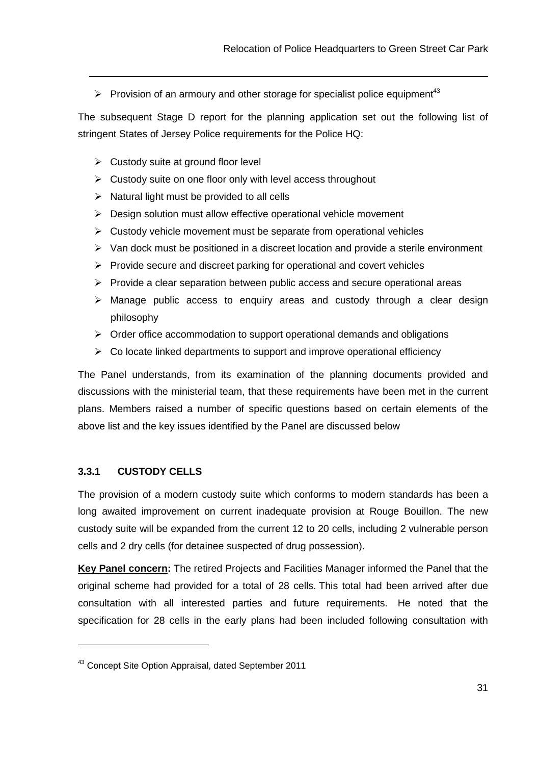- Provision of an armoury and other storage for specialist police equipment[43]

The subsequent Stage D report for the planning application set out the following list of stringent States of Jersey Police requirements for the Police HQ:

- Custody suite at ground floor level
- Custody suite on one floor only with level access throughout
- Natural light must be provided to all cells
- Design solution must allow effective operational vehicle movement
- Custody vehicle movement must be separate from operational vehicles
- Van dock must be positioned in a discreet location and provide a sterile environment
- Provide secure and discreet parking for operational and covert vehicles
- Provide a clear separation between public access and secure operational areas
- Manage public access to enquiry areas and custody through a clear design philosophy
- Order office accommodation to support operational demands and obligations
- Co locate linked departments to support and improve operational efficiency

The Panel understands, from its examination of the planning documents provided and discussions with the ministerial team, that these requirements have been met in the current plans. Members raised a number of specific questions based on certain elements of the above list and the key issues identified by the Panel are discussed below

### 3.3.1 CUSTODY CELLS

The provision of a modern custody suite which conforms to modern standards has been a long awaited improvement on current inadequate provision at Rouge Bouillon. The new custody suite will be expanded from the current 12 to 20 cells, including 2 vulnerable person cells and 2 dry cells (for detainee suspected of drug possession).

**Key Panel concern:** The retired Projects and Facilities Manager informed the Panel that the original scheme had provided for a total of 28 cells. This total had been arrived after due consultation with all interested parties and future requirements. He noted that the specification for 28 cells in the early plans had been included following consultation with

[43] Concept Site Option Appraisal, dated September 2011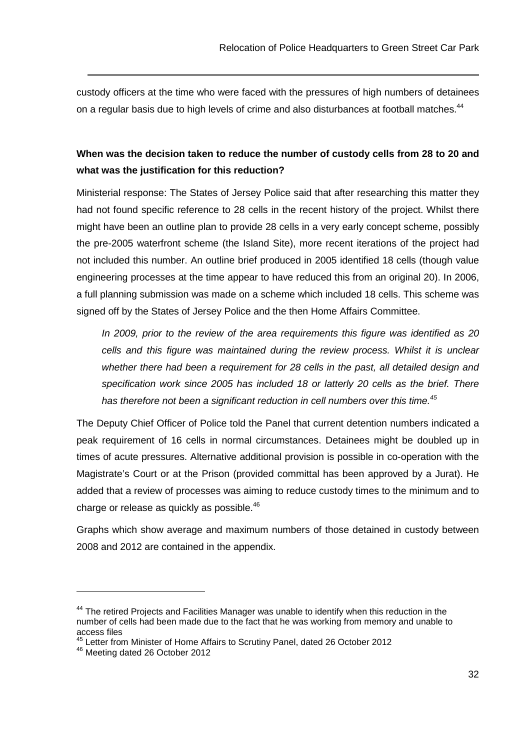custody officers at the time who were faced with the pressures of high numbers of detainees on a regular basis due to high levels of crime and also disturbances at football matches.[44]

**When was the decision taken to reduce the number of custody cells from 28 to 20 and what was the justification for this reduction?**

Ministerial response: The States of Jersey Police said that after researching this matter they had not found specific reference to 28 cells in the recent history of the project. Whilst there might have been an outline plan to provide 28 cells in a very early concept scheme, possibly the pre-2005 waterfront scheme (the Island Site), more recent iterations of the project had not included this number. An outline brief produced in 2005 identified 18 cells (though value engineering processes at the time appear to have reduced this from an original 20). In 2006, a full planning submission was made on a scheme which included 18 cells. This scheme was signed off by the States of Jersey Police and the then Home Affairs Committee.

> *In 2009, prior to the review of the area requirements this figure was identified as 20 cells and this figure was maintained during the review process. Whilst it is unclear whether there had been a requirement for 28 cells in the past, all detailed design and specification work since 2005 has included 18 or latterly 20 cells as the brief. There has therefore not been a significant reduction in cell numbers over this time.*[45]

The Deputy Chief Officer of Police told the Panel that current detention numbers indicated a peak requirement of 16 cells in normal circumstances. Detainees might be doubled up in times of acute pressures. Alternative additional provision is possible in co-operation with the Magistrate's Court or at the Prison (provided committal has been approved by a Jurat). He added that a review of processes was aiming to reduce custody times to the minimum and to charge or release as quickly as possible.[46]

Graphs which show average and maximum numbers of those detained in custody between 2008 and 2012 are contained in the appendix.

---

[44] The retired Projects and Facilities Manager was unable to identify when this reduction in the number of cells had been made due to the fact that he was working from memory and unable to access files

[45] Letter from Minister of Home Affairs to Scrutiny Panel, dated 26 October 2012

[46] Meeting dated 26 October 2012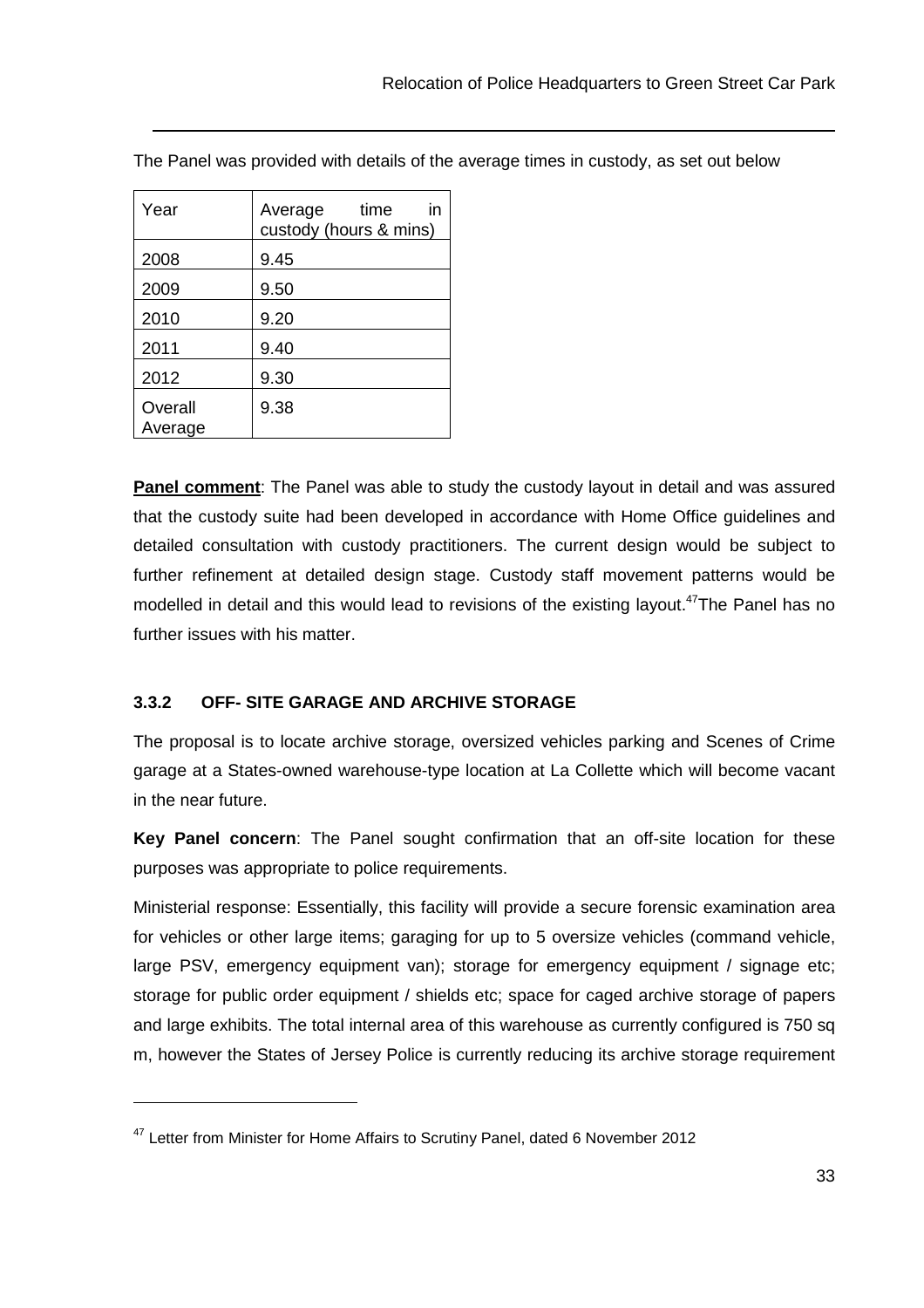The Panel was provided with details of the average times in custody, as set out below

| Year | Average time in custody (hours & mins) |
|---|---|
| 2008 | 9.45 |
| 2009 | 9.50 |
| 2010 | 9.20 |
| 2011 | 9.40 |
| 2012 | 9.30 |
| Overall Average | 9.38 |

**Panel comment**: The Panel was able to study the custody layout in detail and was assured that the custody suite had been developed in accordance with Home Office guidelines and detailed consultation with custody practitioners. The current design would be subject to further refinement at detailed design stage. Custody staff movement patterns would be modelled in detail and this would lead to revisions of the existing layout.[47]The Panel has no further issues with his matter.

### 3.3.2 OFF- SITE GARAGE AND ARCHIVE STORAGE

The proposal is to locate archive storage, oversized vehicles parking and Scenes of Crime garage at a States-owned warehouse-type location at La Collette which will become vacant in the near future.

**Key Panel concern**: The Panel sought confirmation that an off-site location for these purposes was appropriate to police requirements.

Ministerial response: Essentially, this facility will provide a secure forensic examination area for vehicles or other large items; garaging for up to 5 oversize vehicles (command vehicle, large PSV, emergency equipment van); storage for emergency equipment / signage etc; storage for public order equipment / shields etc; space for caged archive storage of papers and large exhibits. The total internal area of this warehouse as currently configured is 750 sq m, however the States of Jersey Police is currently reducing its archive storage requirement

---

[47] Letter from Minister for Home Affairs to Scrutiny Panel, dated 6 November 2012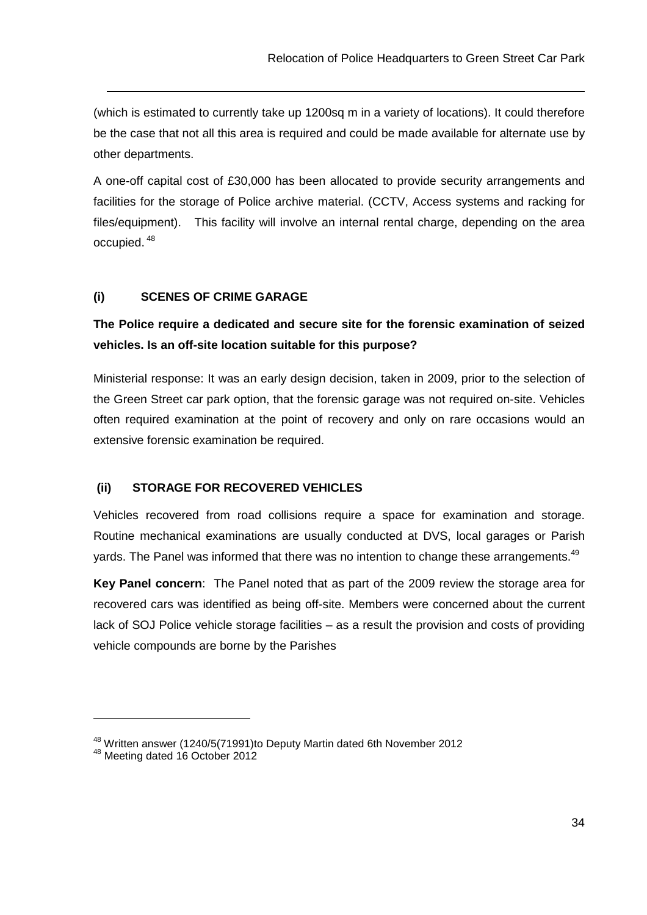(which is estimated to currently take up 1200sq m in a variety of locations). It could therefore be the case that not all this area is required and could be made available for alternate use by other departments.

A one-off capital cost of £30,000 has been allocated to provide security arrangements and facilities for the storage of Police archive material. (CCTV, Access systems and racking for files/equipment). This facility will involve an internal rental charge, depending on the area occupied. [48]

### (i) SCENES OF CRIME GARAGE

**The Police require a dedicated and secure site for the forensic examination of seized vehicles. Is an off-site location suitable for this purpose?**

Ministerial response: It was an early design decision, taken in 2009, prior to the selection of the Green Street car park option, that the forensic garage was not required on-site. Vehicles often required examination at the point of recovery and only on rare occasions would an extensive forensic examination be required.

### (ii) STORAGE FOR RECOVERED VEHICLES

Vehicles recovered from road collisions require a space for examination and storage. Routine mechanical examinations are usually conducted at DVS, local garages or Parish yards. The Panel was informed that there was no intention to change these arrangements.[49]

**Key Panel concern**: The Panel noted that as part of the 2009 review the storage area for recovered cars was identified as being off-site. Members were concerned about the current lack of SOJ Police vehicle storage facilities – as a result the provision and costs of providing vehicle compounds are borne by the Parishes

---

[48] Written answer (1240/5(71991)to Deputy Martin dated 6th November 2012

[48] Meeting dated 16 October 2012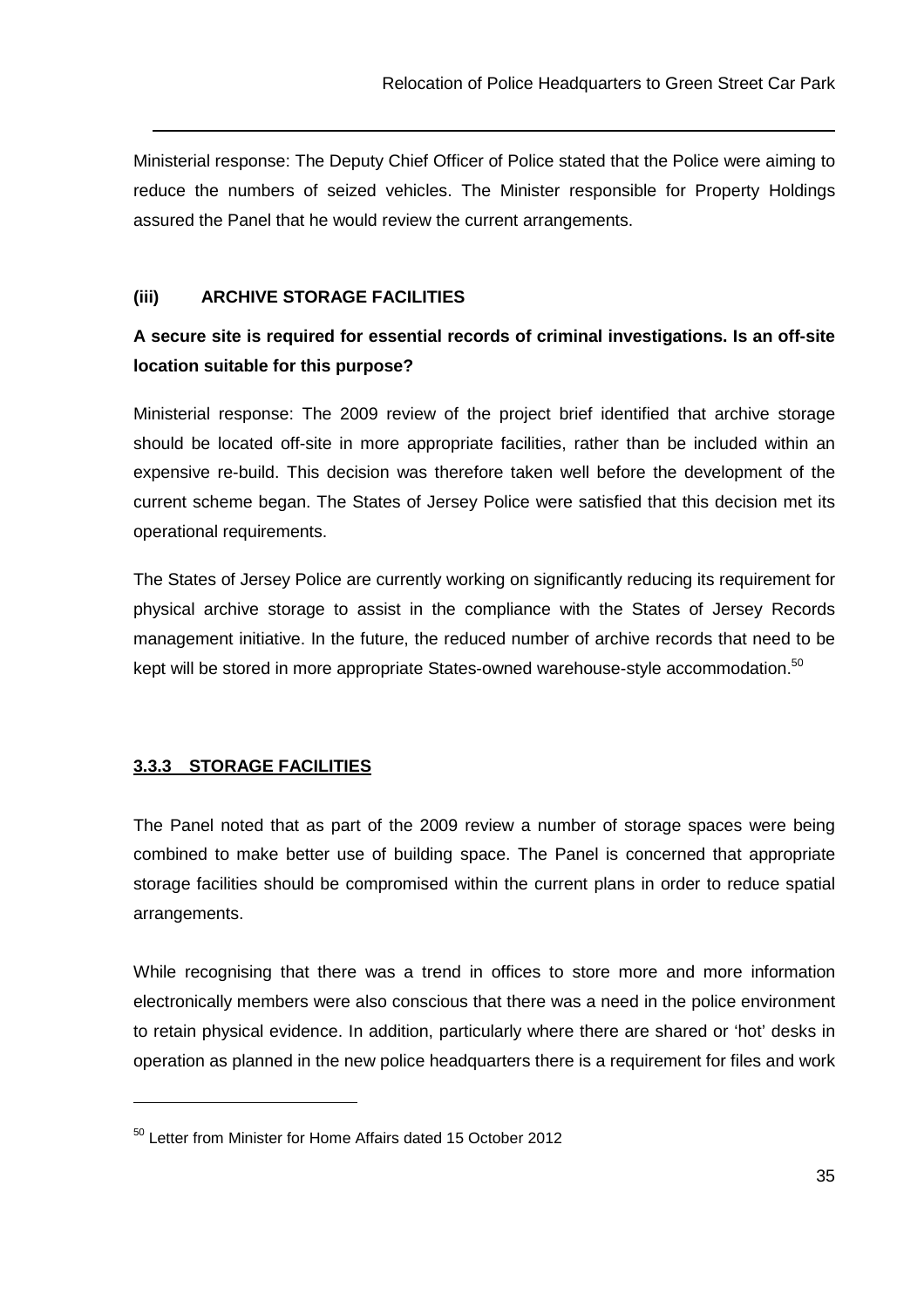Ministerial response: The Deputy Chief Officer of Police stated that the Police were aiming to reduce the numbers of seized vehicles. The Minister responsible for Property Holdings assured the Panel that he would review the current arrangements.

**(iii) ARCHIVE STORAGE FACILITIES**

**A secure site is required for essential records of criminal investigations. Is an off-site location suitable for this purpose?**

Ministerial response: The 2009 review of the project brief identified that archive storage should be located off-site in more appropriate facilities, rather than be included within an expensive re-build. This decision was therefore taken well before the development of the current scheme began. The States of Jersey Police were satisfied that this decision met its operational requirements.

The States of Jersey Police are currently working on significantly reducing its requirement for physical archive storage to assist in the compliance with the States of Jersey Records management initiative. In the future, the reduced number of archive records that need to be kept will be stored in more appropriate States-owned warehouse-style accommodation.[50]

### 3.3.3 STORAGE FACILITIES

The Panel noted that as part of the 2009 review a number of storage spaces were being combined to make better use of building space. The Panel is concerned that appropriate storage facilities should be compromised within the current plans in order to reduce spatial arrangements.

While recognising that there was a trend in offices to store more and more information electronically members were also conscious that there was a need in the police environment to retain physical evidence. In addition, particularly where there are shared or 'hot' desks in operation as planned in the new police headquarters there is a requirement for files and work

[50] Letter from Minister for Home Affairs dated 15 October 2012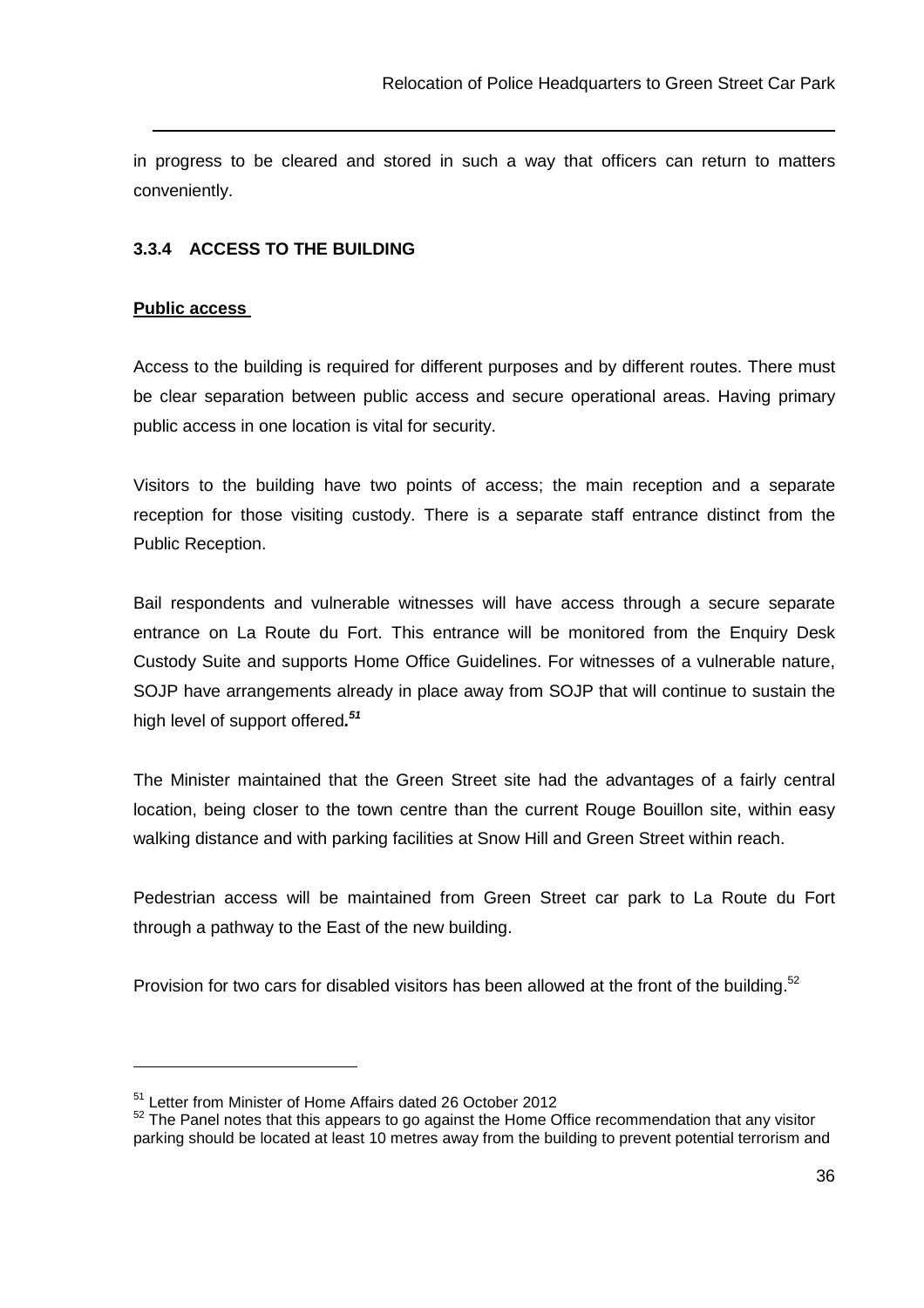in progress to be cleared and stored in such a way that officers can return to matters conveniently.

### 3.3.4 ACCESS TO THE BUILDING

**Public access**

Access to the building is required for different purposes and by different routes. There must be clear separation between public access and secure operational areas. Having primary public access in one location is vital for security.

Visitors to the building have two points of access; the main reception and a separate reception for those visiting custody. There is a separate staff entrance distinct from the Public Reception.

Bail respondents and vulnerable witnesses will have access through a secure separate entrance on La Route du Fort. This entrance will be monitored from the Enquiry Desk Custody Suite and supports Home Office Guidelines. For witnesses of a vulnerable nature, SOJP have arrangements already in place away from SOJP that will continue to sustain the high level of support offered***.*** [51]

The Minister maintained that the Green Street site had the advantages of a fairly central location, being closer to the town centre than the current Rouge Bouillon site, within easy walking distance and with parking facilities at Snow Hill and Green Street within reach.

Pedestrian access will be maintained from Green Street car park to La Route du Fort through a pathway to the East of the new building.

Provision for two cars for disabled visitors has been allowed at the front of the building.[52]

---

[51] Letter from Minister of Home Affairs dated 26 October 2012

[52] The Panel notes that this appears to go against the Home Office recommendation that any visitor parking should be located at least 10 metres away from the building to prevent potential terrorism and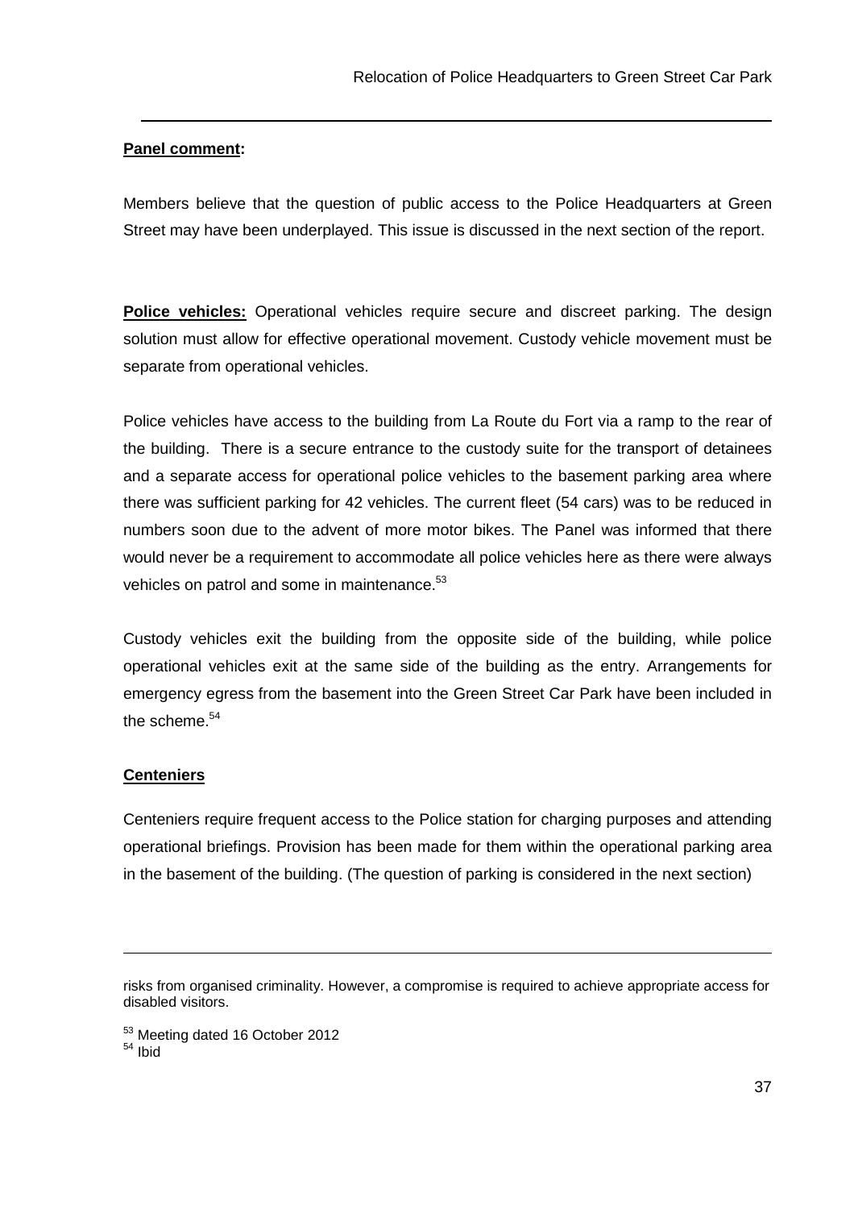**Panel comment:**

Members believe that the question of public access to the Police Headquarters at Green Street may have been underplayed. This issue is discussed in the next section of the report.

**Police vehicles:** Operational vehicles require secure and discreet parking. The design solution must allow for effective operational movement. Custody vehicle movement must be separate from operational vehicles.

Police vehicles have access to the building from La Route du Fort via a ramp to the rear of the building. There is a secure entrance to the custody suite for the transport of detainees and a separate access for operational police vehicles to the basement parking area where there was sufficient parking for 42 vehicles. The current fleet (54 cars) was to be reduced in numbers soon due to the advent of more motor bikes. The Panel was informed that there would never be a requirement to accommodate all police vehicles here as there were always vehicles on patrol and some in maintenance.[53]

Custody vehicles exit the building from the opposite side of the building, while police operational vehicles exit at the same side of the building as the entry. Arrangements for emergency egress from the basement into the Green Street Car Park have been included in the scheme.[54]

**Centeniers**

Centeniers require frequent access to the Police station for charging purposes and attending operational briefings. Provision has been made for them within the operational parking area in the basement of the building. (The question of parking is considered in the next section)

---

risks from organised criminality. However, a compromise is required to achieve appropriate access for disabled visitors.

[53] Meeting dated 16 October 2012

[54] Ibid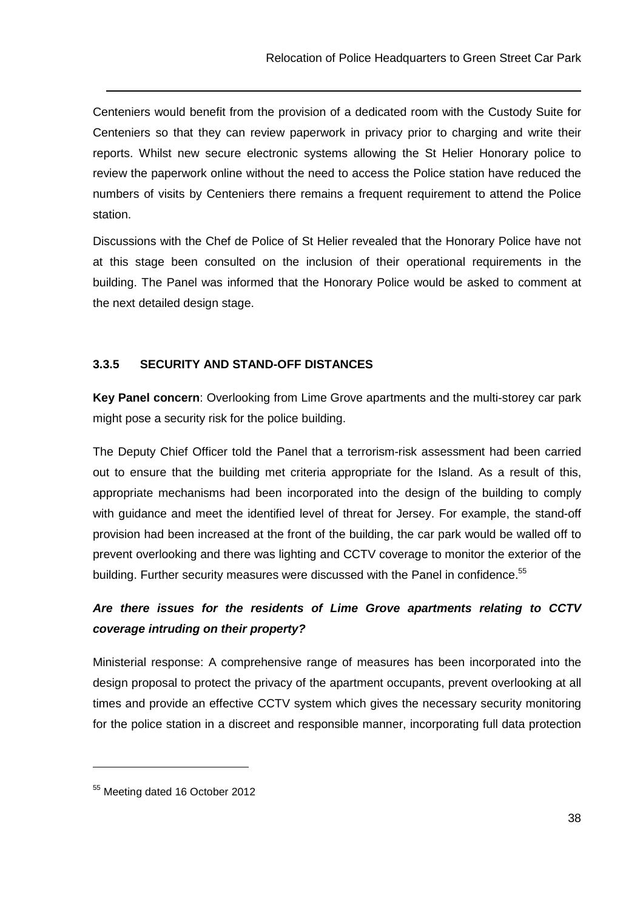Centeniers would benefit from the provision of a dedicated room with the Custody Suite for Centeniers so that they can review paperwork in privacy prior to charging and write their reports. Whilst new secure electronic systems allowing the St Helier Honorary police to review the paperwork online without the need to access the Police station have reduced the numbers of visits by Centeniers there remains a frequent requirement to attend the Police station.

Discussions with the Chef de Police of St Helier revealed that the Honorary Police have not at this stage been consulted on the inclusion of their operational requirements in the building. The Panel was informed that the Honorary Police would be asked to comment at the next detailed design stage.

### 3.3.5 SECURITY AND STAND-OFF DISTANCES

**Key Panel concern**: Overlooking from Lime Grove apartments and the multi-storey car park might pose a security risk for the police building.

The Deputy Chief Officer told the Panel that a terrorism-risk assessment had been carried out to ensure that the building met criteria appropriate for the Island. As a result of this, appropriate mechanisms had been incorporated into the design of the building to comply with guidance and meet the identified level of threat for Jersey. For example, the stand-off provision had been increased at the front of the building, the car park would be walled off to prevent overlooking and there was lighting and CCTV coverage to monitor the exterior of the building. Further security measures were discussed with the Panel in confidence.[55]

***Are there issues for the residents of Lime Grove apartments relating to CCTV coverage intruding on their property?***

Ministerial response: A comprehensive range of measures has been incorporated into the design proposal to protect the privacy of the apartment occupants, prevent overlooking at all times and provide an effective CCTV system which gives the necessary security monitoring for the police station in a discreet and responsible manner, incorporating full data protection

[55] Meeting dated 16 October 2012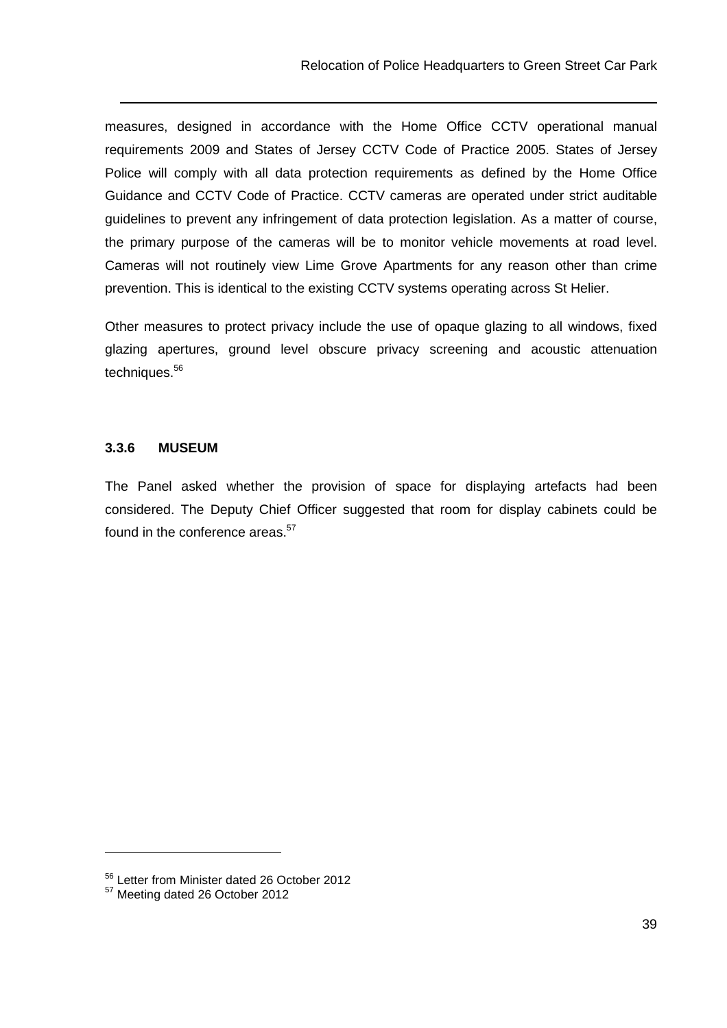measures, designed in accordance with the Home Office CCTV operational manual requirements 2009 and States of Jersey CCTV Code of Practice 2005. States of Jersey Police will comply with all data protection requirements as defined by the Home Office Guidance and CCTV Code of Practice. CCTV cameras are operated under strict auditable guidelines to prevent any infringement of data protection legislation. As a matter of course, the primary purpose of the cameras will be to monitor vehicle movements at road level. Cameras will not routinely view Lime Grove Apartments for any reason other than crime prevention. This is identical to the existing CCTV systems operating across St Helier.

Other measures to protect privacy include the use of opaque glazing to all windows, fixed glazing apertures, ground level obscure privacy screening and acoustic attenuation techniques.[56]

#### 3.3.6 MUSEUM

The Panel asked whether the provision of space for displaying artefacts had been considered. The Deputy Chief Officer suggested that room for display cabinets could be found in the conference areas.[57]

---

[56] Letter from Minister dated 26 October 2012

[57] Meeting dated 26 October 2012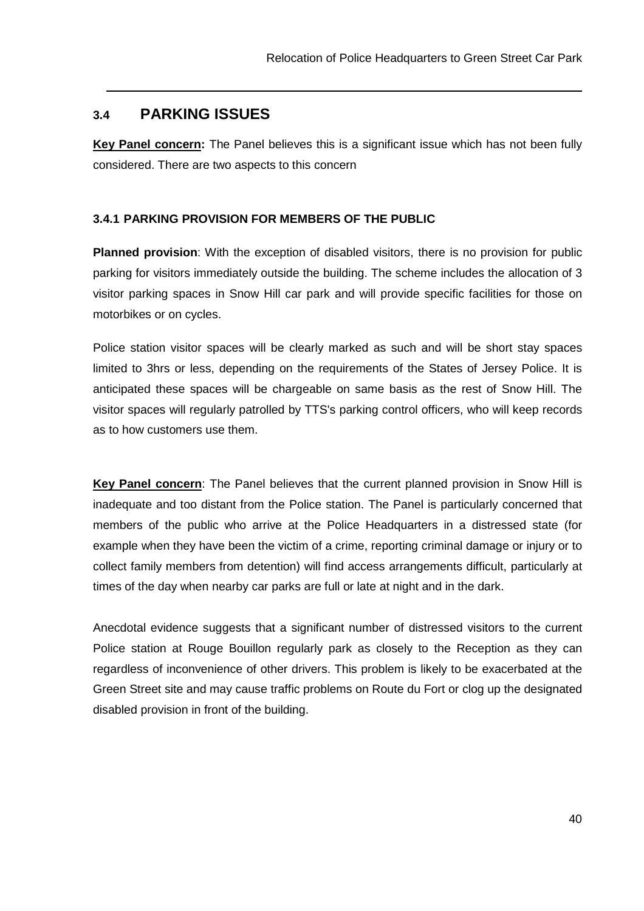## 3.4 PARKING ISSUES

**Key Panel concern:** The Panel believes this is a significant issue which has not been fully considered. There are two aspects to this concern

### 3.4.1 PARKING PROVISION FOR MEMBERS OF THE PUBLIC

**Planned provision**: With the exception of disabled visitors, there is no provision for public parking for visitors immediately outside the building. The scheme includes the allocation of 3 visitor parking spaces in Snow Hill car park and will provide specific facilities for those on motorbikes or on cycles.

Police station visitor spaces will be clearly marked as such and will be short stay spaces limited to 3hrs or less, depending on the requirements of the States of Jersey Police. It is anticipated these spaces will be chargeable on same basis as the rest of Snow Hill. The visitor spaces will regularly patrolled by TTS's parking control officers, who will keep records as to how customers use them.

**Key Panel concern**: The Panel believes that the current planned provision in Snow Hill is inadequate and too distant from the Police station. The Panel is particularly concerned that members of the public who arrive at the Police Headquarters in a distressed state (for example when they have been the victim of a crime, reporting criminal damage or injury or to collect family members from detention) will find access arrangements difficult, particularly at times of the day when nearby car parks are full or late at night and in the dark.

Anecdotal evidence suggests that a significant number of distressed visitors to the current Police station at Rouge Bouillon regularly park as closely to the Reception as they can regardless of inconvenience of other drivers. This problem is likely to be exacerbated at the Green Street site and may cause traffic problems on Route du Fort or clog up the designated disabled provision in front of the building.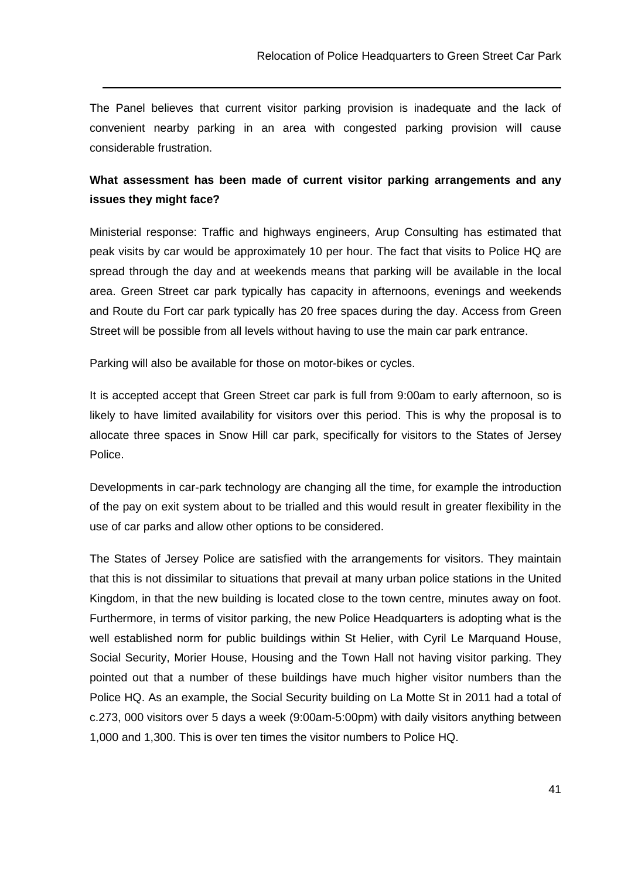The Panel believes that current visitor parking provision is inadequate and the lack of convenient nearby parking in an area with congested parking provision will cause considerable frustration.

**What assessment has been made of current visitor parking arrangements and any issues they might face?**

Ministerial response: Traffic and highways engineers, Arup Consulting has estimated that peak visits by car would be approximately 10 per hour. The fact that visits to Police HQ are spread through the day and at weekends means that parking will be available in the local area. Green Street car park typically has capacity in afternoons, evenings and weekends and Route du Fort car park typically has 20 free spaces during the day. Access from Green Street will be possible from all levels without having to use the main car park entrance.

Parking will also be available for those on motor-bikes or cycles.

It is accepted accept that Green Street car park is full from 9:00am to early afternoon, so is likely to have limited availability for visitors over this period. This is why the proposal is to allocate three spaces in Snow Hill car park, specifically for visitors to the States of Jersey Police.

Developments in car-park technology are changing all the time, for example the introduction of the pay on exit system about to be trialled and this would result in greater flexibility in the use of car parks and allow other options to be considered.

The States of Jersey Police are satisfied with the arrangements for visitors. They maintain that this is not dissimilar to situations that prevail at many urban police stations in the United Kingdom, in that the new building is located close to the town centre, minutes away on foot. Furthermore, in terms of visitor parking, the new Police Headquarters is adopting what is the well established norm for public buildings within St Helier, with Cyril Le Marquand House, Social Security, Morier House, Housing and the Town Hall not having visitor parking. They pointed out that a number of these buildings have much higher visitor numbers than the Police HQ. As an example, the Social Security building on La Motte St in 2011 had a total of c.273, 000 visitors over 5 days a week (9:00am-5:00pm) with daily visitors anything between 1,000 and 1,300. This is over ten times the visitor numbers to Police HQ.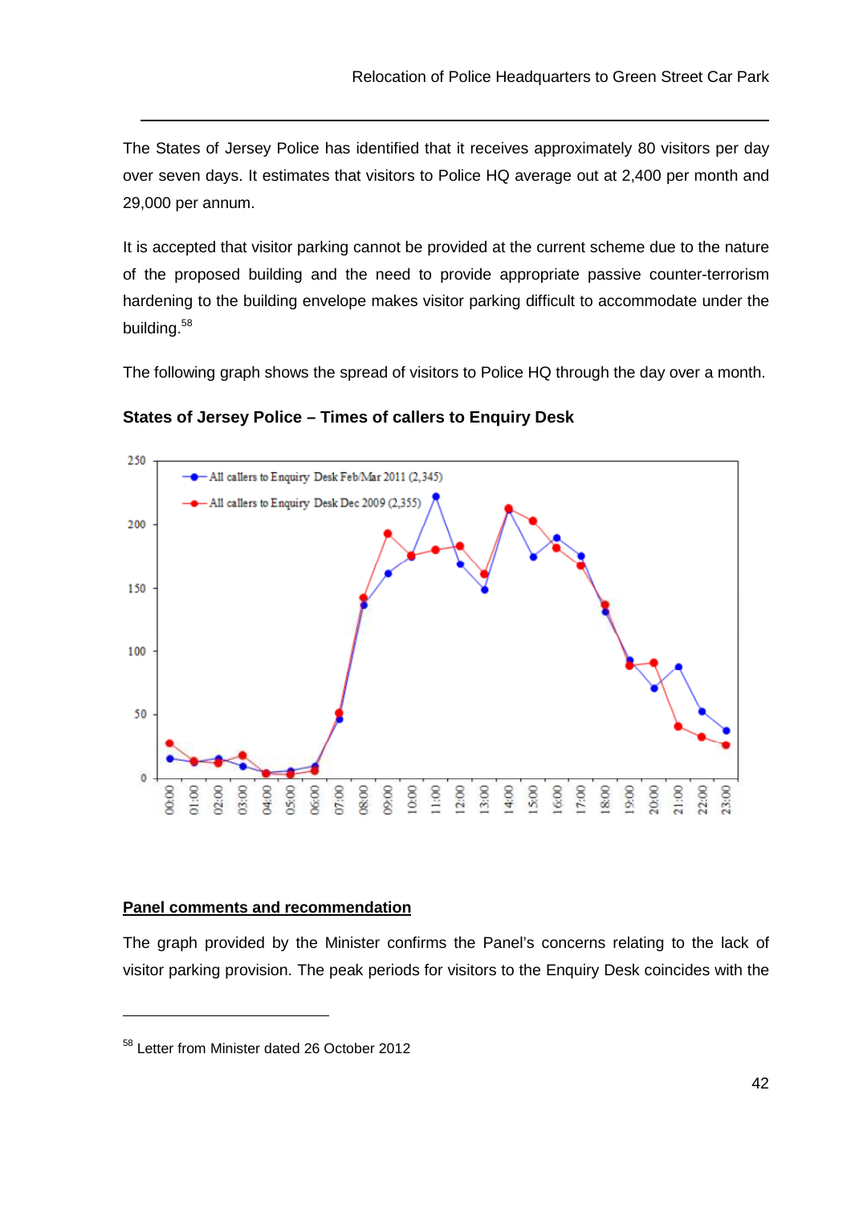The States of Jersey Police has identified that it receives approximately 80 visitors per day over seven days. It estimates that visitors to Police HQ average out at 2,400 per month and 29,000 per annum.

It is accepted that visitor parking cannot be provided at the current scheme due to the nature of the proposed building and the need to provide appropriate passive counter-terrorism hardening to the building envelope makes visitor parking difficult to accommodate under the building.[58]

The following graph shows the spread of visitors to Police HQ through the day over a month.

**States of Jersey Police – Times of callers to Enquiry Desk**

**Panel comments and recommendation**

The graph provided by the Minister confirms the Panel's concerns relating to the lack of visitor parking provision. The peak periods for visitors to the Enquiry Desk coincides with the

---

[58] Letter from Minister dated 26 October 2012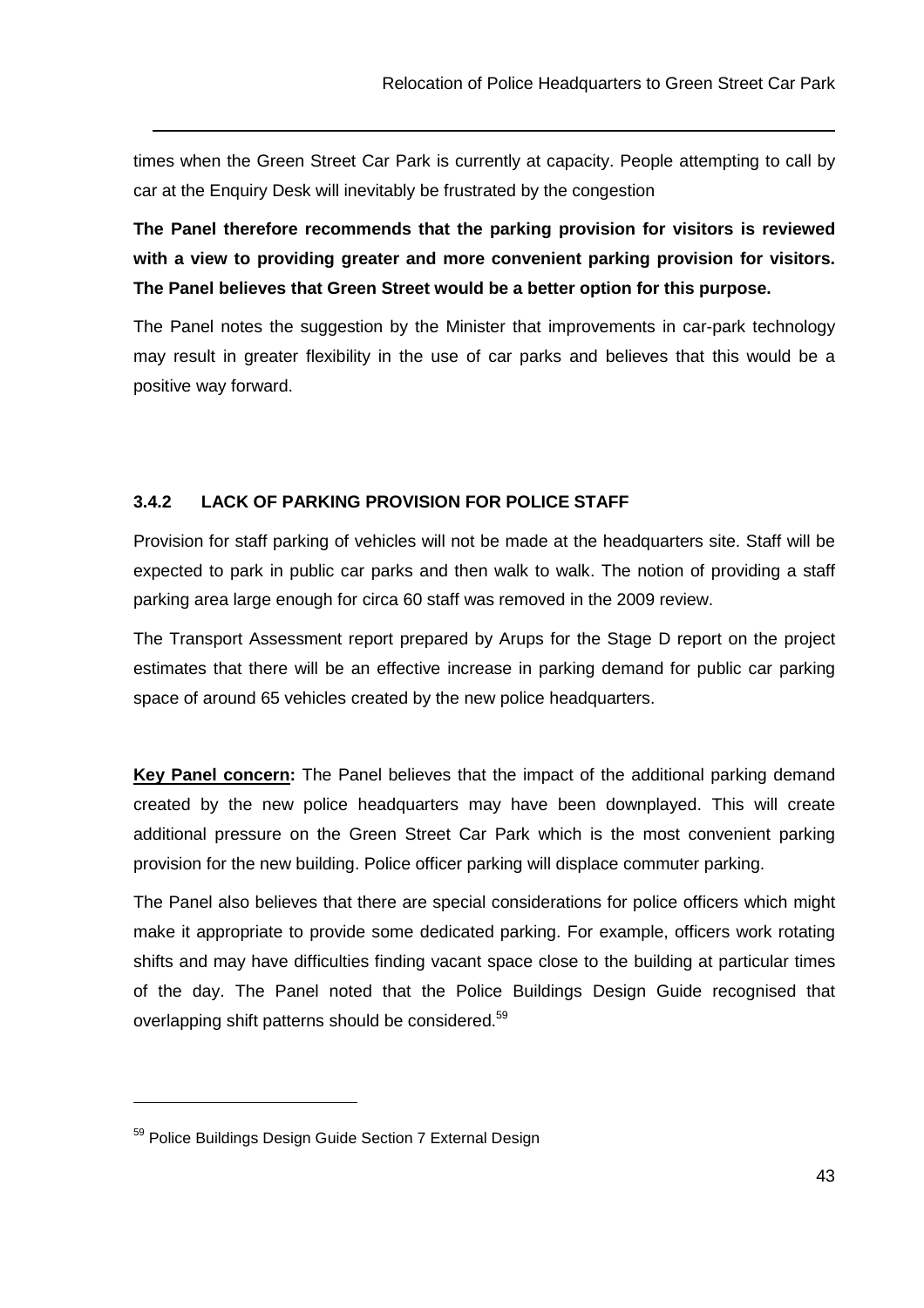times when the Green Street Car Park is currently at capacity. People attempting to call by car at the Enquiry Desk will inevitably be frustrated by the congestion

**The Panel therefore recommends that the parking provision for visitors is reviewed with a view to providing greater and more convenient parking provision for visitors. The Panel believes that Green Street would be a better option for this purpose.**

The Panel notes the suggestion by the Minister that improvements in car-park technology may result in greater flexibility in the use of car parks and believes that this would be a positive way forward.

### 3.4.2 LACK OF PARKING PROVISION FOR POLICE STAFF

Provision for staff parking of vehicles will not be made at the headquarters site. Staff will be expected to park in public car parks and then walk to walk. The notion of providing a staff parking area large enough for circa 60 staff was removed in the 2009 review.

The Transport Assessment report prepared by Arups for the Stage D report on the project estimates that there will be an effective increase in parking demand for public car parking space of around 65 vehicles created by the new police headquarters.

**Key Panel concern:** The Panel believes that the impact of the additional parking demand created by the new police headquarters may have been downplayed. This will create additional pressure on the Green Street Car Park which is the most convenient parking provision for the new building. Police officer parking will displace commuter parking.

The Panel also believes that there are special considerations for police officers which might make it appropriate to provide some dedicated parking. For example, officers work rotating shifts and may have difficulties finding vacant space close to the building at particular times of the day. The Panel noted that the Police Buildings Design Guide recognised that overlapping shift patterns should be considered.[59]

---

[59] Police Buildings Design Guide Section 7 External Design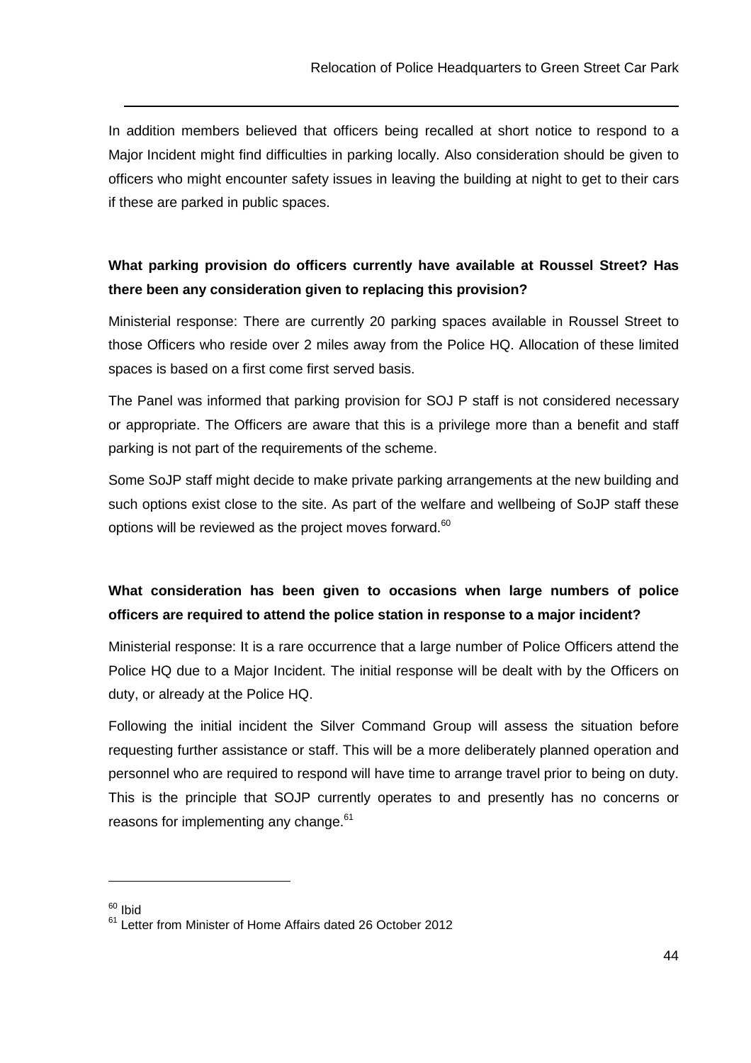In addition members believed that officers being recalled at short notice to respond to a Major Incident might find difficulties in parking locally. Also consideration should be given to officers who might encounter safety issues in leaving the building at night to get to their cars if these are parked in public spaces.

**What parking provision do officers currently have available at Roussel Street? Has there been any consideration given to replacing this provision?**

Ministerial response: There are currently 20 parking spaces available in Roussel Street to those Officers who reside over 2 miles away from the Police HQ. Allocation of these limited spaces is based on a first come first served basis.

The Panel was informed that parking provision for SOJ P staff is not considered necessary or appropriate. The Officers are aware that this is a privilege more than a benefit and staff parking is not part of the requirements of the scheme.

Some SoJP staff might decide to make private parking arrangements at the new building and such options exist close to the site. As part of the welfare and wellbeing of SoJP staff these options will be reviewed as the project moves forward.[60]

**What consideration has been given to occasions when large numbers of police officers are required to attend the police station in response to a major incident?**

Ministerial response: It is a rare occurrence that a large number of Police Officers attend the Police HQ due to a Major Incident. The initial response will be dealt with by the Officers on duty, or already at the Police HQ.

Following the initial incident the Silver Command Group will assess the situation before requesting further assistance or staff. This will be a more deliberately planned operation and personnel who are required to respond will have time to arrange travel prior to being on duty. This is the principle that SOJP currently operates to and presently has no concerns or reasons for implementing any change.[61]

---

[60] Ibid

[61] Letter from Minister of Home Affairs dated 26 October 2012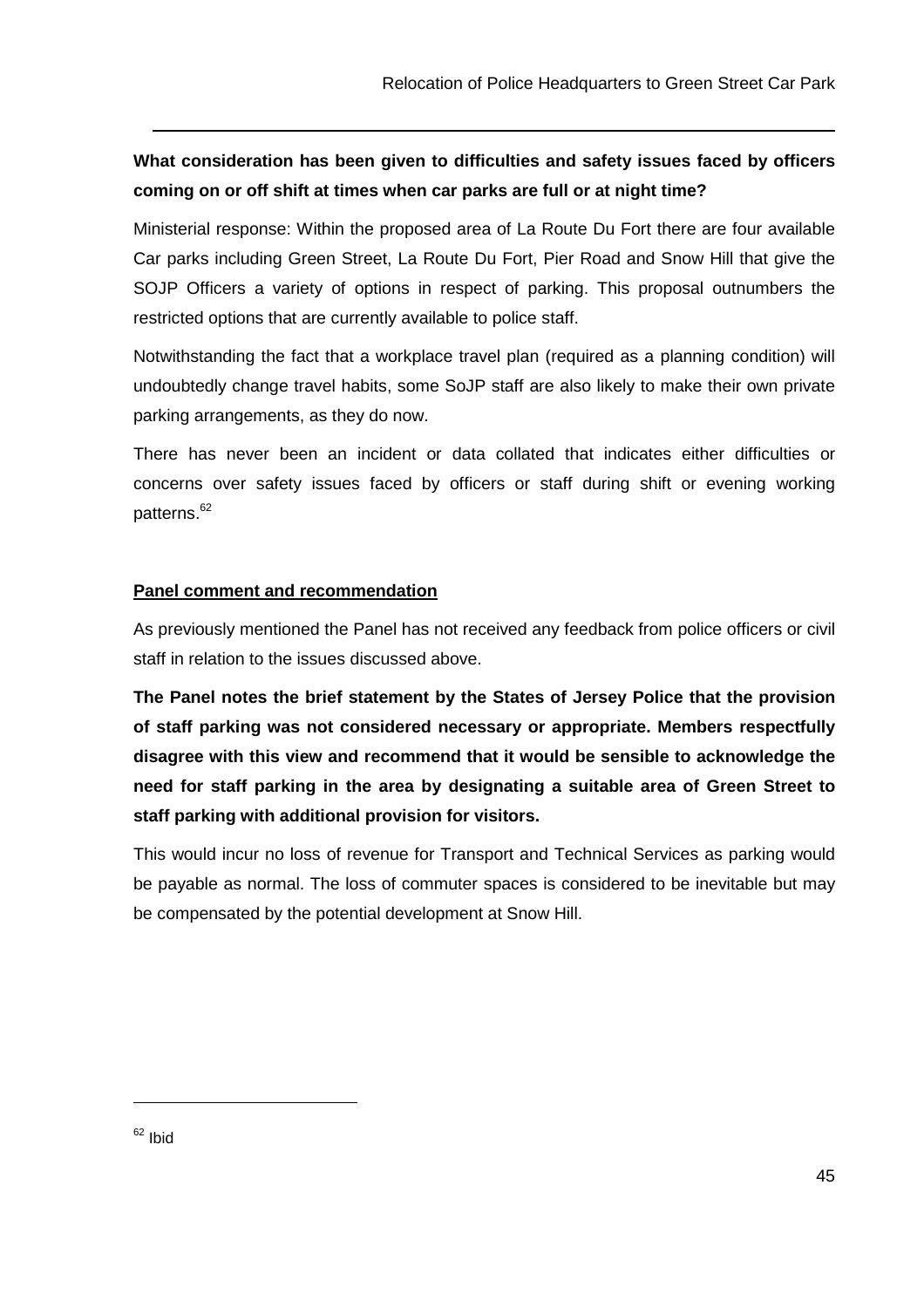**What consideration has been given to difficulties and safety issues faced by officers coming on or off shift at times when car parks are full or at night time?**

Ministerial response: Within the proposed area of La Route Du Fort there are four available Car parks including Green Street, La Route Du Fort, Pier Road and Snow Hill that give the SOJP Officers a variety of options in respect of parking. This proposal outnumbers the restricted options that are currently available to police staff.

Notwithstanding the fact that a workplace travel plan (required as a planning condition) will undoubtedly change travel habits, some SoJP staff are also likely to make their own private parking arrangements, as they do now.

There has never been an incident or data collated that indicates either difficulties or concerns over safety issues faced by officers or staff during shift or evening working patterns.[62]

**Panel comment and recommendation**

As previously mentioned the Panel has not received any feedback from police officers or civil staff in relation to the issues discussed above.

**The Panel notes the brief statement by the States of Jersey Police that the provision of staff parking was not considered necessary or appropriate. Members respectfully disagree with this view and recommend that it would be sensible to acknowledge the need for staff parking in the area by designating a suitable area of Green Street to staff parking with additional provision for visitors.**

This would incur no loss of revenue for Transport and Technical Services as parking would be payable as normal. The loss of commuter spaces is considered to be inevitable but may be compensated by the potential development at Snow Hill.

[62] Ibid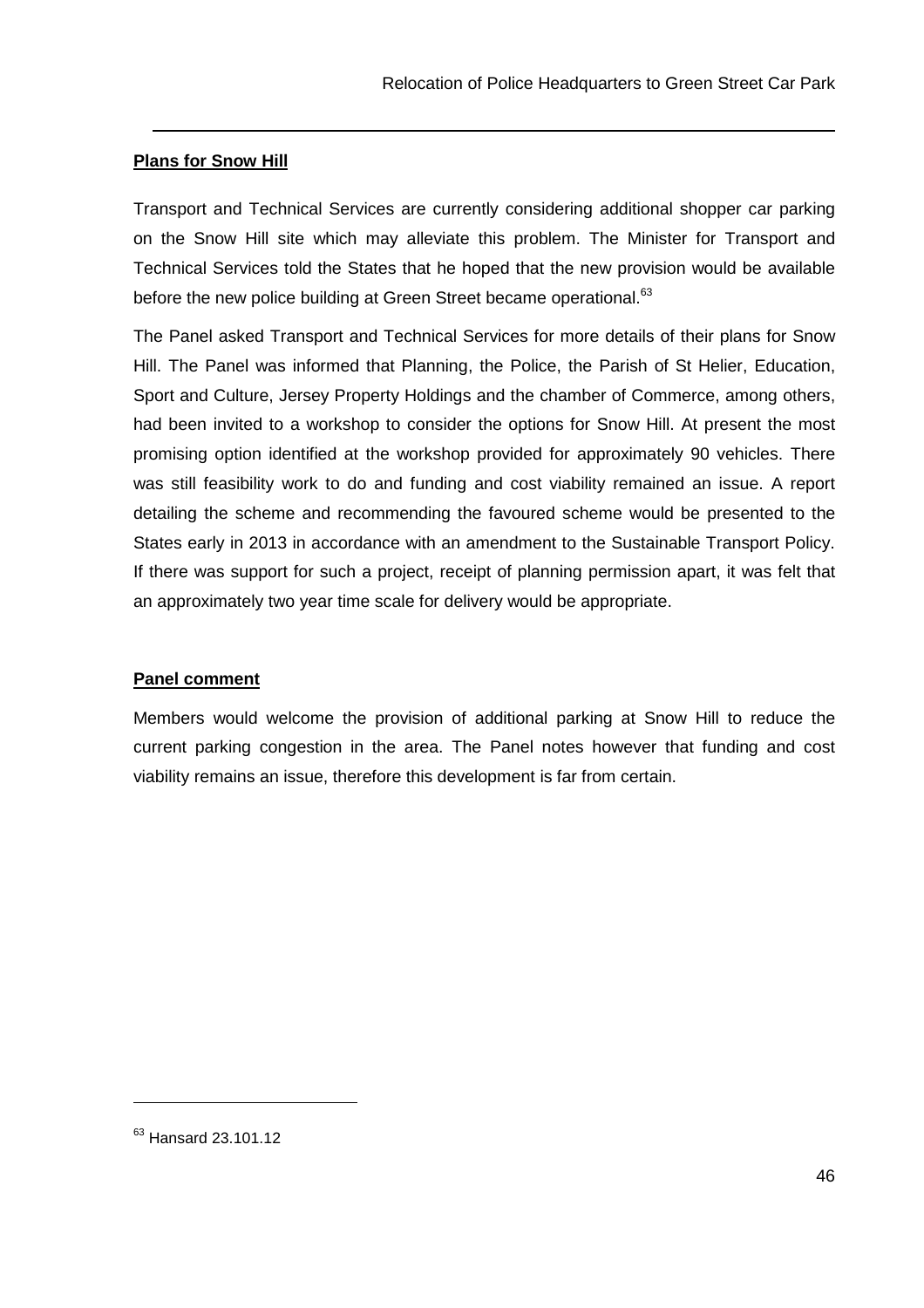**Plans for Snow Hill**

Transport and Technical Services are currently considering additional shopper car parking on the Snow Hill site which may alleviate this problem. The Minister for Transport and Technical Services told the States that he hoped that the new provision would be available before the new police building at Green Street became operational.[63]

The Panel asked Transport and Technical Services for more details of their plans for Snow Hill. The Panel was informed that Planning, the Police, the Parish of St Helier, Education, Sport and Culture, Jersey Property Holdings and the chamber of Commerce, among others, had been invited to a workshop to consider the options for Snow Hill. At present the most promising option identified at the workshop provided for approximately 90 vehicles. There was still feasibility work to do and funding and cost viability remained an issue. A report detailing the scheme and recommending the favoured scheme would be presented to the States early in 2013 in accordance with an amendment to the Sustainable Transport Policy. If there was support for such a project, receipt of planning permission apart, it was felt that an approximately two year time scale for delivery would be appropriate.

**Panel comment**

Members would welcome the provision of additional parking at Snow Hill to reduce the current parking congestion in the area. The Panel notes however that funding and cost viability remains an issue, therefore this development is far from certain.

---

[63] Hansard 23.101.12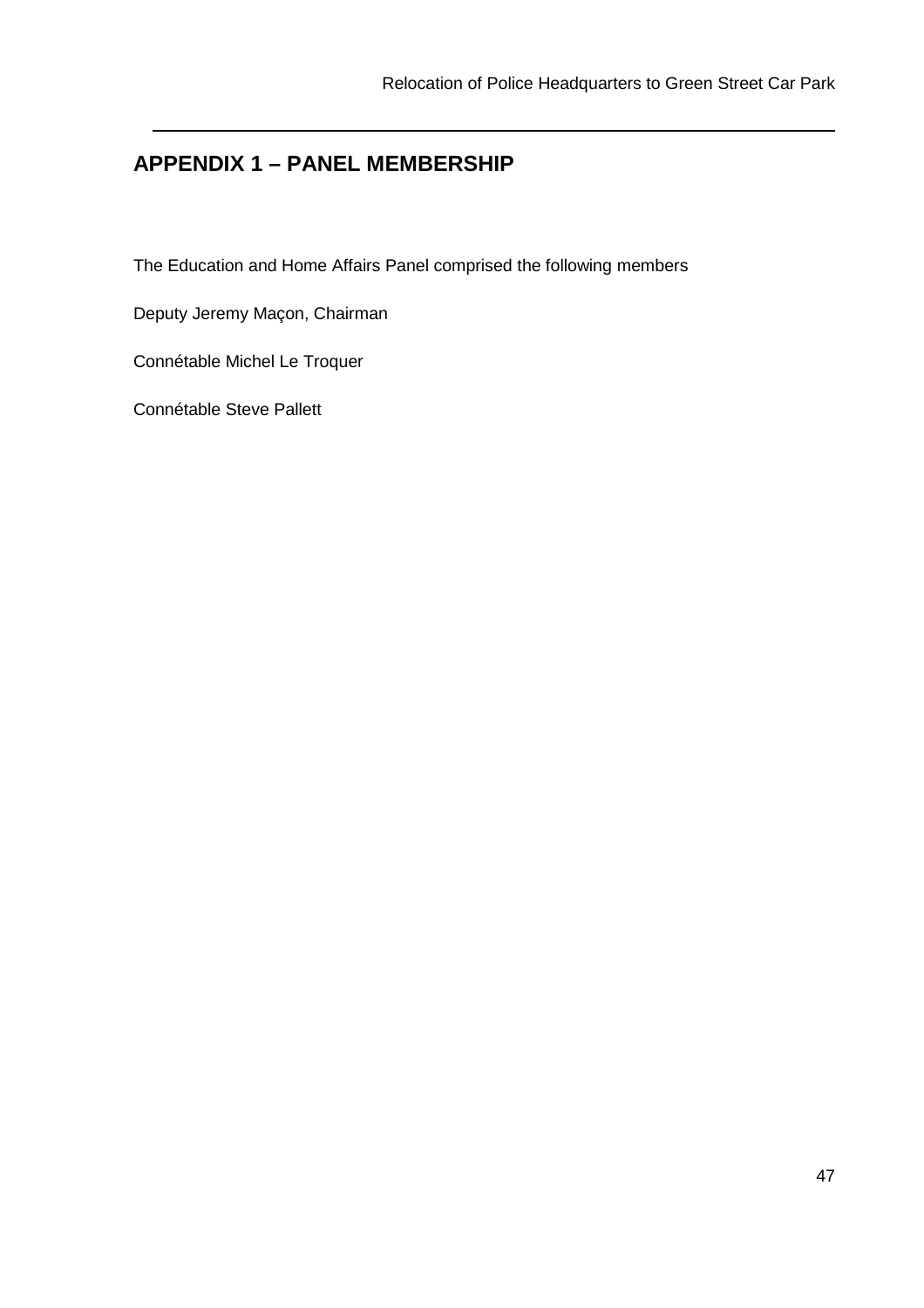## APPENDIX 1 – PANEL MEMBERSHIP

The Education and Home Affairs Panel comprised the following members

Deputy Jeremy Maçon, Chairman

Connétable Michel Le Troquer

Connétable Steve Pallett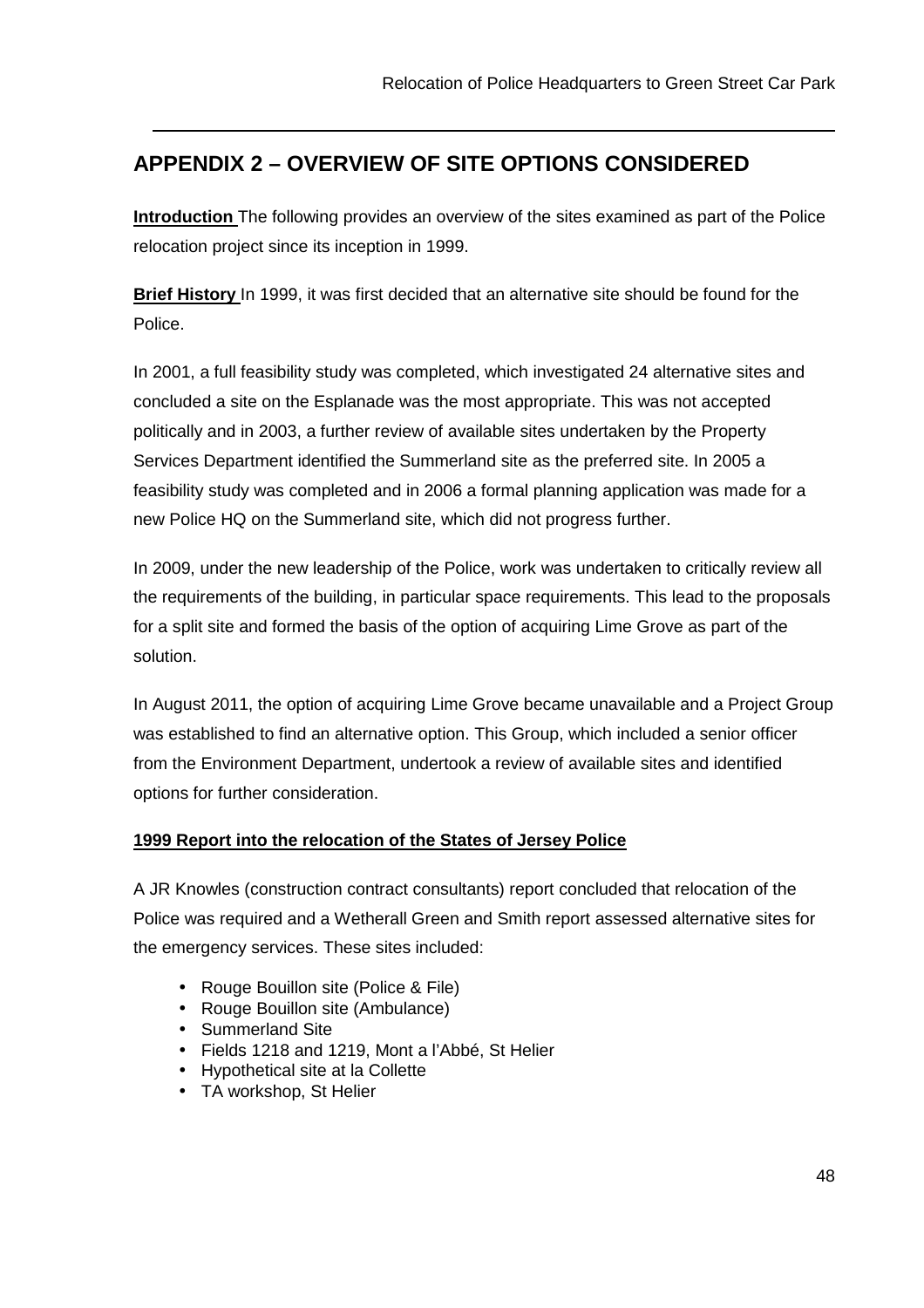## APPENDIX 2 – OVERVIEW OF SITE OPTIONS CONSIDERED

**Introduction** The following provides an overview of the sites examined as part of the Police relocation project since its inception in 1999.

**Brief History** In 1999, it was first decided that an alternative site should be found for the Police.

In 2001, a full feasibility study was completed, which investigated 24 alternative sites and concluded a site on the Esplanade was the most appropriate. This was not accepted politically and in 2003, a further review of available sites undertaken by the Property Services Department identified the Summerland site as the preferred site. In 2005 a feasibility study was completed and in 2006 a formal planning application was made for a new Police HQ on the Summerland site, which did not progress further.

In 2009, under the new leadership of the Police, work was undertaken to critically review all the requirements of the building, in particular space requirements. This lead to the proposals for a split site and formed the basis of the option of acquiring Lime Grove as part of the solution.

In August 2011, the option of acquiring Lime Grove became unavailable and a Project Group was established to find an alternative option. This Group, which included a senior officer from the Environment Department, undertook a review of available sites and identified options for further consideration.

**1999 Report into the relocation of the States of Jersey Police**

A JR Knowles (construction contract consultants) report concluded that relocation of the Police was required and a Wetherall Green and Smith report assessed alternative sites for the emergency services. These sites included:

- Rouge Bouillon site (Police & File)
- Rouge Bouillon site (Ambulance)
- Summerland Site
- Fields 1218 and 1219, Mont a l'Abbé, St Helier
- Hypothetical site at la Collette
- TA workshop, St Helier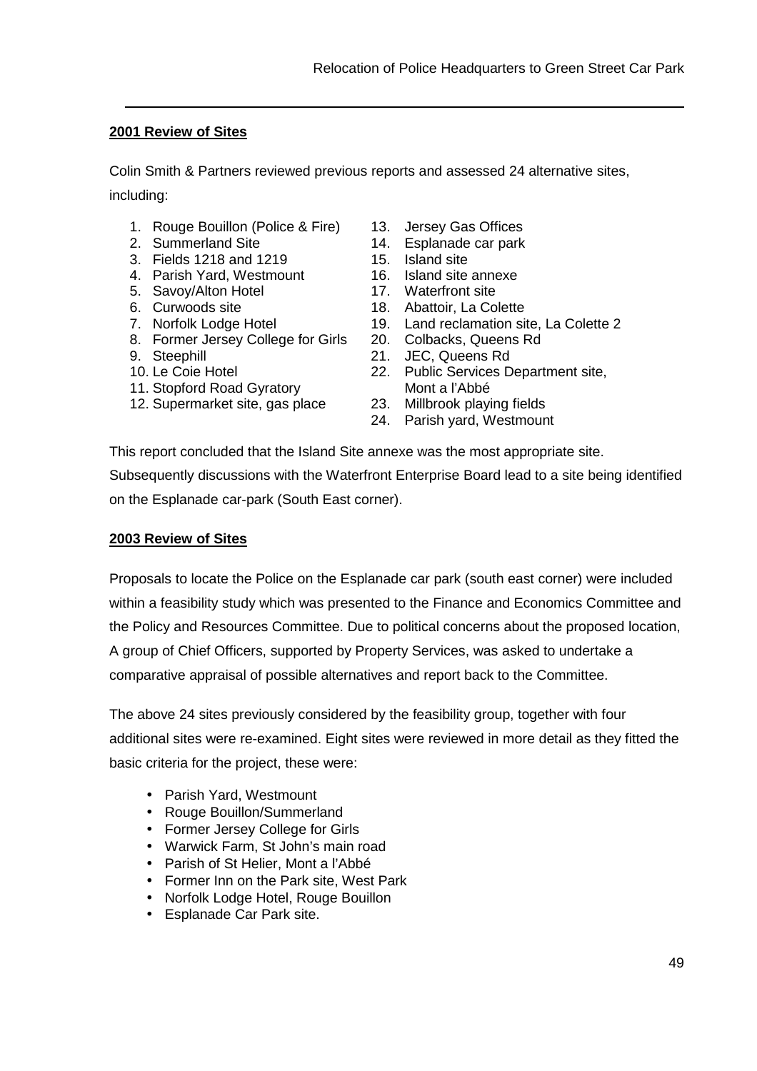**2001 Review of Sites**

Colin Smith & Partners reviewed previous reports and assessed 24 alternative sites, including:

1. Rouge Bouillon (Police & Fire)
2. Summerland Site
3. Fields 1218 and 1219
4. Parish Yard, Westmount
5. Savoy/Alton Hotel
6. Curwoods site
7. Norfolk Lodge Hotel
8. Former Jersey College for Girls
9. Steephill
10. Le Coie Hotel
11. Stopford Road Gyratory
12. Supermarket site, gas place
13. Jersey Gas Offices
14. Esplanade car park
15. Island site
16. Island site annexe
17. Waterfront site
18. Abattoir, La Colette
19. Land reclamation site, La Colette 2
20. Colbacks, Queens Rd
21. JEC, Queens Rd
22. Public Services Department site, Mont a l'Abbé
23. Millbrook playing fields
24. Parish yard, Westmount

This report concluded that the Island Site annexe was the most appropriate site. Subsequently discussions with the Waterfront Enterprise Board lead to a site being identified on the Esplanade car-park (South East corner).

**2003 Review of Sites**

Proposals to locate the Police on the Esplanade car park (south east corner) were included within a feasibility study which was presented to the Finance and Economics Committee and the Policy and Resources Committee. Due to political concerns about the proposed location, A group of Chief Officers, supported by Property Services, was asked to undertake a comparative appraisal of possible alternatives and report back to the Committee.

The above 24 sites previously considered by the feasibility group, together with four additional sites were re-examined. Eight sites were reviewed in more detail as they fitted the basic criteria for the project, these were:

- Parish Yard, Westmount
- Rouge Bouillon/Summerland
- Former Jersey College for Girls
- Warwick Farm, St John's main road
- Parish of St Helier, Mont a l'Abbé
- Former Inn on the Park site, West Park
- Norfolk Lodge Hotel, Rouge Bouillon
- Esplanade Car Park site.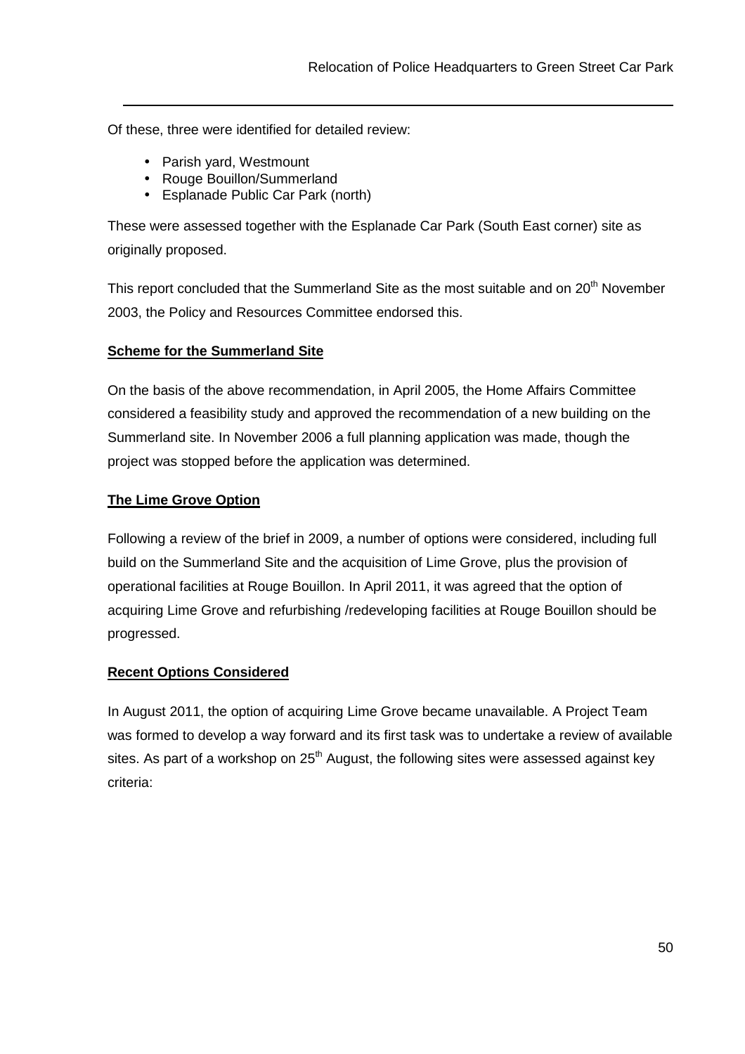Of these, three were identified for detailed review:

- Parish yard, Westmount
- Rouge Bouillon/Summerland
- Esplanade Public Car Park (north)

These were assessed together with the Esplanade Car Park (South East corner) site as originally proposed.

This report concluded that the Summerland Site as the most suitable and on 20th November 2003, the Policy and Resources Committee endorsed this.

**Scheme for the Summerland Site**

On the basis of the above recommendation, in April 2005, the Home Affairs Committee considered a feasibility study and approved the recommendation of a new building on the Summerland site. In November 2006 a full planning application was made, though the project was stopped before the application was determined.

**The Lime Grove Option**

Following a review of the brief in 2009, a number of options were considered, including full build on the Summerland Site and the acquisition of Lime Grove, plus the provision of operational facilities at Rouge Bouillon. In April 2011, it was agreed that the option of acquiring Lime Grove and refurbishing /redeveloping facilities at Rouge Bouillon should be progressed.

**Recent Options Considered**

In August 2011, the option of acquiring Lime Grove became unavailable. A Project Team was formed to develop a way forward and its first task was to undertake a review of available sites. As part of a workshop on 25th August, the following sites were assessed against key criteria: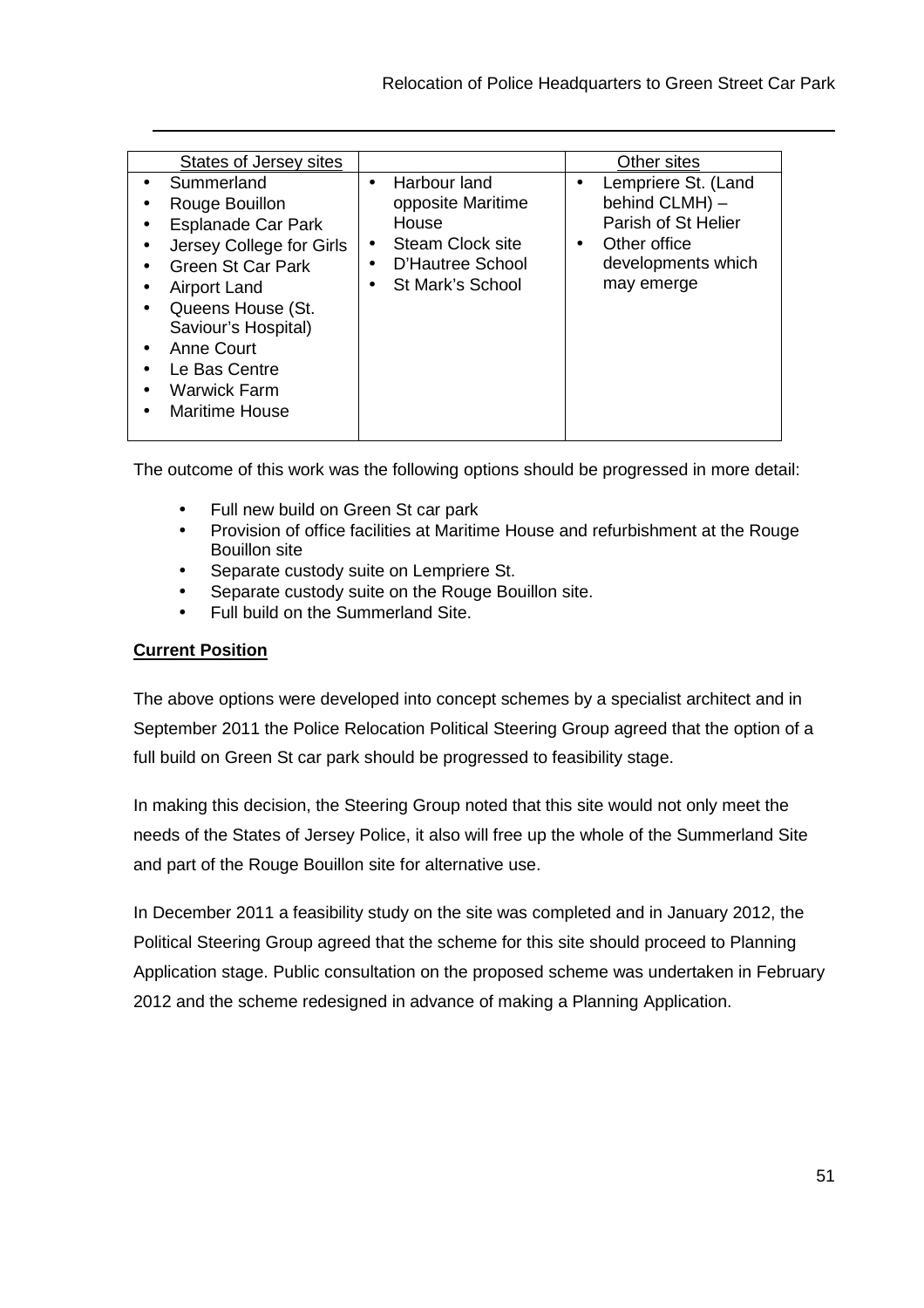| States of Jersey sites | | Other sites |
|---|---|---|
| • Summerland<br>• Rouge Bouillon<br>• Esplanade Car Park<br>• Jersey College for Girls<br>• Green St Car Park<br>• Airport Land<br>• Queens House (St. Saviour's Hospital)<br>• Anne Court<br>• Le Bas Centre<br>• Warwick Farm<br>• Maritime House | • Harbour land opposite Maritime House<br>• Steam Clock site<br>• D'Hautree School<br>• St Mark's School | • Lempriere St. (Land behind CLMH) – Parish of St Helier<br>• Other office developments which may emerge |

The outcome of this work was the following options should be progressed in more detail:

- Full new build on Green St car park
- Provision of office facilities at Maritime House and refurbishment at the Rouge Bouillon site
- Separate custody suite on Lempriere St.
- Separate custody suite on the Rouge Bouillon site.
- Full build on the Summerland Site.

**Current Position**

The above options were developed into concept schemes by a specialist architect and in September 2011 the Police Relocation Political Steering Group agreed that the option of a full build on Green St car park should be progressed to feasibility stage.

In making this decision, the Steering Group noted that this site would not only meet the needs of the States of Jersey Police, it also will free up the whole of the Summerland Site and part of the Rouge Bouillon site for alternative use.

In December 2011 a feasibility study on the site was completed and in January 2012, the Political Steering Group agreed that the scheme for this site should proceed to Planning Application stage. Public consultation on the proposed scheme was undertaken in February 2012 and the scheme redesigned in advance of making a Planning Application.